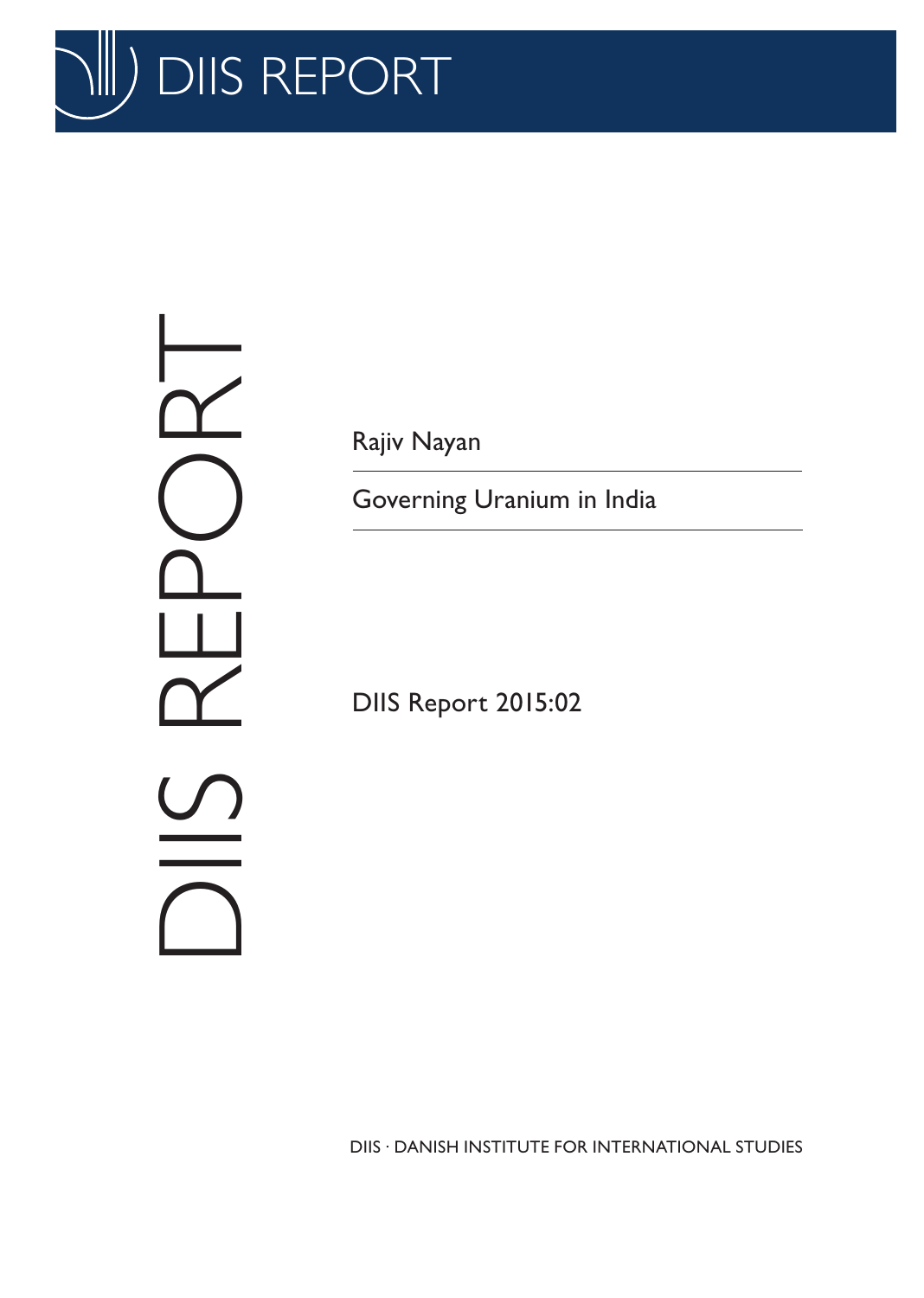# DIIS REPORT

Rajiv Nayan

## Governing Uranium in India

DIIS Report 2015:02

DIIS · DANISH INSTITUTE FOR INTERNATIONAL STUDIES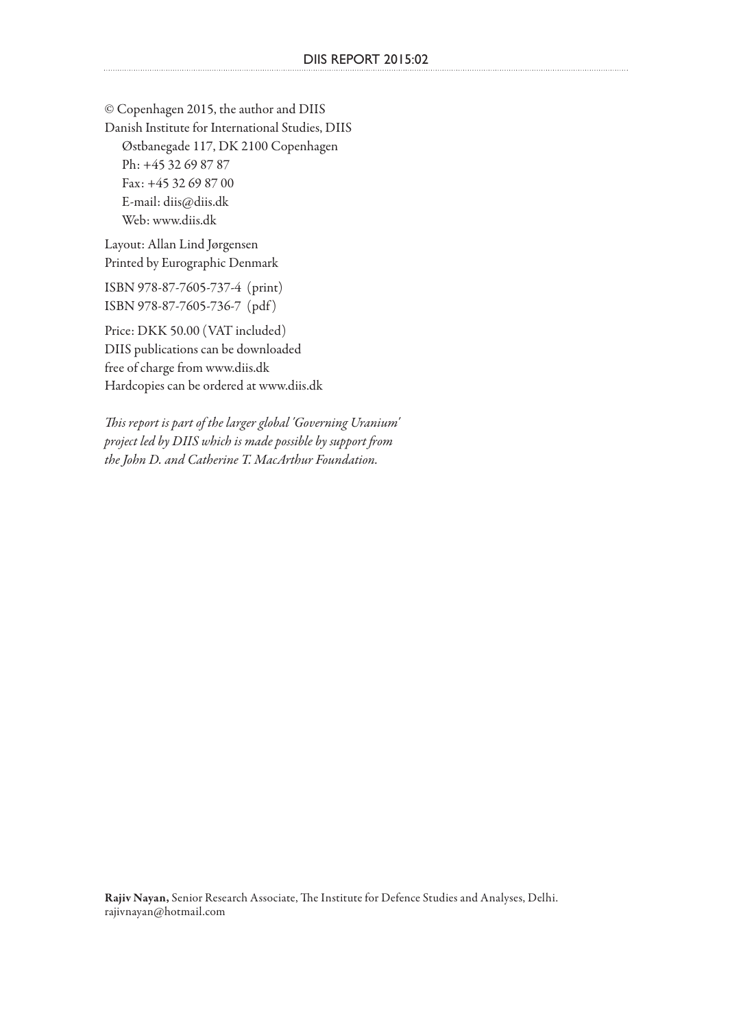© Copenhagen 2015, the author and DIIS
Danish Institute for International Studies, DIIS
Østbanegade 117, DK 2100 Copenhagen
Ph: +45 32 69 87 87
Fax: +45 32 69 87 00
E-mail: diis@diis.dk
Web: www.diis.dk

Layout: Allan Lind Jørgensen
Printed by Eurographic Denmark

ISBN 978-87-7605-737-4 (print)
ISBN 978-87-7605-736-7 (pdf)

Price: DKK 50.00 (VAT included)
DIIS publications can be downloaded
free of charge from www.diis.dk
Hardcopies can be ordered at www.diis.dk

*This report is part of the larger global 'Governing Uranium' project led by DIIS which is made possible by support from the John D. and Catherine T. MacArthur Foundation.*

**Rajiv Nayan,** Senior Research Associate, The Institute for Defence Studies and Analyses, Delhi.
rajivnayan@hotmail.com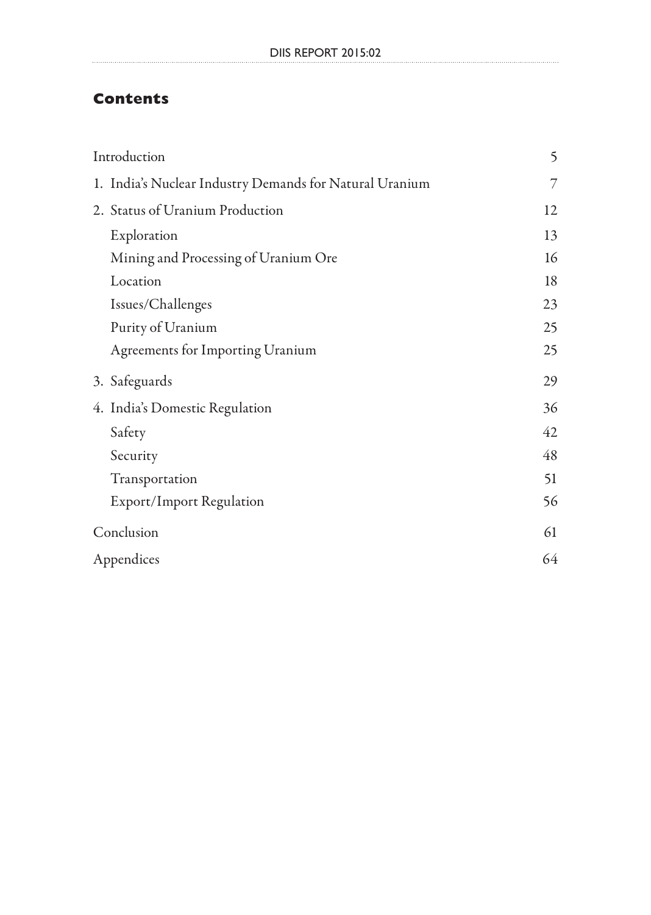## Contents

| | |
|---|---|
| Introduction | 5 |
| 1. India's Nuclear Industry Demands for Natural Uranium | 7 |
| 2. Status of Uranium Production | 12 |
| Exploration | 13 |
| Mining and Processing of Uranium Ore | 16 |
| Location | 18 |
| Issues/Challenges | 23 |
| Purity of Uranium | 25 |
| Agreements for Importing Uranium | 25 |
| 3. Safeguards | 29 |
| 4. India's Domestic Regulation | 36 |
| Safety | 42 |
| Security | 48 |
| Transportation | 51 |
| Export/Import Regulation | 56 |
| Conclusion | 61 |
| Appendices | 64 |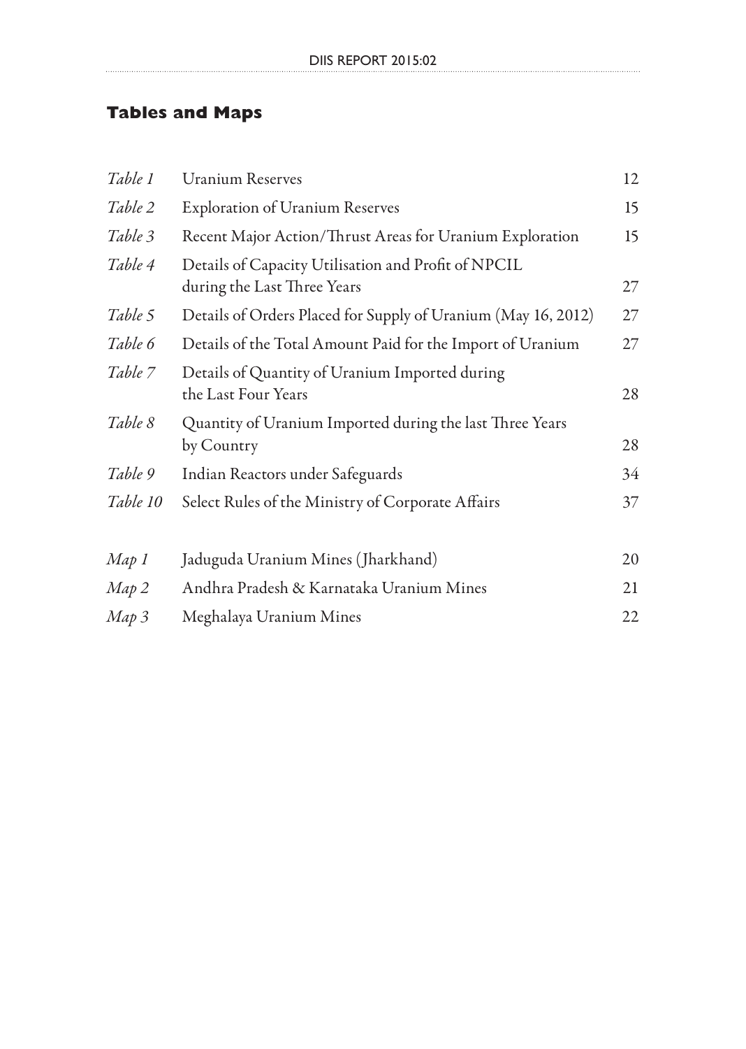## Tables and Maps

| | | |
|---|---|---|
| *Table 1* | Uranium Reserves | 12 |
| *Table 2* | Exploration of Uranium Reserves | 15 |
| *Table 3* | Recent Major Action/Thrust Areas for Uranium Exploration | 15 |
| *Table 4* | Details of Capacity Utilisation and Profit of NPCIL during the Last Three Years | 27 |
| *Table 5* | Details of Orders Placed for Supply of Uranium (May 16, 2012) | 27 |
| *Table 6* | Details of the Total Amount Paid for the Import of Uranium | 27 |
| *Table 7* | Details of Quantity of Uranium Imported during the Last Four Years | 28 |
| *Table 8* | Quantity of Uranium Imported during the last Three Years by Country | 28 |
| *Table 9* | Indian Reactors under Safeguards | 34 |
| *Table 10* | Select Rules of the Ministry of Corporate Affairs | 37 |
| *Map 1* | Jaduguda Uranium Mines (Jharkhand) | 20 |
| *Map 2* | Andhra Pradesh & Karnataka Uranium Mines | 21 |
| *Map 3* | Meghalaya Uranium Mines | 22 |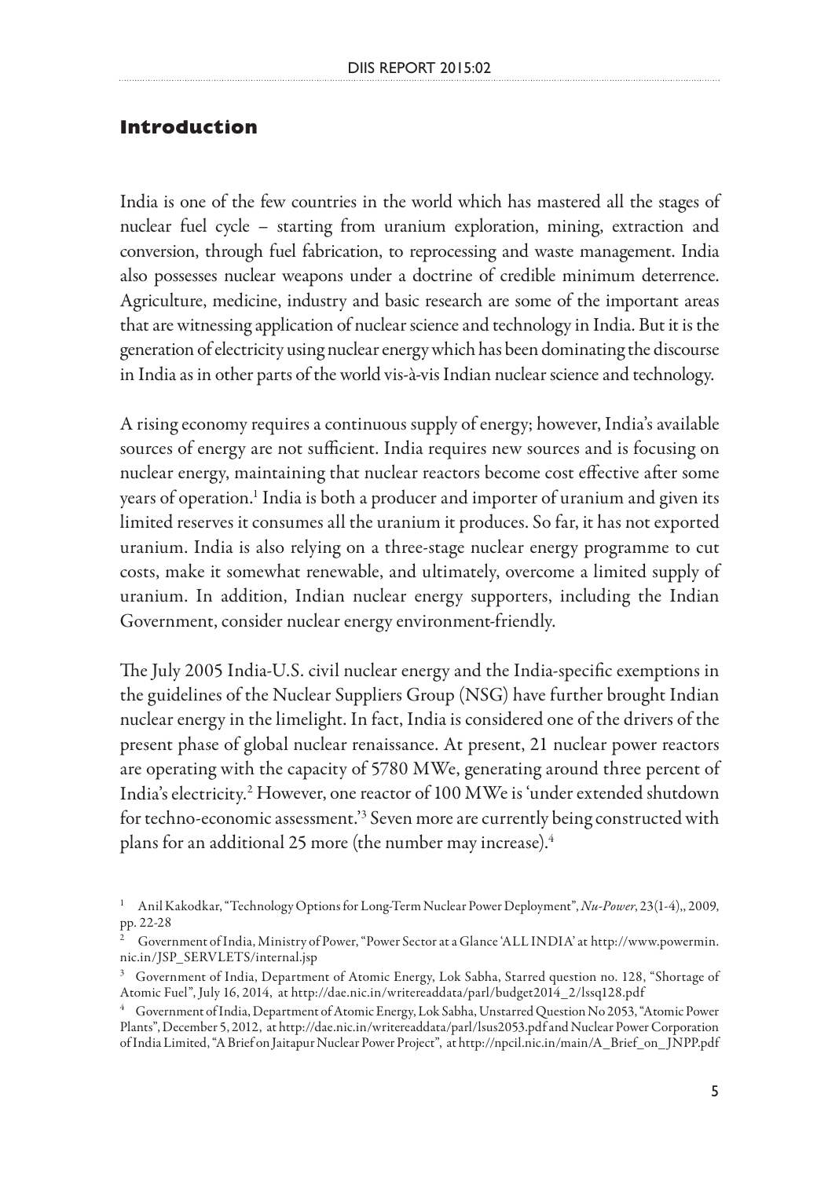## Introduction

India is one of the few countries in the world which has mastered all the stages of nuclear fuel cycle – starting from uranium exploration, mining, extraction and conversion, through fuel fabrication, to reprocessing and waste management. India also possesses nuclear weapons under a doctrine of credible minimum deterrence. Agriculture, medicine, industry and basic research are some of the important areas that are witnessing application of nuclear science and technology in India. But it is the generation of electricity using nuclear energy which has been dominating the discourse in India as in other parts of the world vis-à-vis Indian nuclear science and technology.

A rising economy requires a continuous supply of energy; however, India's available sources of energy are not sufficient. India requires new sources and is focusing on nuclear energy, maintaining that nuclear reactors become cost effective after some years of operation.[1] India is both a producer and importer of uranium and given its limited reserves it consumes all the uranium it produces. So far, it has not exported uranium. India is also relying on a three-stage nuclear energy programme to cut costs, make it somewhat renewable, and ultimately, overcome a limited supply of uranium. In addition, Indian nuclear energy supporters, including the Indian Government, consider nuclear energy environment-friendly.

The July 2005 India-U.S. civil nuclear energy and the India-specific exemptions in the guidelines of the Nuclear Suppliers Group (NSG) have further brought Indian nuclear energy in the limelight. In fact, India is considered one of the drivers of the present phase of global nuclear renaissance. At present, 21 nuclear power reactors are operating with the capacity of 5780 MWe, generating around three percent of India's electricity.[2] However, one reactor of 100 MWe is 'under extended shutdown for techno-economic assessment.'[3] Seven more are currently being constructed with plans for an additional 25 more (the number may increase).[4]

---

[1] Anil Kakodkar, "Technology Options for Long-Term Nuclear Power Deployment", *Nu-Power*, 23(1-4),, 2009, pp. 22-28

[2] Government of India, Ministry of Power, "Power Sector at a Glance 'ALL INDIA' at http://www.powermin.nic.in/JSP_SERVLETS/internal.jsp

[3] Government of India, Department of Atomic Energy, Lok Sabha, Starred question no. 128, "Shortage of Atomic Fuel", July 16, 2014, at http://dae.nic.in/writereaddata/parl/budget2014_2/lssq128.pdf

[4] Government of India, Department of Atomic Energy, Lok Sabha, Unstarred Question No 2053, "Atomic Power Plants", December 5, 2012, at http://dae.nic.in/writereaddata/parl/lsus2053.pdf and Nuclear Power Corporation of India Limited, "A Brief on Jaitapur Nuclear Power Project", at http://npcil.nic.in/main/A_Brief_on_JNPP.pdf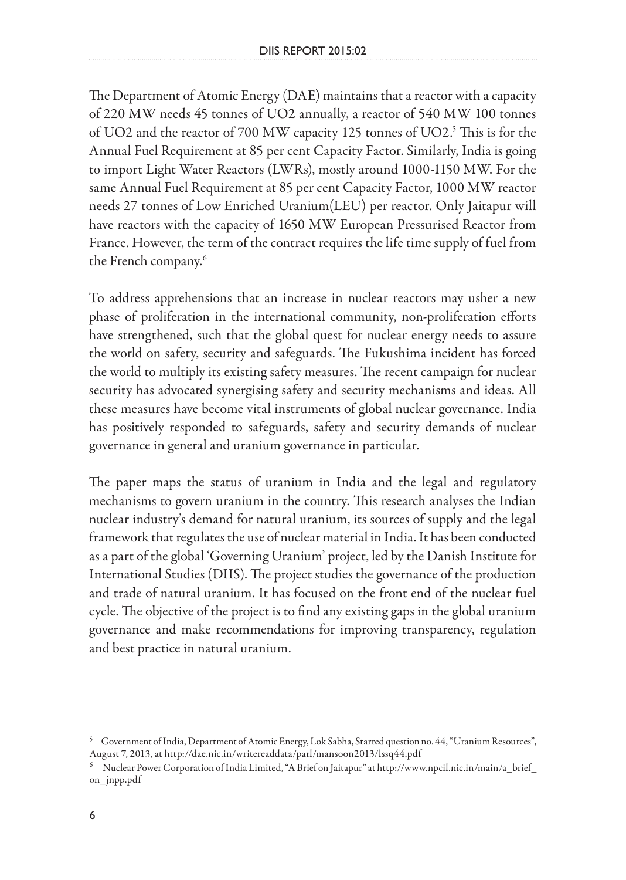The Department of Atomic Energy (DAE) maintains that a reactor with a capacity of 220 MW needs 45 tonnes of UO2 annually, a reactor of 540 MW 100 tonnes of UO2 and the reactor of 700 MW capacity 125 tonnes of UO2.[5] This is for the Annual Fuel Requirement at 85 per cent Capacity Factor. Similarly, India is going to import Light Water Reactors (LWRs), mostly around 1000-1150 MW. For the same Annual Fuel Requirement at 85 per cent Capacity Factor, 1000 MW reactor needs 27 tonnes of Low Enriched Uranium(LEU) per reactor. Only Jaitapur will have reactors with the capacity of 1650 MW European Pressurised Reactor from France. However, the term of the contract requires the life time supply of fuel from the French company.[6]

To address apprehensions that an increase in nuclear reactors may usher a new phase of proliferation in the international community, non-proliferation efforts have strengthened, such that the global quest for nuclear energy needs to assure the world on safety, security and safeguards. The Fukushima incident has forced the world to multiply its existing safety measures. The recent campaign for nuclear security has advocated synergising safety and security mechanisms and ideas. All these measures have become vital instruments of global nuclear governance. India has positively responded to safeguards, safety and security demands of nuclear governance in general and uranium governance in particular.

The paper maps the status of uranium in India and the legal and regulatory mechanisms to govern uranium in the country. This research analyses the Indian nuclear industry's demand for natural uranium, its sources of supply and the legal framework that regulates the use of nuclear material in India. It has been conducted as a part of the global 'Governing Uranium' project, led by the Danish Institute for International Studies (DIIS). The project studies the governance of the production and trade of natural uranium. It has focused on the front end of the nuclear fuel cycle. The objective of the project is to find any existing gaps in the global uranium governance and make recommendations for improving transparency, regulation and best practice in natural uranium.

---

[5] Government of India, Department of Atomic Energy, Lok Sabha, Starred question no. 44, "Uranium Resources", August 7, 2013, at http://dae.nic.in/writereaddata/parl/mansoon2013/lssq44.pdf

[6] Nuclear Power Corporation of India Limited, "A Brief on Jaitapur" at http://www.npcil.nic.in/main/a_brief_on_jnpp.pdf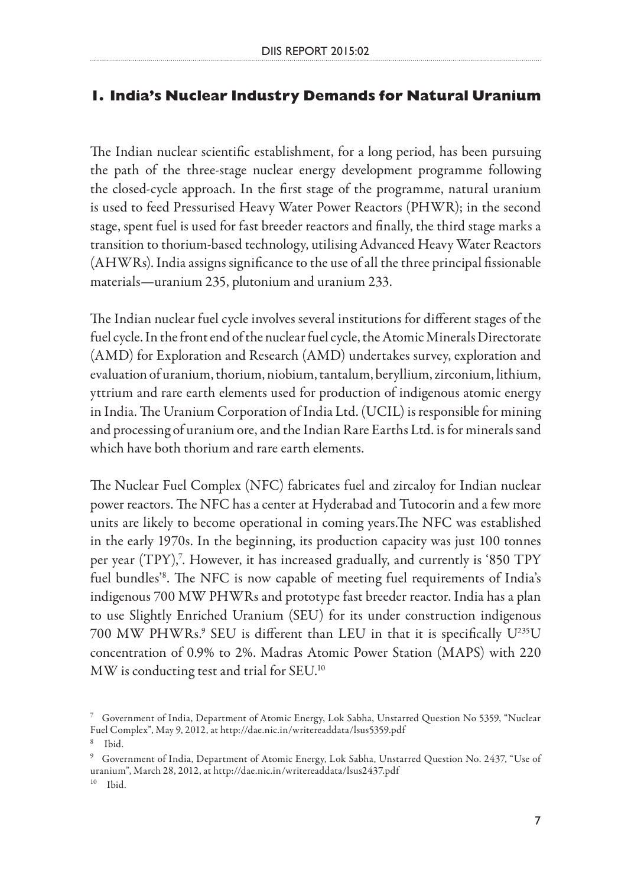## 1. India's Nuclear Industry Demands for Natural Uranium

The Indian nuclear scientific establishment, for a long period, has been pursuing the path of the three-stage nuclear energy development programme following the closed-cycle approach. In the first stage of the programme, natural uranium is used to feed Pressurised Heavy Water Power Reactors (PHWR); in the second stage, spent fuel is used for fast breeder reactors and finally, the third stage marks a transition to thorium-based technology, utilising Advanced Heavy Water Reactors (AHWRs). India assigns significance to the use of all the three principal fissionable materials—uranium 235, plutonium and uranium 233.

The Indian nuclear fuel cycle involves several institutions for different stages of the fuel cycle. In the front end of the nuclear fuel cycle, the Atomic Minerals Directorate (AMD) for Exploration and Research (AMD) undertakes survey, exploration and evaluation of uranium, thorium, niobium, tantalum, beryllium, zirconium, lithium, yttrium and rare earth elements used for production of indigenous atomic energy in India. The Uranium Corporation of India Ltd. (UCIL) is responsible for mining and processing of uranium ore, and the Indian Rare Earths Ltd. is for minerals sand which have both thorium and rare earth elements.

The Nuclear Fuel Complex (NFC) fabricates fuel and zircaloy for Indian nuclear power reactors. The NFC has a center at Hyderabad and Tutocorin and a few more units are likely to become operational in coming years.The NFC was established in the early 1970s. In the beginning, its production capacity was just 100 tonnes per year (TPY),[7]. However, it has increased gradually, and currently is '850 TPY fuel bundles'[8]. The NFC is now capable of meeting fuel requirements of India's indigenous 700 MW PHWRs and prototype fast breeder reactor. India has a plan to use Slightly Enriched Uranium (SEU) for its under construction indigenous 700 MW PHWRs.[9] SEU is different than LEU in that it is specifically $U^{235}U$ concentration of 0.9% to 2%. Madras Atomic Power Station (MAPS) with 220 MW is conducting test and trial for SEU.[10]

[7] Government of India, Department of Atomic Energy, Lok Sabha, Unstarred Question No 5359, "Nuclear Fuel Complex", May 9, 2012, at http://dae.nic.in/writereaddata/lsus5359.pdf

[8] Ibid.

[9] Government of India, Department of Atomic Energy, Lok Sabha, Unstarred Question No. 2437, "Use of uranium", March 28, 2012, at http://dae.nic.in/writereaddata/lsus2437.pdf

[10] Ibid.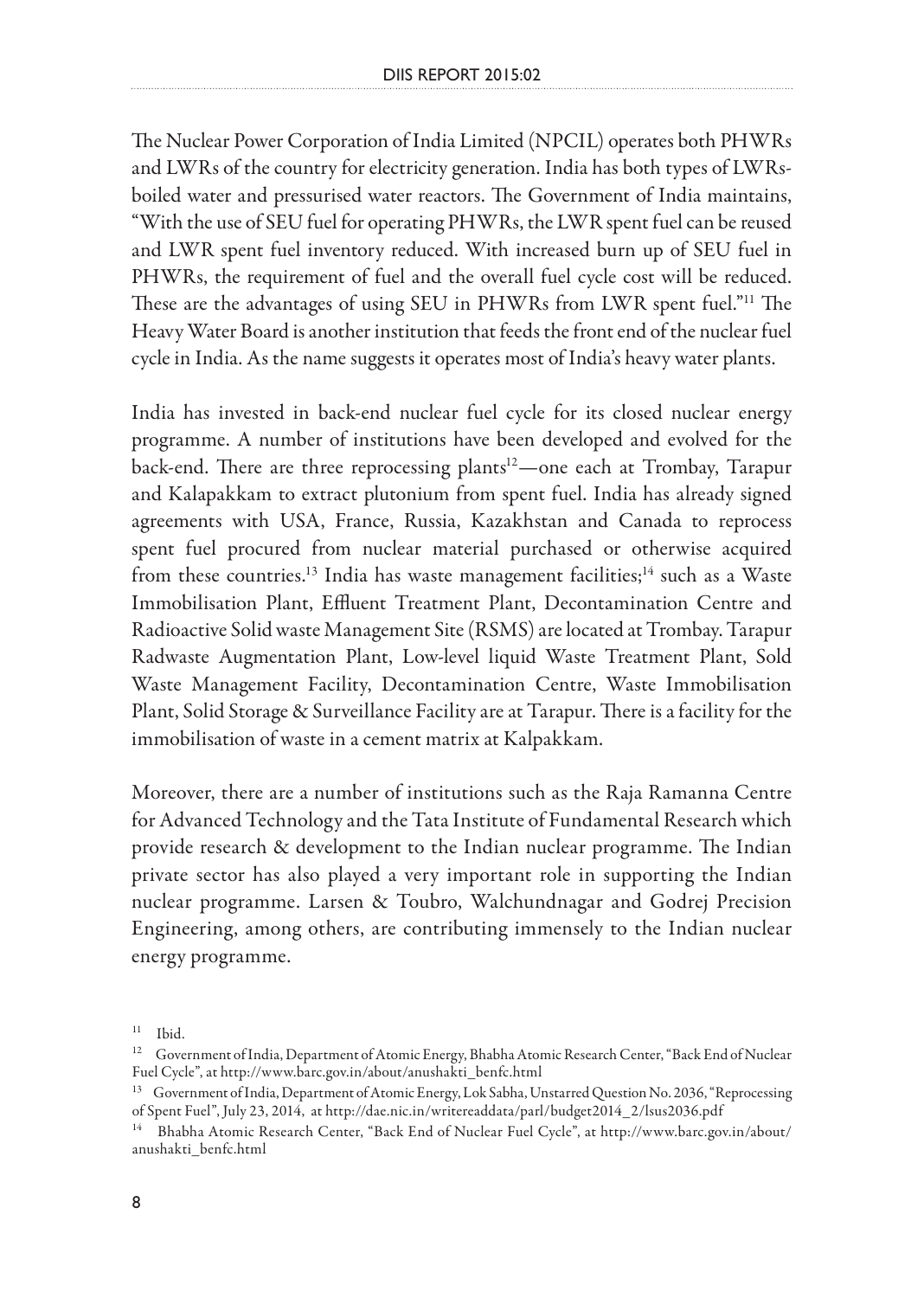The Nuclear Power Corporation of India Limited (NPCIL) operates both PHWRs and LWRs of the country for electricity generation. India has both types of LWRs-boiled water and pressurised water reactors. The Government of India maintains, "With the use of SEU fuel for operating PHWRs, the LWR spent fuel can be reused and LWR spent fuel inventory reduced. With increased burn up of SEU fuel in PHWRs, the requirement of fuel and the overall fuel cycle cost will be reduced. These are the advantages of using SEU in PHWRs from LWR spent fuel."[11] The Heavy Water Board is another institution that feeds the front end of the nuclear fuel cycle in India. As the name suggests it operates most of India's heavy water plants.

India has invested in back-end nuclear fuel cycle for its closed nuclear energy programme. A number of institutions have been developed and evolved for the back-end. There are three reprocessing plants[12]—one each at Trombay, Tarapur and Kalapakkam to extract plutonium from spent fuel. India has already signed agreements with USA, France, Russia, Kazakhstan and Canada to reprocess spent fuel procured from nuclear material purchased or otherwise acquired from these countries.[13] India has waste management facilities;[14] such as a Waste Immobilisation Plant, Effluent Treatment Plant, Decontamination Centre and Radioactive Solid waste Management Site (RSMS) are located at Trombay. Tarapur Radwaste Augmentation Plant, Low-level liquid Waste Treatment Plant, Sold Waste Management Facility, Decontamination Centre, Waste Immobilisation Plant, Solid Storage & Surveillance Facility are at Tarapur. There is a facility for the immobilisation of waste in a cement matrix at Kalpakkam.

Moreover, there are a number of institutions such as the Raja Ramanna Centre for Advanced Technology and the Tata Institute of Fundamental Research which provide research & development to the Indian nuclear programme. The Indian private sector has also played a very important role in supporting the Indian nuclear programme. Larsen & Toubro, Walchundnagar and Godrej Precision Engineering, among others, are contributing immensely to the Indian nuclear energy programme.

[11] Ibid.

[12] Government of India, Department of Atomic Energy, Bhabha Atomic Research Center, "Back End of Nuclear Fuel Cycle", at http://www.barc.gov.in/about/anushakti_benfc.html

[13] Government of India, Department of Atomic Energy, Lok Sabha, Unstarred Question No. 2036, "Reprocessing of Spent Fuel", July 23, 2014, at http://dae.nic.in/writereaddata/parl/budget2014_2/lsus2036.pdf

[14] Bhabha Atomic Research Center, "Back End of Nuclear Fuel Cycle", at http://www.barc.gov.in/about/anushakti_benfc.html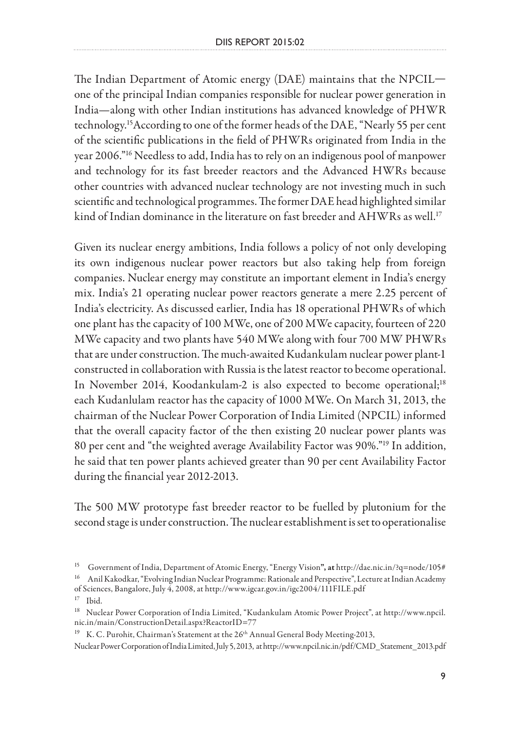The Indian Department of Atomic energy (DAE) maintains that the NPCIL—one of the principal Indian companies responsible for nuclear power generation in India—along with other Indian institutions has advanced knowledge of PHWR technology.[15]According to one of the former heads of the DAE, "Nearly 55 per cent of the scientific publications in the field of PHWRs originated from India in the year 2006."[16] Needless to add, India has to rely on an indigenous pool of manpower and technology for its fast breeder reactors and the Advanced HWRs because other countries with advanced nuclear technology are not investing much in such scientific and technological programmes. The former DAE head highlighted similar kind of Indian dominance in the literature on fast breeder and AHWRs as well.[17]

Given its nuclear energy ambitions, India follows a policy of not only developing its own indigenous nuclear power reactors but also taking help from foreign companies. Nuclear energy may constitute an important element in India's energy mix. India's 21 operating nuclear power reactors generate a mere 2.25 percent of India's electricity. As discussed earlier, India has 18 operational PHWRs of which one plant has the capacity of 100 MWe, one of 200 MWe capacity, fourteen of 220 MWe capacity and two plants have 540 MWe along with four 700 MW PHWRs that are under construction. The much-awaited Kudankulam nuclear power plant-1 constructed in collaboration with Russia is the latest reactor to become operational. In November 2014, Koodankulam-2 is also expected to become operational;[18] each Kudanlulam reactor has the capacity of 1000 MWe. On March 31, 2013, the chairman of the Nuclear Power Corporation of India Limited (NPCIL) informed that the overall capacity factor of the then existing 20 nuclear power plants was 80 per cent and "the weighted average Availability Factor was 90%."[19] In addition, he said that ten power plants achieved greater than 90 per cent Availability Factor during the financial year 2012-2013.

The 500 MW prototype fast breeder reactor to be fuelled by plutonium for the second stage is under construction. The nuclear establishment is set to operationalise

---

[15] Government of India, Department of Atomic Energy, "Energy Vision**", at** http://dae.nic.in/?q=node/105#

[16] Anil Kakodkar, "Evolving Indian Nuclear Programme: Rationale and Perspective", Lecture at Indian Academy of Sciences, Bangalore, July 4, 2008, at http://www.igcar.gov.in/igc2004/111FILE.pdf

[17] Ibid.

[18] Nuclear Power Corporation of India Limited, "Kudankulam Atomic Power Project", at http://www.npcil.nic.in/main/ConstructionDetail.aspx?ReactorID=77

[19] K. C. Purohit, Chairman's Statement at the 26th Annual General Body Meeting-2013, Nuclear Power Corporation of India Limited, July 5, 2013, at http://www.npcil.nic.in/pdf/CMD_Statement_2013.pdf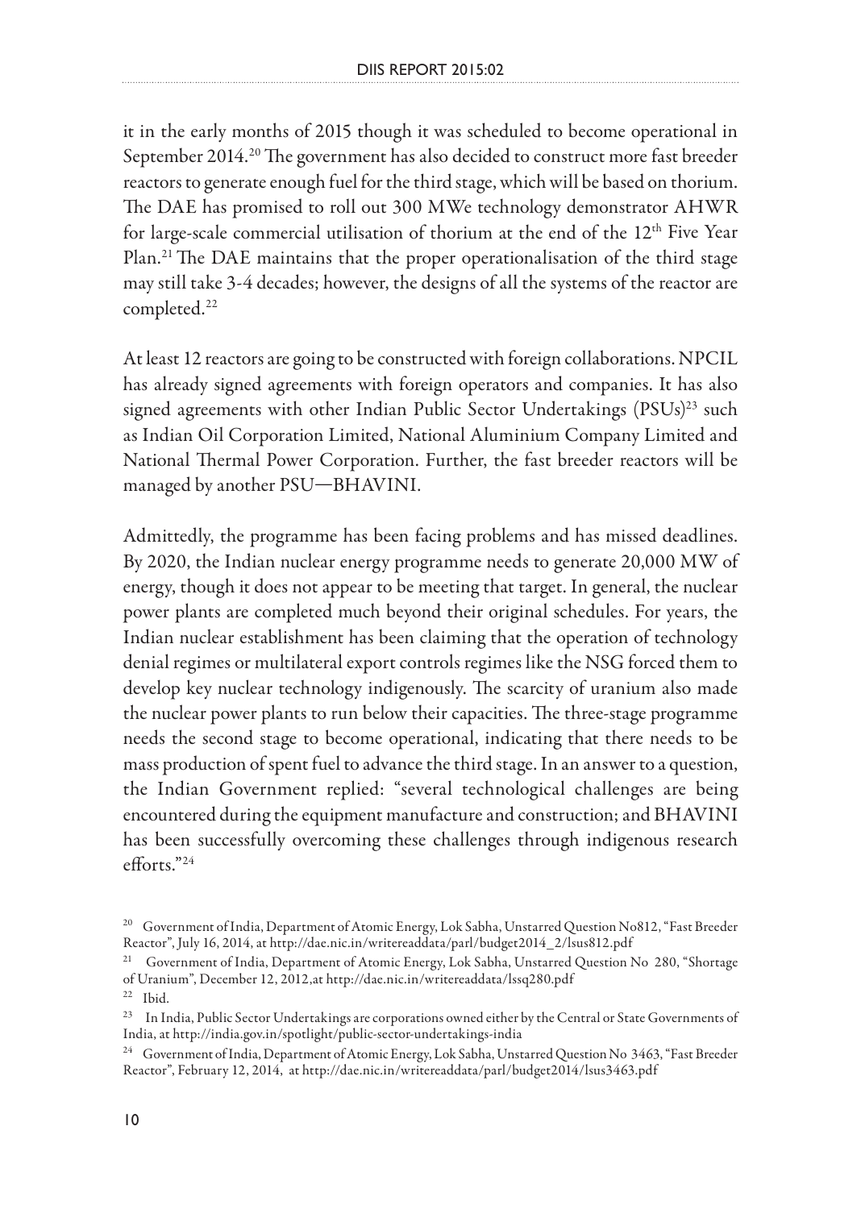it in the early months of 2015 though it was scheduled to become operational in September 2014.[20] The government has also decided to construct more fast breeder reactors to generate enough fuel for the third stage, which will be based on thorium. The DAE has promised to roll out 300 MWe technology demonstrator AHWR for large-scale commercial utilisation of thorium at the end of the 12th Five Year Plan.[21] The DAE maintains that the proper operationalisation of the third stage may still take 3-4 decades; however, the designs of all the systems of the reactor are completed.[22]

At least 12 reactors are going to be constructed with foreign collaborations. NPCIL has already signed agreements with foreign operators and companies. It has also signed agreements with other Indian Public Sector Undertakings (PSUs)[23] such as Indian Oil Corporation Limited, National Aluminium Company Limited and National Thermal Power Corporation. Further, the fast breeder reactors will be managed by another PSU—BHAVINI.

Admittedly, the programme has been facing problems and has missed deadlines. By 2020, the Indian nuclear energy programme needs to generate 20,000 MW of energy, though it does not appear to be meeting that target. In general, the nuclear power plants are completed much beyond their original schedules. For years, the Indian nuclear establishment has been claiming that the operation of technology denial regimes or multilateral export controls regimes like the NSG forced them to develop key nuclear technology indigenously. The scarcity of uranium also made the nuclear power plants to run below their capacities. The three-stage programme needs the second stage to become operational, indicating that there needs to be mass production of spent fuel to advance the third stage. In an answer to a question, the Indian Government replied: "several technological challenges are being encountered during the equipment manufacture and construction; and BHAVINI has been successfully overcoming these challenges through indigenous research efforts."[24]

---

[20] Government of India, Department of Atomic Energy, Lok Sabha, Unstarred Question No812, "Fast Breeder Reactor", July 16, 2014, at http://dae.nic.in/writereaddata/parl/budget2014_2/lsus812.pdf

[21] Government of India, Department of Atomic Energy, Lok Sabha, Unstarred Question No 280, "Shortage of Uranium", December 12, 2012,at http://dae.nic.in/writereaddata/lssq280.pdf

[22] Ibid.

[23] In India, Public Sector Undertakings are corporations owned either by the Central or State Governments of India, at http://india.gov.in/spotlight/public-sector-undertakings-india

[24] Government of India, Department of Atomic Energy, Lok Sabha, Unstarred Question No 3463, "Fast Breeder Reactor", February 12, 2014, at http://dae.nic.in/writereaddata/parl/budget2014/lsus3463.pdf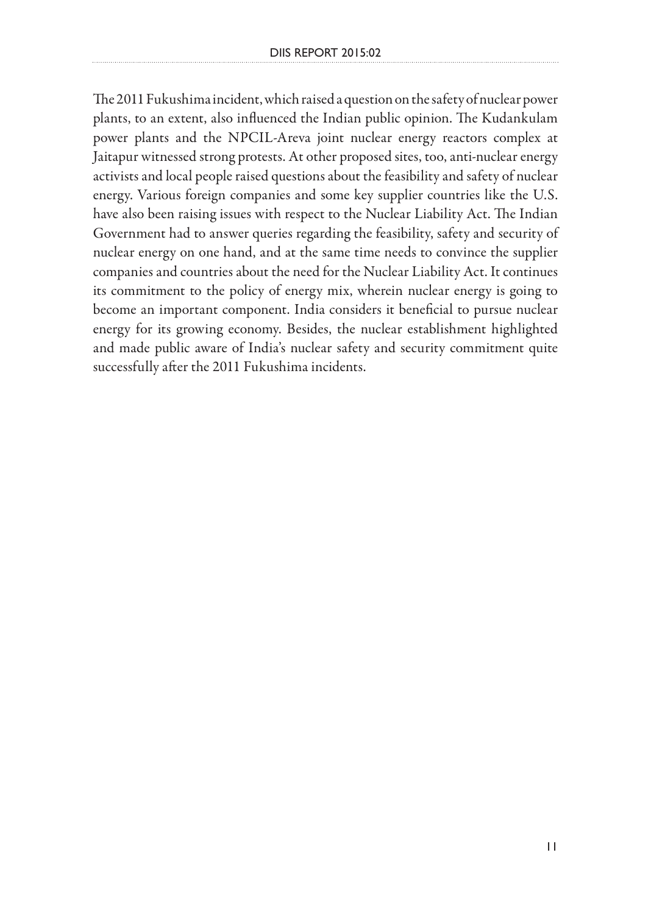The 2011 Fukushima incident, which raised a question on the safety of nuclear power plants, to an extent, also influenced the Indian public opinion. The Kudankulam power plants and the NPCIL-Areva joint nuclear energy reactors complex at Jaitapur witnessed strong protests. At other proposed sites, too, anti-nuclear energy activists and local people raised questions about the feasibility and safety of nuclear energy. Various foreign companies and some key supplier countries like the U.S. have also been raising issues with respect to the Nuclear Liability Act. The Indian Government had to answer queries regarding the feasibility, safety and security of nuclear energy on one hand, and at the same time needs to convince the supplier companies and countries about the need for the Nuclear Liability Act. It continues its commitment to the policy of energy mix, wherein nuclear energy is going to become an important component. India considers it beneficial to pursue nuclear energy for its growing economy. Besides, the nuclear establishment highlighted and made public aware of India's nuclear safety and security commitment quite successfully after the 2011 Fukushima incidents.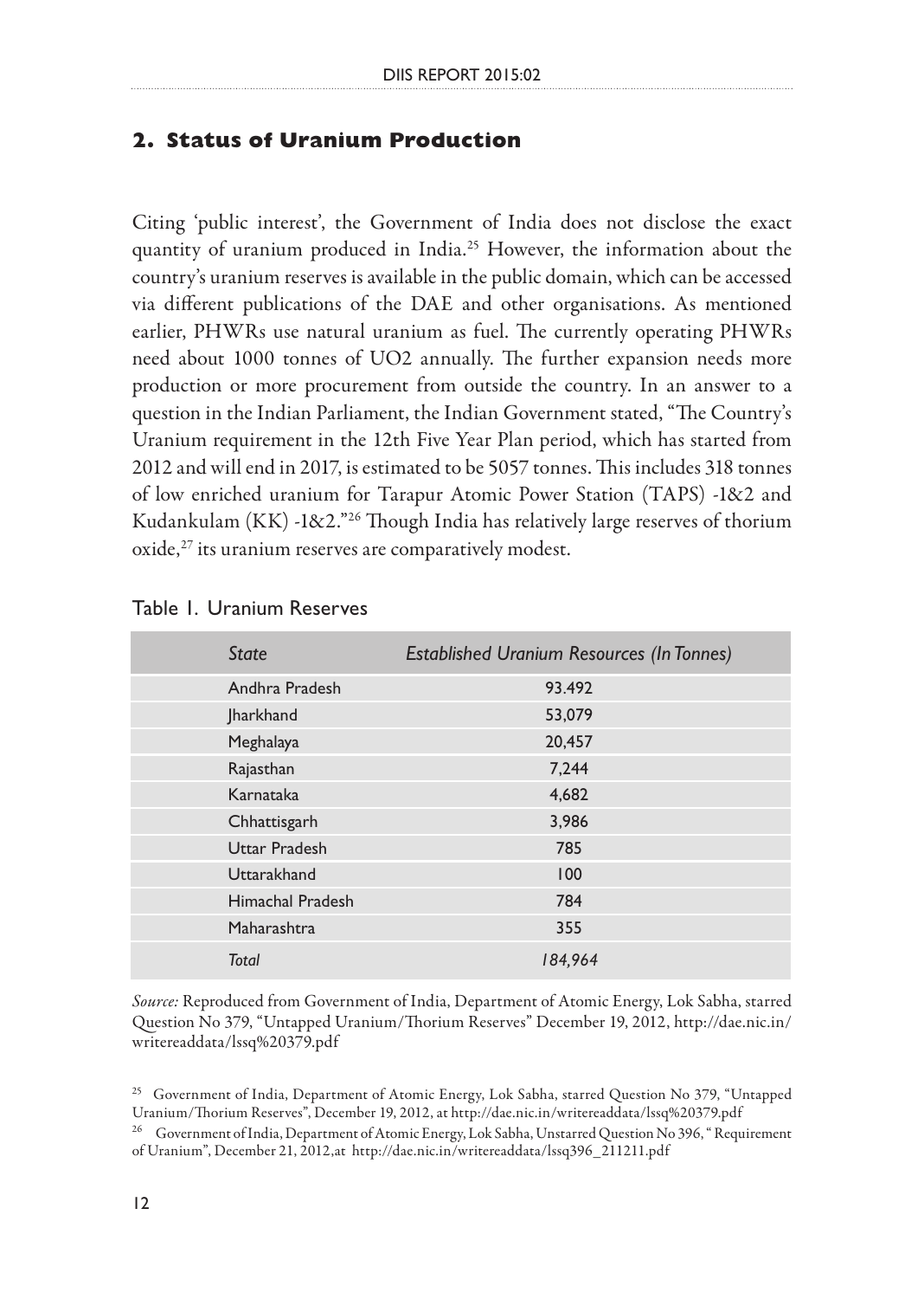## 2. Status of Uranium Production

Citing 'public interest', the Government of India does not disclose the exact quantity of uranium produced in India.[25] However, the information about the country's uranium reserves is available in the public domain, which can be accessed via different publications of the DAE and other organisations. As mentioned earlier, PHWRs use natural uranium as fuel. The currently operating PHWRs need about 1000 tonnes of UO2 annually. The further expansion needs more production or more procurement from outside the country. In an answer to a question in the Indian Parliament, the Indian Government stated, "The Country's Uranium requirement in the 12th Five Year Plan period, which has started from 2012 and will end in 2017, is estimated to be 5057 tonnes. This includes 318 tonnes of low enriched uranium for Tarapur Atomic Power Station (TAPS) -1&2 and Kudankulam (KK) -1&2."[26] Though India has relatively large reserves of thorium oxide,[27] its uranium reserves are comparatively modest.

Table 1. Uranium Reserves

| *State* | *Established Uranium Resources (In Tonnes)* |
|---|---|
| Andhra Pradesh | 93.492 |
| Jharkhand | 53,079 |
| Meghalaya | 20,457 |
| Rajasthan | 7,244 |
| Karnataka | 4,682 |
| Chhattisgarh | 3,986 |
| Uttar Pradesh | 785 |
| Uttarakhand | 100 |
| Himachal Pradesh | 784 |
| Maharashtra | 355 |
| *Total* | *184,964* |

*Source:* Reproduced from Government of India, Department of Atomic Energy, Lok Sabha, starred Question No 379, "Untapped Uranium/Thorium Reserves" December 19, 2012, http://dae.nic.in/writereaddata/lssq%20379.pdf

[25] Government of India, Department of Atomic Energy, Lok Sabha, starred Question No 379, "Untapped Uranium/Thorium Reserves", December 19, 2012, at http://dae.nic.in/writereaddata/lssq%20379.pdf

[26] Government of India, Department of Atomic Energy, Lok Sabha, Unstarred Question No 396, " Requirement of Uranium", December 21, 2012,at http://dae.nic.in/writereaddata/lssq396_211211.pdf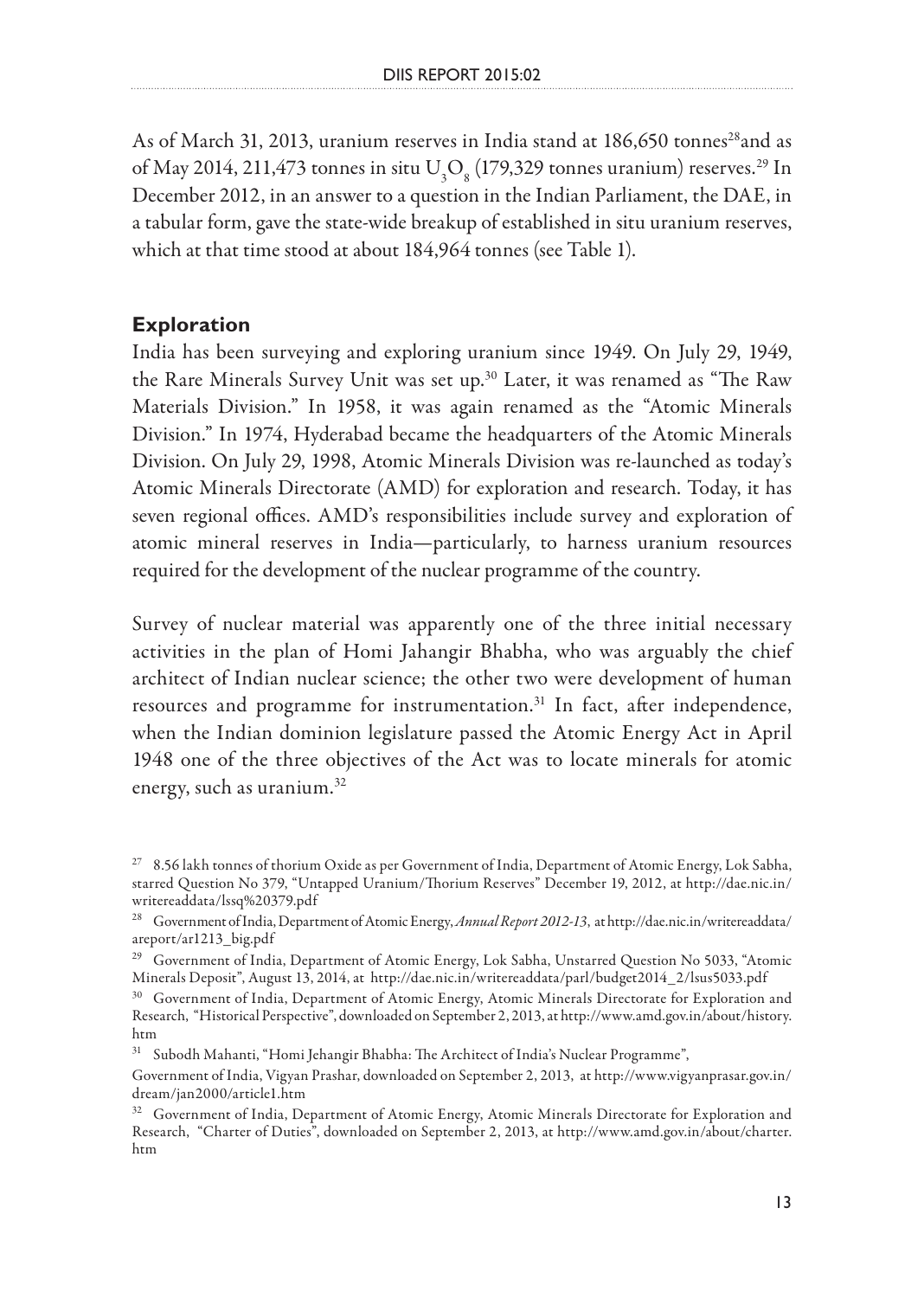As of March 31, 2013, uranium reserves in India stand at 186,650 tonnes[28]and as of May 2014, 211,473 tonnes in situ $U_3O_8$ (179,329 tonnes uranium) reserves.[29] In December 2012, in an answer to a question in the Indian Parliament, the DAE, in a tabular form, gave the state-wide breakup of established in situ uranium reserves, which at that time stood at about 184,964 tonnes (see Table 1).

## Exploration

India has been surveying and exploring uranium since 1949. On July 29, 1949, the Rare Minerals Survey Unit was set up.[30] Later, it was renamed as "The Raw Materials Division." In 1958, it was again renamed as the "Atomic Minerals Division." In 1974, Hyderabad became the headquarters of the Atomic Minerals Division. On July 29, 1998, Atomic Minerals Division was re-launched as today's Atomic Minerals Directorate (AMD) for exploration and research. Today, it has seven regional offices. AMD's responsibilities include survey and exploration of atomic mineral reserves in India—particularly, to harness uranium resources required for the development of the nuclear programme of the country.

Survey of nuclear material was apparently one of the three initial necessary activities in the plan of Homi Jahangir Bhabha, who was arguably the chief architect of Indian nuclear science; the other two were development of human resources and programme for instrumentation.[31] In fact, after independence, when the Indian dominion legislature passed the Atomic Energy Act in April 1948 one of the three objectives of the Act was to locate minerals for atomic energy, such as uranium.[32]

---

[27] 8.56 lakh tonnes of thorium Oxide as per Government of India, Department of Atomic Energy, Lok Sabha, starred Question No 379, "Untapped Uranium/Thorium Reserves" December 19, 2012, at http://dae.nic.in/writereaddata/lssq%20379.pdf

[28] Government of India, Department of Atomic Energy, *Annual Report 2012-13*, at http://dae.nic.in/writereaddata/areport/ar1213_big.pdf

[29] Government of India, Department of Atomic Energy, Lok Sabha, Unstarred Question No 5033, "Atomic Minerals Deposit", August 13, 2014, at http://dae.nic.in/writereaddata/parl/budget2014_2/lsus5033.pdf

[30] Government of India, Department of Atomic Energy, Atomic Minerals Directorate for Exploration and Research, "Historical Perspective", downloaded on September 2, 2013, at http://www.amd.gov.in/about/history.htm

[31] Subodh Mahanti, "Homi Jehangir Bhabha: The Architect of India's Nuclear Programme", Government of India, Vigyan Prashar, downloaded on September 2, 2013, at http://www.vigyanprasar.gov.in/dream/jan2000/article1.htm

[32] Government of India, Department of Atomic Energy, Atomic Minerals Directorate for Exploration and Research, "Charter of Duties", downloaded on September 2, 2013, at http://www.amd.gov.in/about/charter.htm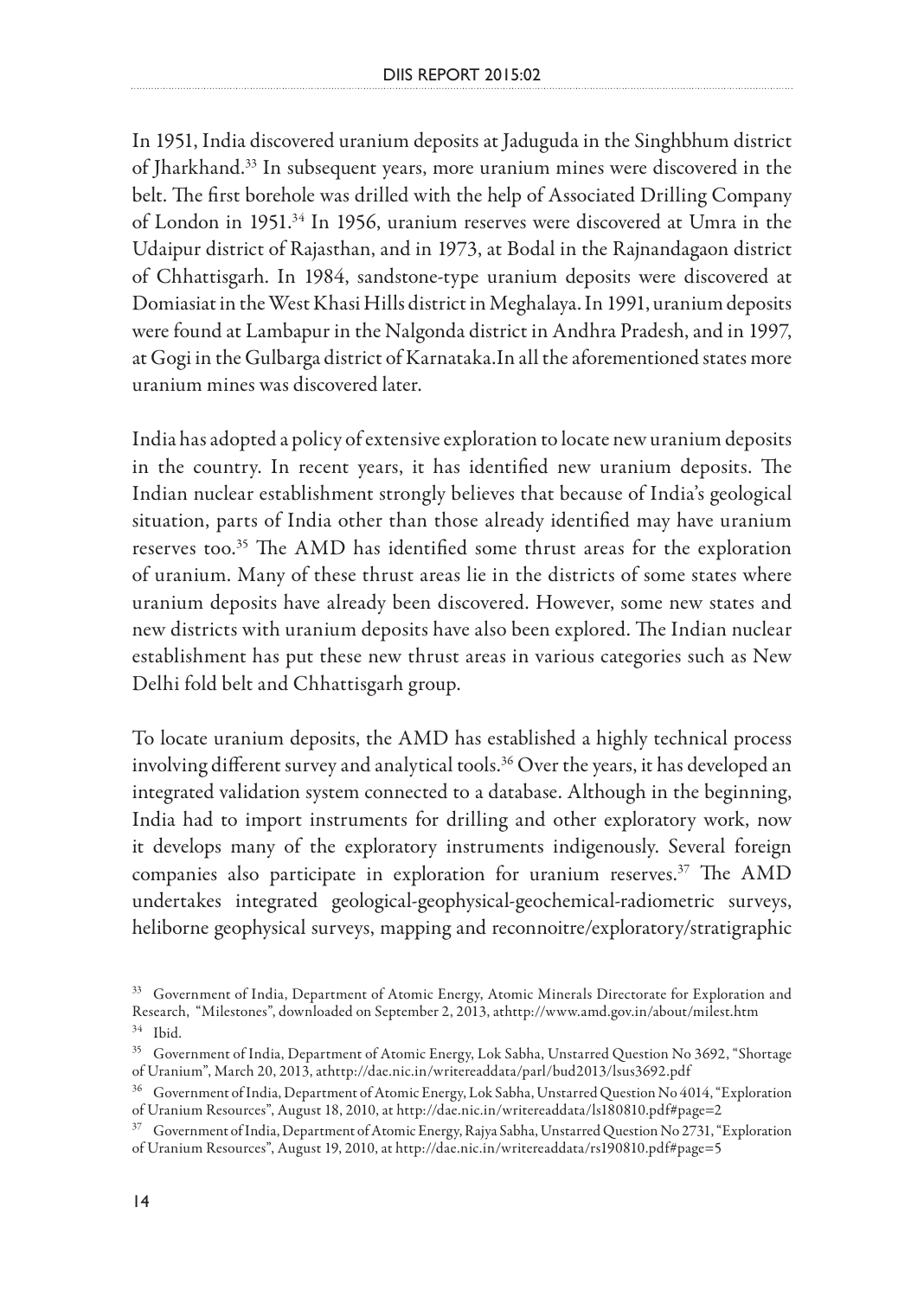In 1951, India discovered uranium deposits at Jaduguda in the Singhbhum district of Jharkhand.[33] In subsequent years, more uranium mines were discovered in the belt. The first borehole was drilled with the help of Associated Drilling Company of London in 1951.[34] In 1956, uranium reserves were discovered at Umra in the Udaipur district of Rajasthan, and in 1973, at Bodal in the Rajnandagaon district of Chhattisgarh. In 1984, sandstone-type uranium deposits were discovered at Domiasiat in the West Khasi Hills district in Meghalaya. In 1991, uranium deposits were found at Lambapur in the Nalgonda district in Andhra Pradesh, and in 1997, at Gogi in the Gulbarga district of Karnataka.In all the aforementioned states more uranium mines was discovered later.

India has adopted a policy of extensive exploration to locate new uranium deposits in the country. In recent years, it has identified new uranium deposits. The Indian nuclear establishment strongly believes that because of India's geological situation, parts of India other than those already identified may have uranium reserves too.[35] The AMD has identified some thrust areas for the exploration of uranium. Many of these thrust areas lie in the districts of some states where uranium deposits have already been discovered. However, some new states and new districts with uranium deposits have also been explored. The Indian nuclear establishment has put these new thrust areas in various categories such as New Delhi fold belt and Chhattisgarh group.

To locate uranium deposits, the AMD has established a highly technical process involving different survey and analytical tools.[36] Over the years, it has developed an integrated validation system connected to a database. Although in the beginning, India had to import instruments for drilling and other exploratory work, now it develops many of the exploratory instruments indigenously. Several foreign companies also participate in exploration for uranium reserves.[37] The AMD undertakes integrated geological-geophysical-geochemical-radiometric surveys, heliborne geophysical surveys, mapping and reconnoitre/exploratory/stratigraphic

---

[33] Government of India, Department of Atomic Energy, Atomic Minerals Directorate for Exploration and Research, "Milestones", downloaded on September 2, 2013, athttp://www.amd.gov.in/about/milest.htm

[34] Ibid.

[35] Government of India, Department of Atomic Energy, Lok Sabha, Unstarred Question No 3692, "Shortage of Uranium", March 20, 2013, athttp://dae.nic.in/writereaddata/parl/bud2013/lsus3692.pdf

[36] Government of India, Department of Atomic Energy, Lok Sabha, Unstarred Question No 4014, "Exploration of Uranium Resources", August 18, 2010, at http://dae.nic.in/writereaddata/ls180810.pdf#page=2

[37] Government of India, Department of Atomic Energy, Rajya Sabha, Unstarred Question No 2731, "Exploration of Uranium Resources", August 19, 2010, at http://dae.nic.in/writereaddata/rs190810.pdf#page=5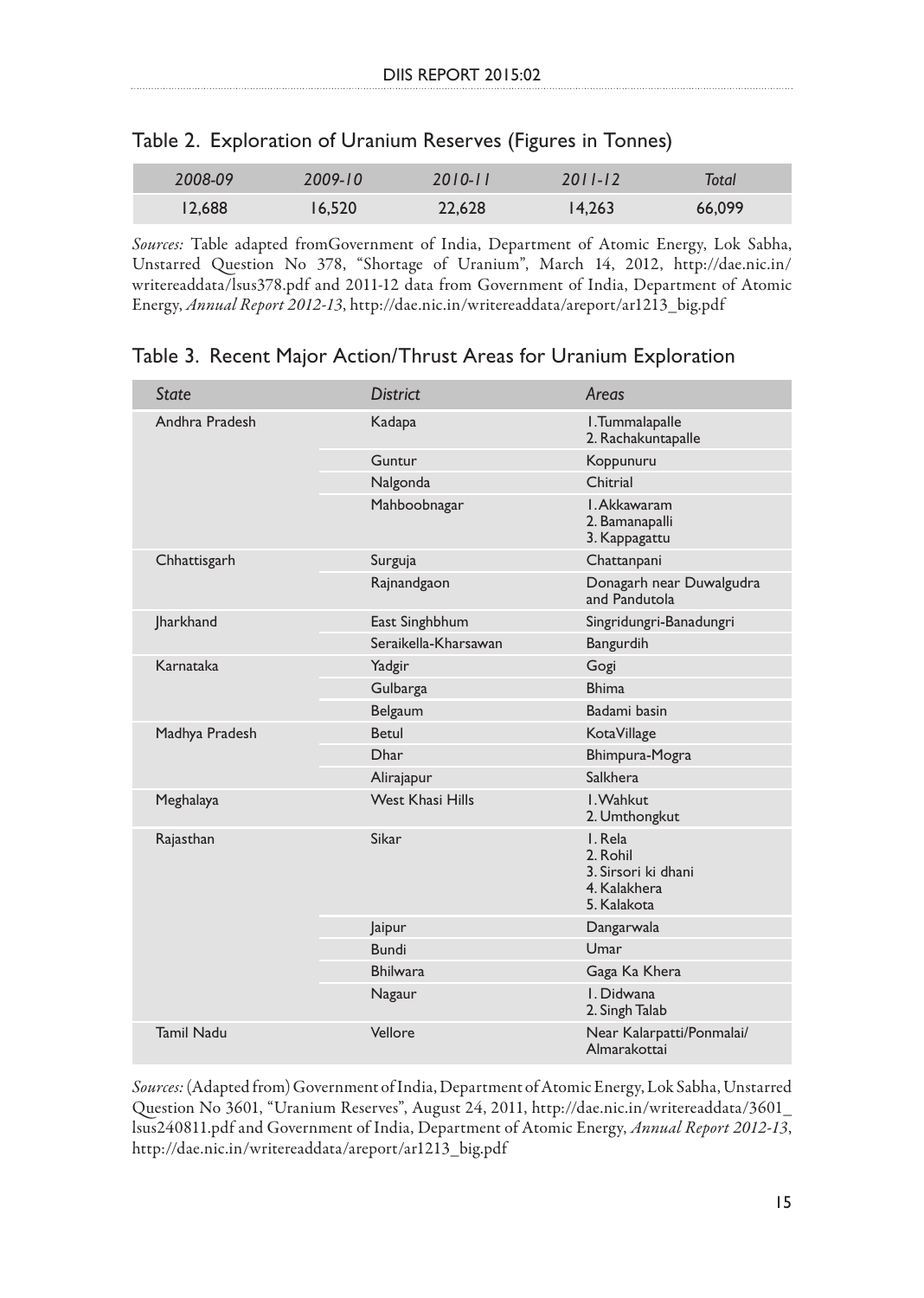Table 2. Exploration of Uranium Reserves (Figures in Tonnes)

| *2008-09* | *2009-10* | *2010-11* | *2011-12* | *Total* |
|---|---|---|---|---|
| 12,688 | 16,520 | 22,628 | 14,263 | 66,099 |

*Sources:* Table adapted fromGovernment of India, Department of Atomic Energy, Lok Sabha, Unstarred Question No 378, "Shortage of Uranium", March 14, 2012, http://dae.nic.in/writereaddata/lsus378.pdf and 2011-12 data from Government of India, Department of Atomic Energy, *Annual Report 2012-13*, http://dae.nic.in/writereaddata/areport/ar1213_big.pdf

Table 3. Recent Major Action/Thrust Areas for Uranium Exploration

| *State* | *District* | *Areas* |
|---|---|---|
| Andhra Pradesh | Kadapa | 1.Tummalapalle 2. Rachakuntapalle |
| | Guntur | Koppunuru |
| | Nalgonda | Chitrial |
| | Mahboobnagar | 1.Akkawaram 2. Bamanapalli 3. Kappagattu |
| Chhattisgarh | Surguja | Chattanpani |
| | Rajnandgaon | Donagarh near Duwalgudra and Pandutola |
| Jharkhand | East Singhbhum | Singridungri-Banadungri |
| | Seraikella-Kharsawan | Bangurdih |
| Karnataka | Yadgir | Gogi |
| | Gulbarga | Bhima |
| | Belgaum | Badami basin |
| Madhya Pradesh | Betul | KotaVillage |
| | Dhar | Bhimpura-Mogra |
| | Alirajapur | Salkhera |
| Meghalaya | West Khasi Hills | 1.Wahkut 2. Umthongkut |
| Rajasthan | Sikar | 1. Rela 2. Rohil 3. Sirsori ki dhani 4. Kalakhera 5. Kalakota |
| | Jaipur | Dangarwala |
| | Bundi | Umar |
| | Bhilwara | Gaga Ka Khera |
| | Nagaur | 1. Didwana 2. Singh Talab |
| Tamil Nadu | Vellore | Near Kalarpatti/Ponmalai/ Almarakottai |

*Sources:* (Adapted from) Government of India, Department of Atomic Energy, Lok Sabha, Unstarred Question No 3601, "Uranium Reserves", August 24, 2011, http://dae.nic.in/writereaddata/3601_lsus240811.pdf and Government of India, Department of Atomic Energy, *Annual Report 2012-13*, http://dae.nic.in/writereaddata/areport/ar1213_big.pdf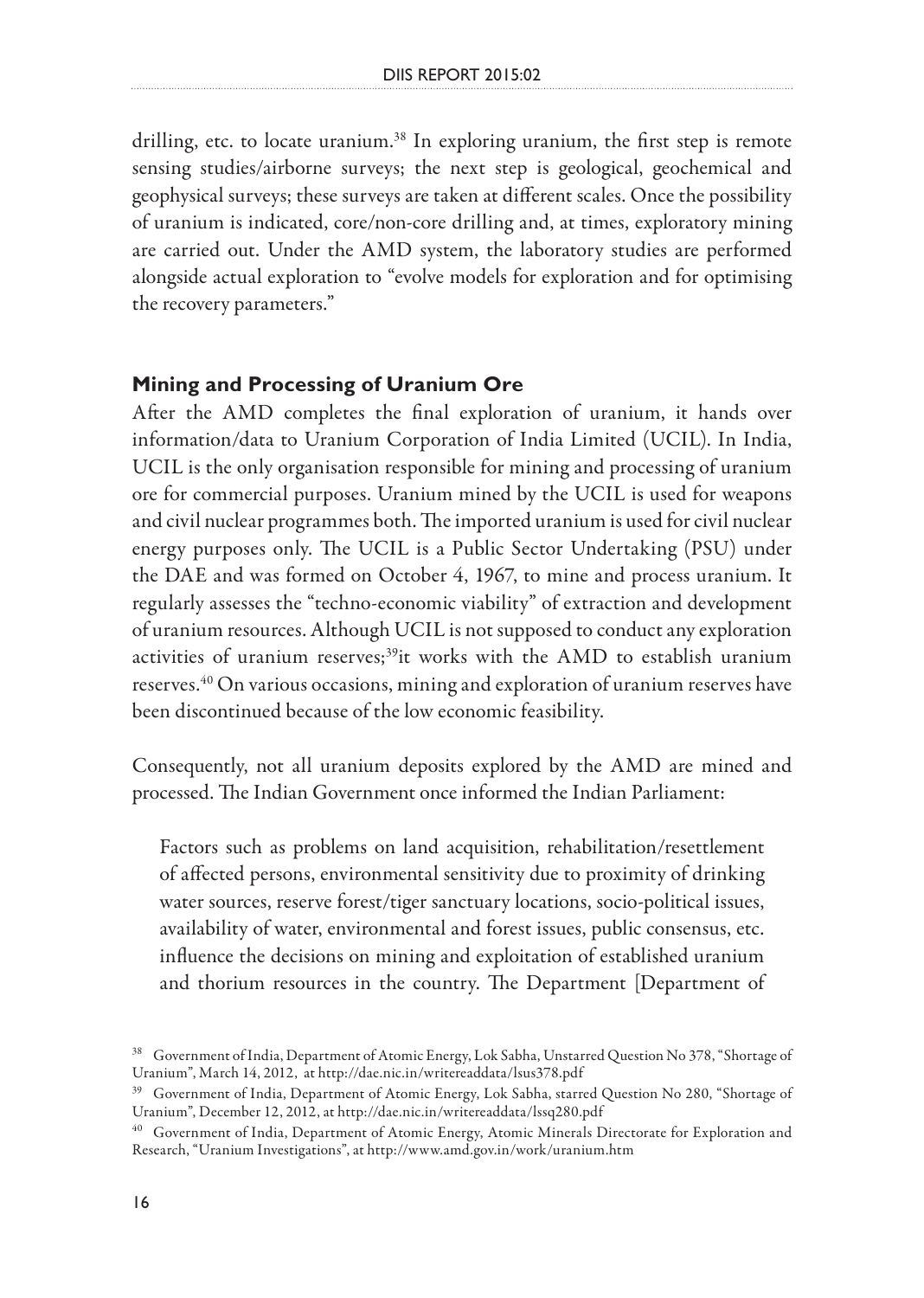drilling, etc. to locate uranium.[38] In exploring uranium, the first step is remote sensing studies/airborne surveys; the next step is geological, geochemical and geophysical surveys; these surveys are taken at different scales. Once the possibility of uranium is indicated, core/non-core drilling and, at times, exploratory mining are carried out. Under the AMD system, the laboratory studies are performed alongside actual exploration to "evolve models for exploration and for optimising the recovery parameters."

### Mining and Processing of Uranium Ore

After the AMD completes the final exploration of uranium, it hands over information/data to Uranium Corporation of India Limited (UCIL). In India, UCIL is the only organisation responsible for mining and processing of uranium ore for commercial purposes. Uranium mined by the UCIL is used for weapons and civil nuclear programmes both. The imported uranium is used for civil nuclear energy purposes only. The UCIL is a Public Sector Undertaking (PSU) under the DAE and was formed on October 4, 1967, to mine and process uranium. It regularly assesses the "techno-economic viability" of extraction and development of uranium resources. Although UCIL is not supposed to conduct any exploration activities of uranium reserves;[39]it works with the AMD to establish uranium reserves.[40] On various occasions, mining and exploration of uranium reserves have been discontinued because of the low economic feasibility.

Consequently, not all uranium deposits explored by the AMD are mined and processed. The Indian Government once informed the Indian Parliament:

> Factors such as problems on land acquisition, rehabilitation/resettlement of affected persons, environmental sensitivity due to proximity of drinking water sources, reserve forest/tiger sanctuary locations, socio-political issues, availability of water, environmental and forest issues, public consensus, etc. influence the decisions on mining and exploitation of established uranium and thorium resources in the country. The Department [Department of

---

[38] Government of India, Department of Atomic Energy, Lok Sabha, Unstarred Question No 378, "Shortage of Uranium", March 14, 2012, at http://dae.nic.in/writereaddata/lsus378.pdf

[39] Government of India, Department of Atomic Energy, Lok Sabha, starred Question No 280, "Shortage of Uranium", December 12, 2012, at http://dae.nic.in/writereaddata/lssq280.pdf

[40] Government of India, Department of Atomic Energy, Atomic Minerals Directorate for Exploration and Research, "Uranium Investigations", at http://www.amd.gov.in/work/uranium.htm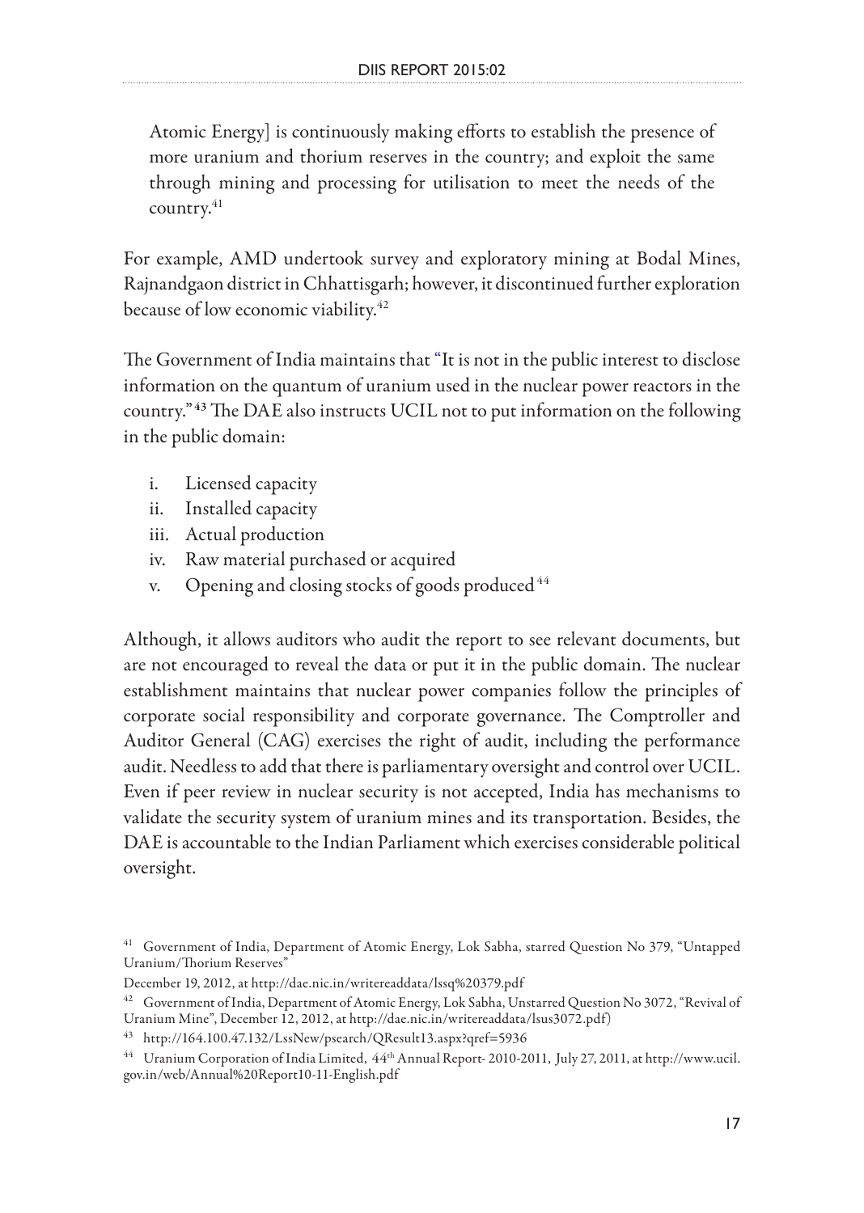> Atomic Energy] is continuously making efforts to establish the presence of more uranium and thorium reserves in the country; and exploit the same through mining and processing for utilisation to meet the needs of the country.[41]

For example, AMD undertook survey and exploratory mining at Bodal Mines, Rajnandgaon district in Chhattisgarh; however, it discontinued further exploration because of low economic viability.[42]

The Government of India maintains that "It is not in the public interest to disclose information on the quantum of uranium used in the nuclear power reactors in the country."[43] The DAE also instructs UCIL not to put information on the following in the public domain:

i. Licensed capacity
ii. Installed capacity
iii. Actual production
iv. Raw material purchased or acquired
v. Opening and closing stocks of goods produced[44]

Although, it allows auditors who audit the report to see relevant documents, but are not encouraged to reveal the data or put it in the public domain. The nuclear establishment maintains that nuclear power companies follow the principles of corporate social responsibility and corporate governance. The Comptroller and Auditor General (CAG) exercises the right of audit, including the performance audit. Needless to add that there is parliamentary oversight and control over UCIL. Even if peer review in nuclear security is not accepted, India has mechanisms to validate the security system of uranium mines and its transportation. Besides, the DAE is accountable to the Indian Parliament which exercises considerable political oversight.

---

[41] Government of India, Department of Atomic Energy, Lok Sabha, starred Question No 379, "Untapped Uranium/Thorium Reserves"

December 19, 2012, at http://dae.nic.in/writereaddata/lssq%20379.pdf

[42] Government of India, Department of Atomic Energy, Lok Sabha, Unstarred Question No 3072, "Revival of Uranium Mine", December 12, 2012, at http://dae.nic.in/writereaddata/lsus3072.pdf)

[43] http://164.100.47.132/LssNew/psearch/QResult13.aspx?qref=5936

[44] Uranium Corporation of India Limited, 44th Annual Report- 2010-2011, July 27, 2011, at http://www.ucil.gov.in/web/Annual%20Report10-11-English.pdf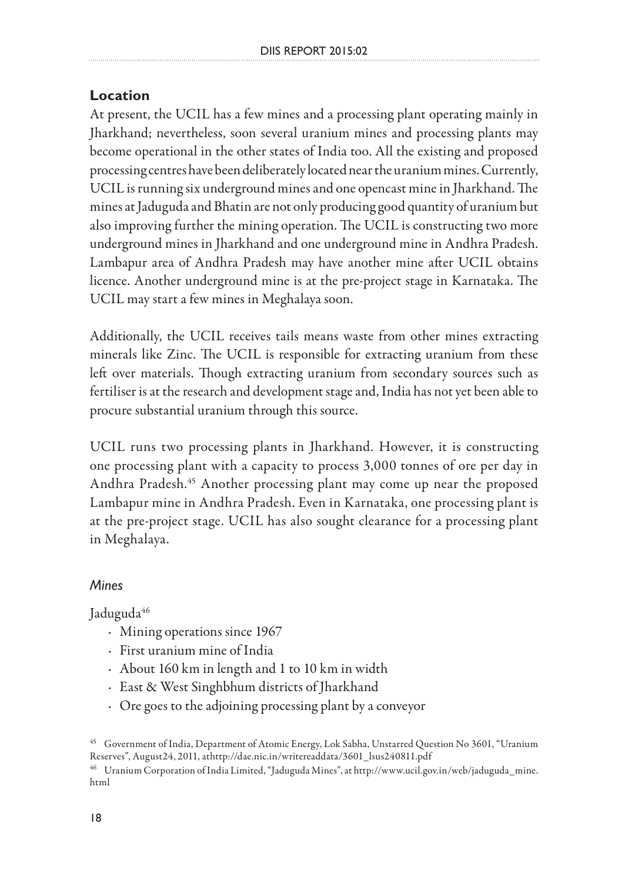## Location

At present, the UCIL has a few mines and a processing plant operating mainly in Jharkhand; nevertheless, soon several uranium mines and processing plants may become operational in the other states of India too. All the existing and proposed processing centres have been deliberately located near the uranium mines. Currently, UCIL is running six underground mines and one opencast mine in Jharkhand. The mines at Jaduguda and Bhatin are not only producing good quantity of uranium but also improving further the mining operation. The UCIL is constructing two more underground mines in Jharkhand and one underground mine in Andhra Pradesh. Lambapur area of Andhra Pradesh may have another mine after UCIL obtains licence. Another underground mine is at the pre-project stage in Karnataka. The UCIL may start a few mines in Meghalaya soon.

Additionally, the UCIL receives tails means waste from other mines extracting minerals like Zinc. The UCIL is responsible for extracting uranium from these left over materials. Though extracting uranium from secondary sources such as fertiliser is at the research and development stage and, India has not yet been able to procure substantial uranium through this source.

UCIL runs two processing plants in Jharkhand. However, it is constructing one processing plant with a capacity to process 3,000 tonnes of ore per day in Andhra Pradesh.[45] Another processing plant may come up near the proposed Lambapur mine in Andhra Pradesh. Even in Karnataka, one processing plant is at the pre-project stage. UCIL has also sought clearance for a processing plant in Meghalaya.

### *Mines*

Jaduguda[46]

- Mining operations since 1967
- First uranium mine of India
- About 160 km in length and 1 to 10 km in width
- East & West Singhbhum districts of Jharkhand
- Ore goes to the adjoining processing plant by a conveyor

[45] Government of India, Department of Atomic Energy, Lok Sabha, Unstarred Question No 3601, "Uranium Reserves", August24, 2011, athttp://dae.nic.in/writereaddata/3601_lsus240811.pdf

[46] Uranium Corporation of India Limited, "Jaduguda Mines", at http://www.ucil.gov.in/web/jaduguda_mine.html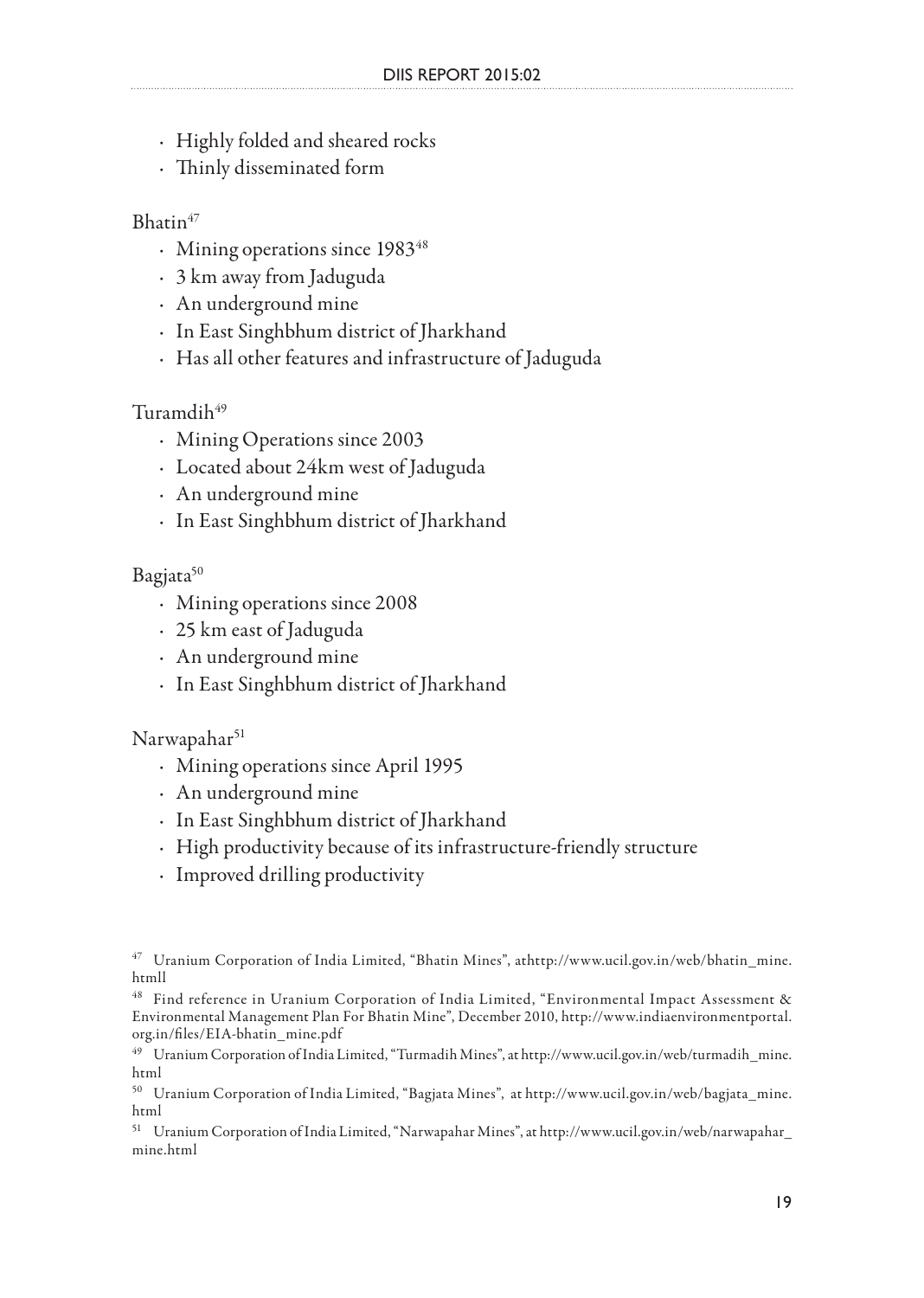- Highly folded and sheared rocks
- Thinly disseminated form

Bhatin[47]

- Mining operations since 1983[48]
- 3 km away from Jaduguda
- An underground mine
- In East Singhbhum district of Jharkhand
- Has all other features and infrastructure of Jaduguda

Turamdih[49]

- Mining Operations since 2003
- Located about 24km west of Jaduguda
- An underground mine
- In East Singhbhum district of Jharkhand

Bagjata[50]

- Mining operations since 2008
- 25 km east of Jaduguda
- An underground mine
- In East Singhbhum district of Jharkhand

Narwapahar[51]

- Mining operations since April 1995
- An underground mine
- In East Singhbhum district of Jharkhand
- High productivity because of its infrastructure-friendly structure
- Improved drilling productivity

---

[47] Uranium Corporation of India Limited, "Bhatin Mines", athttp://www.ucil.gov.in/web/bhatin_mine.htmll

[48] Find reference in Uranium Corporation of India Limited, "Environmental Impact Assessment & Environmental Management Plan For Bhatin Mine", December 2010, http://www.indiaenvironmentportal.org.in/files/EIA-bhatin_mine.pdf

[49] Uranium Corporation of India Limited, "Turmadih Mines", at http://www.ucil.gov.in/web/turmadih_mine.html

[50] Uranium Corporation of India Limited, "Bagjata Mines", at http://www.ucil.gov.in/web/bagjata_mine.html

[51] Uranium Corporation of India Limited, "Narwapahar Mines", at http://www.ucil.gov.in/web/narwapahar_mine.html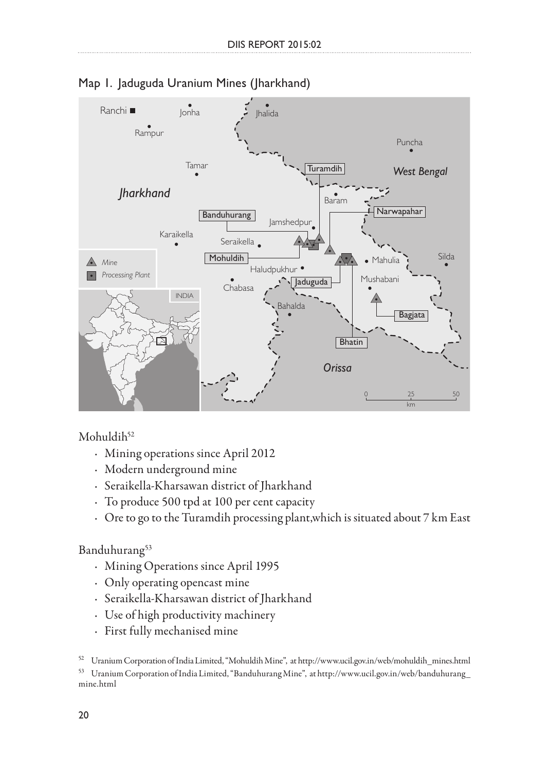Map 1. Jaduguda Uranium Mines (Jharkhand)

Mohuldih[52]

- Mining operations since April 2012
- Modern underground mine
- Seraikella-Kharsawan district of Jharkhand
- To produce 500 tpd at 100 per cent capacity
- Ore to go to the Turamdih processing plant,which is situated about 7 km East

Banduhurang[53]

- Mining Operations since April 1995
- Only operating opencast mine
- Seraikella-Kharsawan district of Jharkhand
- Use of high productivity machinery
- First fully mechanised mine

[52] Uranium Corporation of India Limited, "Mohuldih Mine", at http://www.ucil.gov.in/web/mohuldih_mines.html

[53] Uranium Corporation of India Limited, "Banduhurang Mine", at http://www.ucil.gov.in/web/banduhurang_mine.html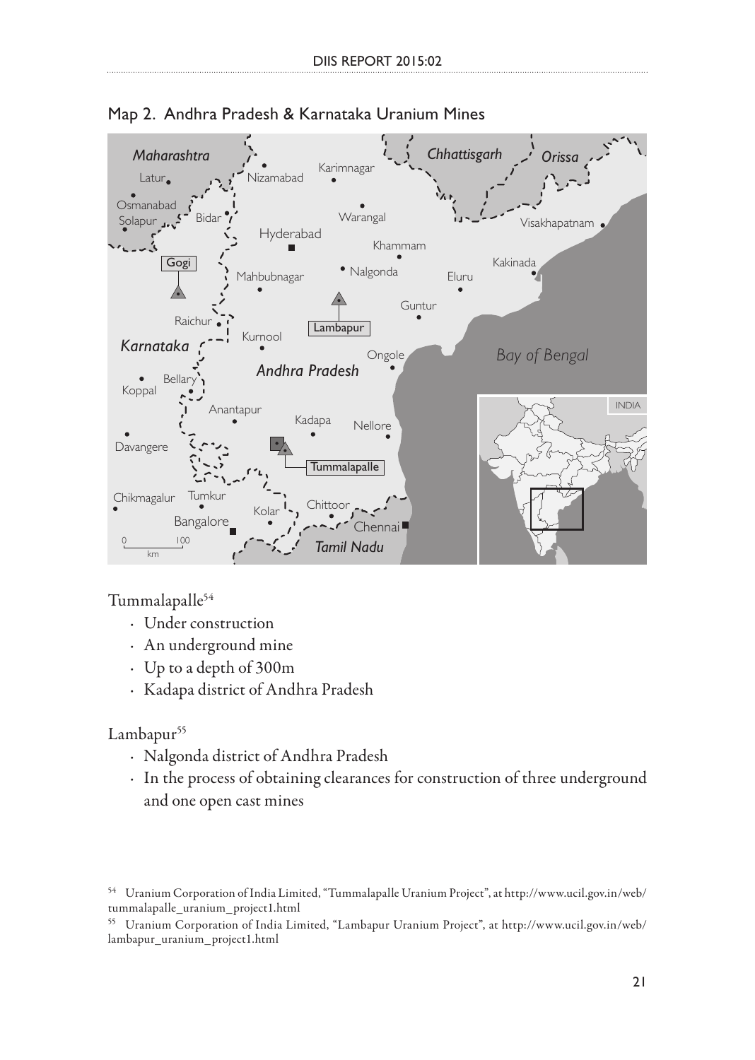Map 2. Andhra Pradesh & Karnataka Uranium Mines

Tummalapalle[54]

- Under construction
- An underground mine
- Up to a depth of 300m
- Kadapa district of Andhra Pradesh

Lambapur[55]

- Nalgonda district of Andhra Pradesh
- In the process of obtaining clearances for construction of three underground and one open cast mines

[54] Uranium Corporation of India Limited, "Tummalapalle Uranium Project", at http://www.ucil.gov.in/web/tummalapalle_uranium_project1.html

[55] Uranium Corporation of India Limited, "Lambapur Uranium Project", at http://www.ucil.gov.in/web/lambapur_uranium_project1.html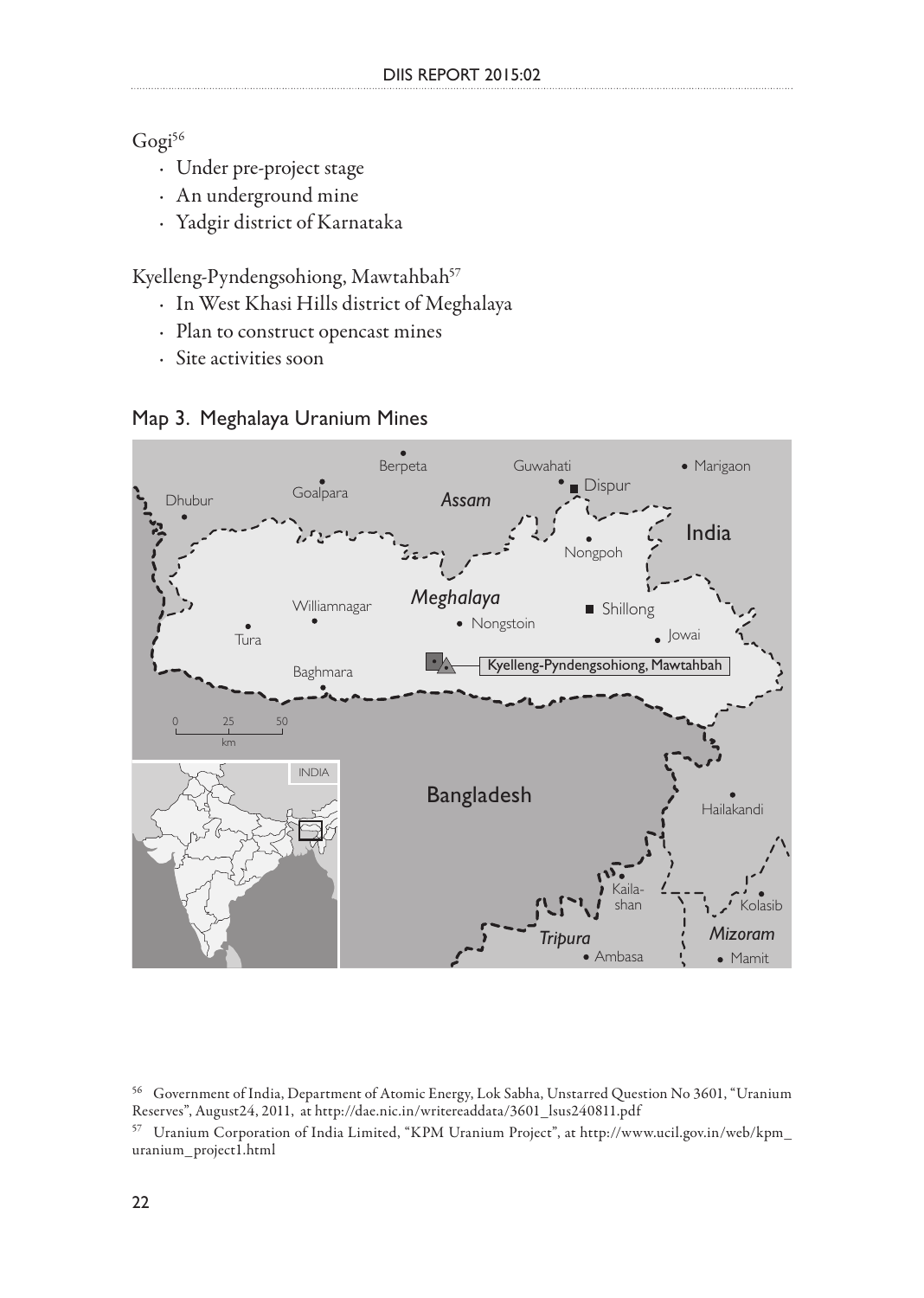Gogi[56]

- Under pre-project stage
- An underground mine
- Yadgir district of Karnataka

Kyelleng-Pyndengsohiong, Mawtahbah[57]

- In West Khasi Hills district of Meghalaya
- Plan to construct opencast mines
- Site activities soon

Map 3. Meghalaya Uranium Mines

[56] Government of India, Department of Atomic Energy, Lok Sabha, Unstarred Question No 3601, "Uranium Reserves", August24, 2011, at http://dae.nic.in/writereaddata/3601_lsus240811.pdf

[57] Uranium Corporation of India Limited, "KPM Uranium Project", at http://www.ucil.gov.in/web/kpm_uranium_project1.html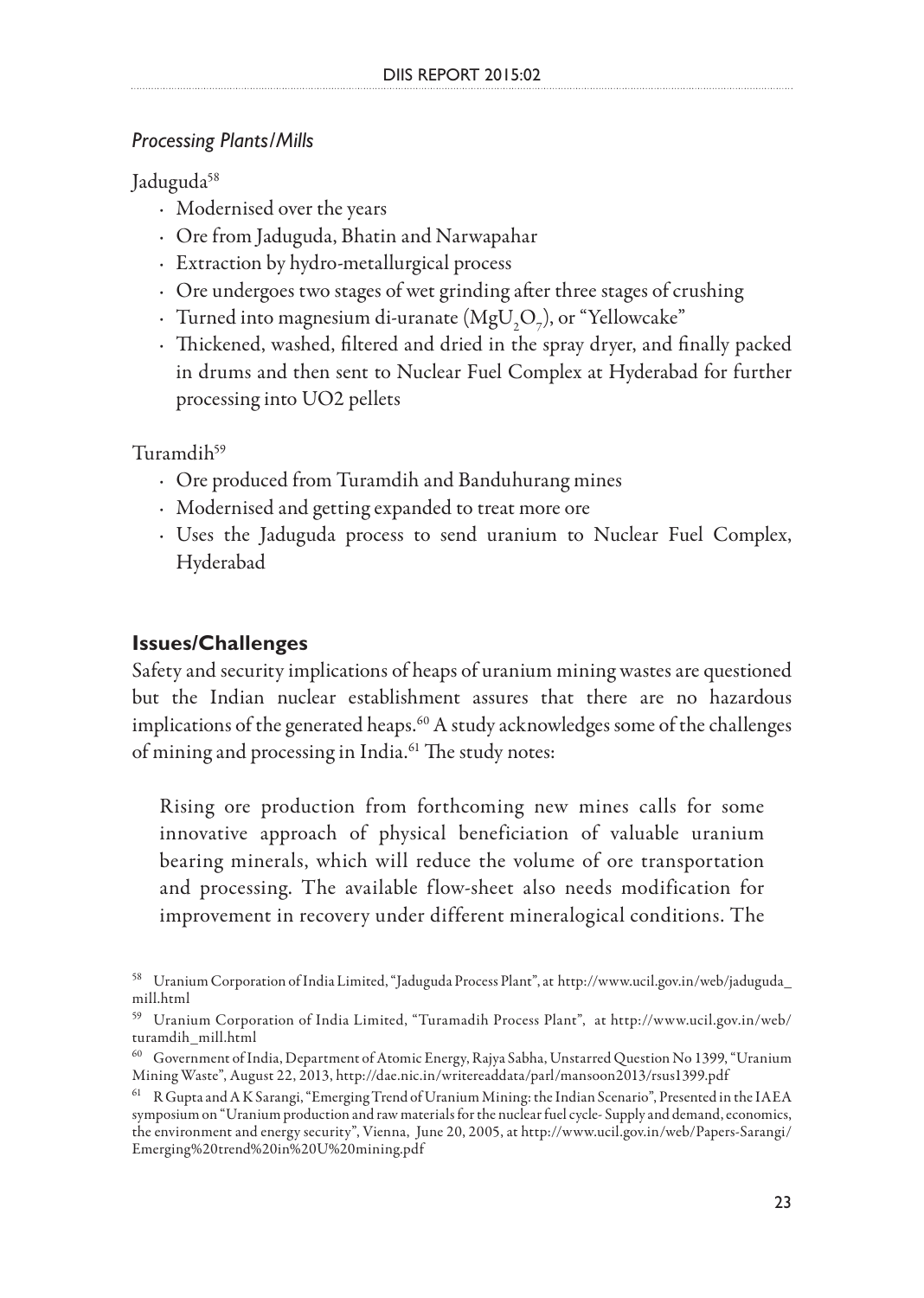*Processing Plants/Mills*

Jaduguda[58]

- Modernised over the years
- Ore from Jaduguda, Bhatin and Narwapahar
- Extraction by hydro-metallurgical process
- Ore undergoes two stages of wet grinding after three stages of crushing
- Turned into magnesium di-uranate ($MgU_2O_7$), or "Yellowcake"
- Thickened, washed, filtered and dried in the spray dryer, and finally packed in drums and then sent to Nuclear Fuel Complex at Hyderabad for further processing into UO2 pellets

Turamdih[59]

- Ore produced from Turamdih and Banduhurang mines
- Modernised and getting expanded to treat more ore
- Uses the Jaduguda process to send uranium to Nuclear Fuel Complex, Hyderabad

## Issues/Challenges

Safety and security implications of heaps of uranium mining wastes are questioned but the Indian nuclear establishment assures that there are no hazardous implications of the generated heaps.[60] A study acknowledges some of the challenges of mining and processing in India.[61] The study notes:

> Rising ore production from forthcoming new mines calls for some innovative approach of physical beneficiation of valuable uranium bearing minerals, which will reduce the volume of ore transportation and processing. The available flow-sheet also needs modification for improvement in recovery under different mineralogical conditions. The

---

[58] Uranium Corporation of India Limited, "Jaduguda Process Plant", at http://www.ucil.gov.in/web/jaduguda_mill.html

[59] Uranium Corporation of India Limited, "Turamadih Process Plant", at http://www.ucil.gov.in/web/turamdih_mill.html

[60] Government of India, Department of Atomic Energy, Rajya Sabha, Unstarred Question No 1399, "Uranium Mining Waste", August 22, 2013, http://dae.nic.in/writereaddata/parl/mansoon2013/rsus1399.pdf

[61] R Gupta and A K Sarangi, "Emerging Trend of Uranium Mining: the Indian Scenario", Presented in the IAEA symposium on "Uranium production and raw materials for the nuclear fuel cycle- Supply and demand, economics, the environment and energy security", Vienna, June 20, 2005, at http://www.ucil.gov.in/web/Papers-Sarangi/Emerging%20trend%20in%20U%20mining.pdf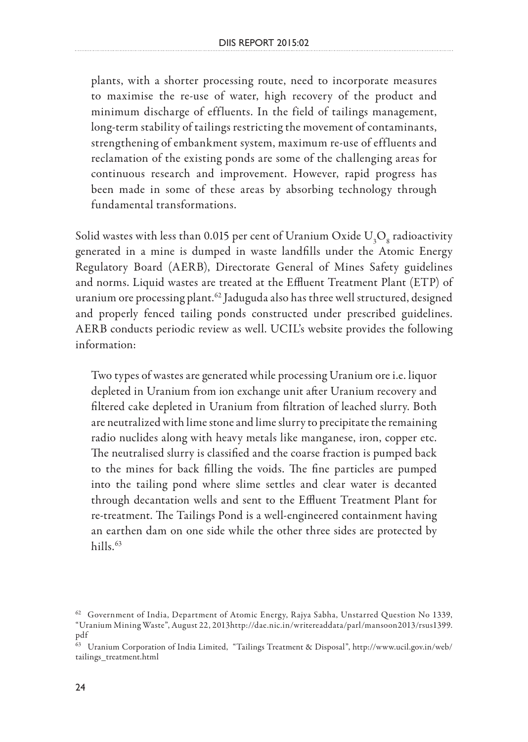> plants, with a shorter processing route, need to incorporate measures to maximise the re-use of water, high recovery of the product and minimum discharge of effluents. In the field of tailings management, long-term stability of tailings restricting the movement of contaminants, strengthening of embankment system, maximum re-use of effluents and reclamation of the existing ponds are some of the challenging areas for continuous research and improvement. However, rapid progress has been made in some of these areas by absorbing technology through fundamental transformations.

Solid wastes with less than 0.015 per cent of Uranium Oxide $U_3O_8$ radioactivity generated in a mine is dumped in waste landfills under the Atomic Energy Regulatory Board (AERB), Directorate General of Mines Safety guidelines and norms. Liquid wastes are treated at the Effluent Treatment Plant (ETP) of uranium ore processing plant.[62] Jaduguda also has three well structured, designed and properly fenced tailing ponds constructed under prescribed guidelines. AERB conducts periodic review as well. UCIL's website provides the following information:

> Two types of wastes are generated while processing Uranium ore i.e. liquor depleted in Uranium from ion exchange unit after Uranium recovery and filtered cake depleted in Uranium from filtration of leached slurry. Both are neutralized with lime stone and lime slurry to precipitate the remaining radio nuclides along with heavy metals like manganese, iron, copper etc. The neutralised slurry is classified and the coarse fraction is pumped back to the mines for back filling the voids. The fine particles are pumped into the tailing pond where slime settles and clear water is decanted through decantation wells and sent to the Effluent Treatment Plant for re-treatment. The Tailings Pond is a well-engineered containment having an earthen dam on one side while the other three sides are protected by hills.[63]

---

[62] Government of India, Department of Atomic Energy, Rajya Sabha, Unstarred Question No 1339, "Uranium Mining Waste", August 22, 2013http://dae.nic.in/writereaddata/parl/mansoon2013/rsus1399.pdf

[63] Uranium Corporation of India Limited, "Tailings Treatment & Disposal", http://www.ucil.gov.in/web/tailings_treatment.html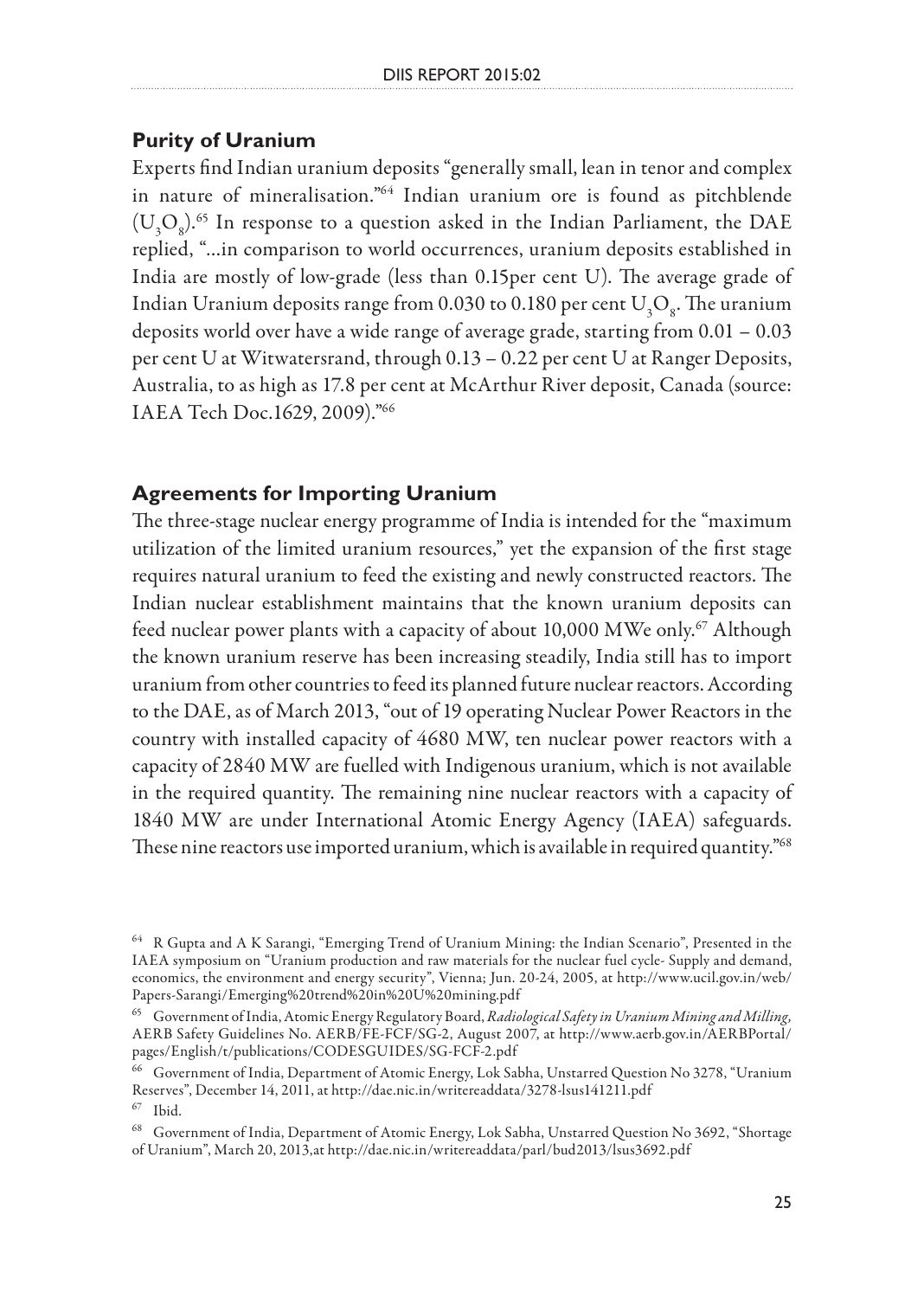## Purity of Uranium

Experts find Indian uranium deposits "generally small, lean in tenor and complex in nature of mineralisation."[64] Indian uranium ore is found as pitchblende ($U_3O_8$).[65] In response to a question asked in the Indian Parliament, the DAE replied, "...in comparison to world occurrences, uranium deposits established in India are mostly of low-grade (less than 0.15per cent U). The average grade of Indian Uranium deposits range from 0.030 to 0.180 per cent $U_3O_8$. The uranium deposits world over have a wide range of average grade, starting from 0.01 – 0.03 per cent U at Witwatersrand, through 0.13 – 0.22 per cent U at Ranger Deposits, Australia, to as high as 17.8 per cent at McArthur River deposit, Canada (source: IAEA Tech Doc.1629, 2009)."[66]

## Agreements for Importing Uranium

The three-stage nuclear energy programme of India is intended for the "maximum utilization of the limited uranium resources," yet the expansion of the first stage requires natural uranium to feed the existing and newly constructed reactors. The Indian nuclear establishment maintains that the known uranium deposits can feed nuclear power plants with a capacity of about 10,000 MWe only.[67] Although the known uranium reserve has been increasing steadily, India still has to import uranium from other countries to feed its planned future nuclear reactors. According to the DAE, as of March 2013, "out of 19 operating Nuclear Power Reactors in the country with installed capacity of 4680 MW, ten nuclear power reactors with a capacity of 2840 MW are fuelled with Indigenous uranium, which is not available in the required quantity. The remaining nine nuclear reactors with a capacity of 1840 MW are under International Atomic Energy Agency (IAEA) safeguards. These nine reactors use imported uranium, which is available in required quantity."[68]

---

[64] R Gupta and A K Sarangi, "Emerging Trend of Uranium Mining: the Indian Scenario", Presented in the IAEA symposium on "Uranium production and raw materials for the nuclear fuel cycle- Supply and demand, economics, the environment and energy security", Vienna; Jun. 20-24, 2005, at http://www.ucil.gov.in/web/Papers-Sarangi/Emerging%20trend%20in%20U%20mining.pdf

[65] Government of India, Atomic Energy Regulatory Board, *Radiological Safety in Uranium Mining and Milling,* AERB Safety Guidelines No. AERB/FE-FCF/SG-2, August 2007, at http://www.aerb.gov.in/AERBPortal/pages/English/t/publications/CODESGUIDES/SG-FCF-2.pdf

[66] Government of India, Department of Atomic Energy, Lok Sabha, Unstarred Question No 3278, "Uranium Reserves", December 14, 2011, at http://dae.nic.in/writereaddata/3278-lsus141211.pdf

[67] Ibid.

[68] Government of India, Department of Atomic Energy, Lok Sabha, Unstarred Question No 3692, "Shortage of Uranium", March 20, 2013,at http://dae.nic.in/writereaddata/parl/bud2013/lsus3692.pdf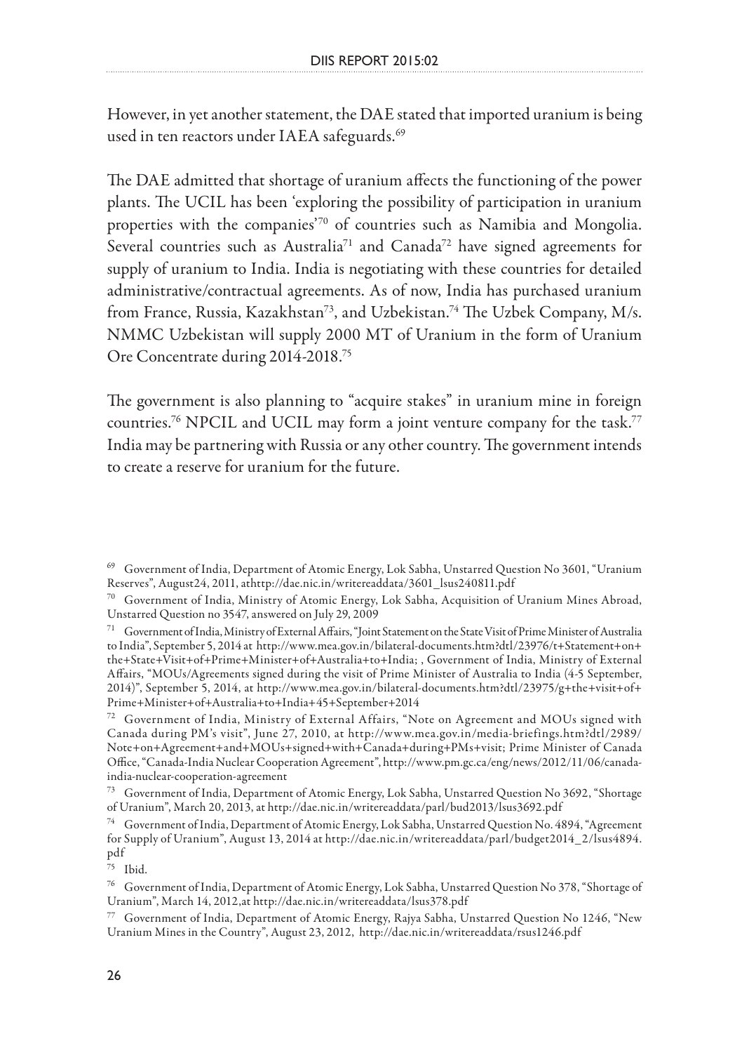However, in yet another statement, the DAE stated that imported uranium is being used in ten reactors under IAEA safeguards.[69]

The DAE admitted that shortage of uranium affects the functioning of the power plants. The UCIL has been 'exploring the possibility of participation in uranium properties with the companies'[70] of countries such as Namibia and Mongolia. Several countries such as Australia[71] and Canada[72] have signed agreements for supply of uranium to India. India is negotiating with these countries for detailed administrative/contractual agreements. As of now, India has purchased uranium from France, Russia, Kazakhstan[73], and Uzbekistan.[74] The Uzbek Company, M/s. NMMC Uzbekistan will supply 2000 MT of Uranium in the form of Uranium Ore Concentrate during 2014-2018.[75]

The government is also planning to "acquire stakes" in uranium mine in foreign countries.[76] NPCIL and UCIL may form a joint venture company for the task.[77] India may be partnering with Russia or any other country. The government intends to create a reserve for uranium for the future.

---

[69] Government of India, Department of Atomic Energy, Lok Sabha, Unstarred Question No 3601, "Uranium Reserves", August24, 2011, athttp://dae.nic.in/writereaddata/3601_lsus240811.pdf

[70] Government of India, Ministry of Atomic Energy, Lok Sabha, Acquisition of Uranium Mines Abroad, Unstarred Question no 3547, answered on July 29, 2009

[71] Government of India, Ministry of External Affairs, "Joint Statement on the State Visit of Prime Minister of Australia to India", September 5, 2014 at http://www.mea.gov.in/bilateral-documents.htm?dtl/23976/t+Statement+on+the+State+Visit+of+Prime+Minister+of+Australia+to+India; , Government of India, Ministry of External Affairs, "MOUs/Agreements signed during the visit of Prime Minister of Australia to India (4-5 September, 2014)", September 5, 2014, at http://www.mea.gov.in/bilateral-documents.htm?dtl/23975/g+the+visit+of+Prime+Minister+of+Australia+to+India+45+September+2014

[72] Government of India, Ministry of External Affairs, "Note on Agreement and MOUs signed with Canada during PM's visit", June 27, 2010, at http://www.mea.gov.in/media-briefings.htm?dtl/2989/Note+on+Agreement+and+MOUs+signed+with+Canada+during+PMs+visit; Prime Minister of Canada Office, "Canada-India Nuclear Cooperation Agreement", http://www.pm.gc.ca/eng/news/2012/11/06/canada-india-nuclear-cooperation-agreement

[73] Government of India, Department of Atomic Energy, Lok Sabha, Unstarred Question No 3692, "Shortage of Uranium", March 20, 2013, at http://dae.nic.in/writereaddata/parl/bud2013/lsus3692.pdf

[74] Government of India, Department of Atomic Energy, Lok Sabha, Unstarred Question No. 4894, "Agreement for Supply of Uranium", August 13, 2014 at http://dae.nic.in/writereaddata/parl/budget2014_2/lsus4894.pdf

[75] Ibid.

[76] Government of India, Department of Atomic Energy, Lok Sabha, Unstarred Question No 378, "Shortage of Uranium", March 14, 2012,at http://dae.nic.in/writereaddata/lsus378.pdf

[77] Government of India, Department of Atomic Energy, Rajya Sabha, Unstarred Question No 1246, "New Uranium Mines in the Country", August 23, 2012, http://dae.nic.in/writereaddata/rsus1246.pdf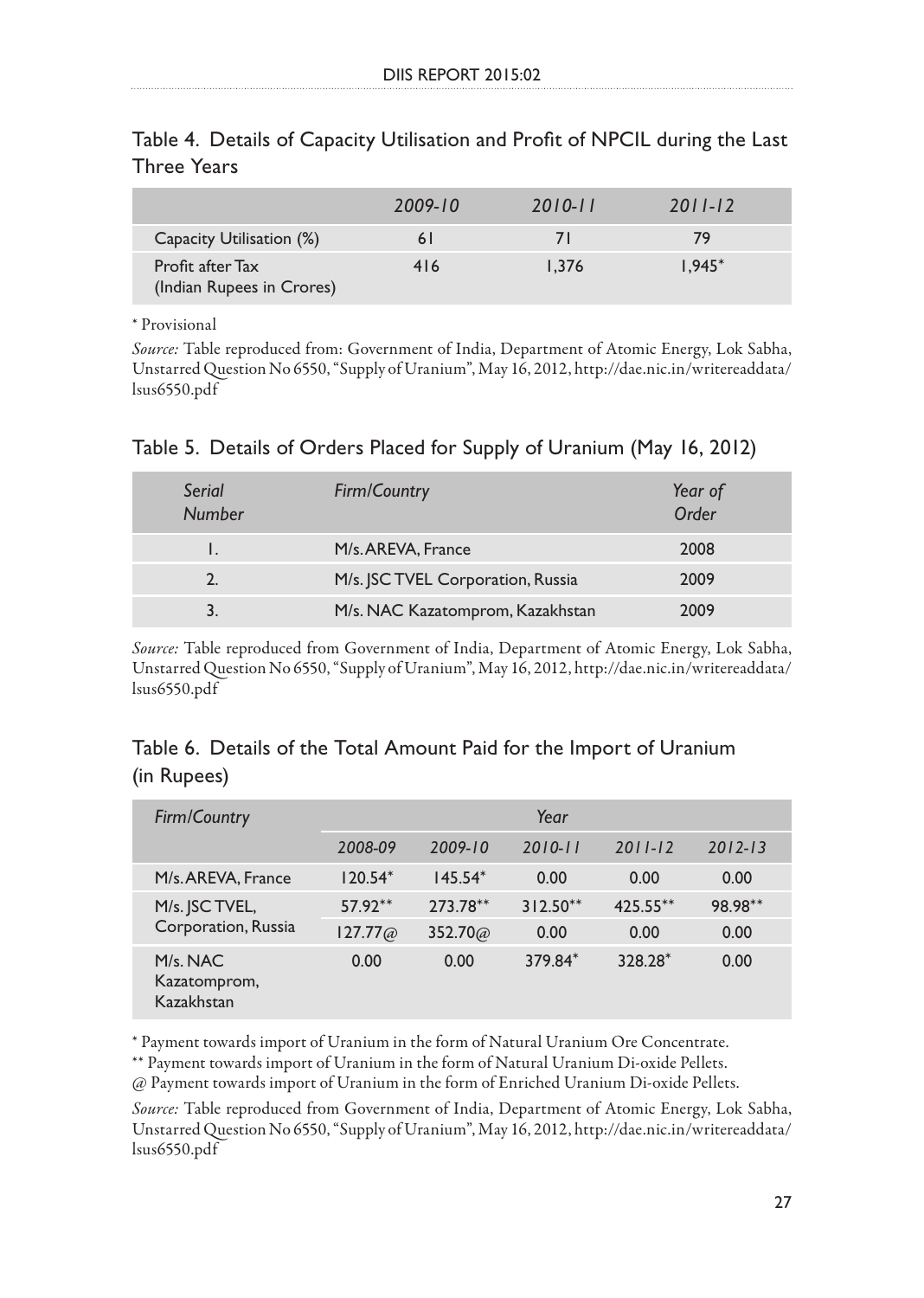Table 4. Details of Capacity Utilisation and Profit of NPCIL during the Last Three Years

| | *2009-10* | *2010-11* | *2011-12* |
|---|---|---|---|
| Capacity Utilisation (%) | 61 | 71 | 79 |
| Profit after Tax (Indian Rupees in Crores) | 416 | 1,376 | 1,945* |

* Provisional

*Source:* Table reproduced from: Government of India, Department of Atomic Energy, Lok Sabha, Unstarred Question No 6550, "Supply of Uranium", May 16, 2012, http://dae.nic.in/writereaddata/lsus6550.pdf

Table 5. Details of Orders Placed for Supply of Uranium (May 16, 2012)

| *Serial Number* | *Firm/Country* | *Year of Order* |
|---|---|---|
| 1. | M/s. AREVA, France | 2008 |
| 2. | M/s. JSC TVEL Corporation, Russia | 2009 |
| 3. | M/s. NAC Kazatomprom, Kazakhstan | 2009 |

*Source:* Table reproduced from Government of India, Department of Atomic Energy, Lok Sabha, Unstarred Question No 6550, "Supply of Uranium", May 16, 2012, http://dae.nic.in/writereaddata/lsus6550.pdf

Table 6. Details of the Total Amount Paid for the Import of Uranium (in Rupees)

| *Firm/Country* | *Year* | | | | |
|---|---|---|---|---|---|
| | *2008-09* | *2009-10* | *2010-11* | *2011-12* | *2012-13* |
| M/s. AREVA, France | 120.54* | 145.54* | 0.00 | 0.00 | 0.00 |
| M/s. JSC TVEL, Corporation, Russia | 57.92** | 273.78** | 312.50** | 425.55** | 98.98** |
| | 127.77@ | 352.70@ | 0.00 | 0.00 | 0.00 |
| M/s. NAC Kazatomprom, Kazakhstan | 0.00 | 0.00 | 379.84* | 328.28* | 0.00 |

* Payment towards import of Uranium in the form of Natural Uranium Ore Concentrate.

** Payment towards import of Uranium in the form of Natural Uranium Di-oxide Pellets.

@ Payment towards import of Uranium in the form of Enriched Uranium Di-oxide Pellets.

*Source:* Table reproduced from Government of India, Department of Atomic Energy, Lok Sabha, Unstarred Question No 6550, "Supply of Uranium", May 16, 2012, http://dae.nic.in/writereaddata/lsus6550.pdf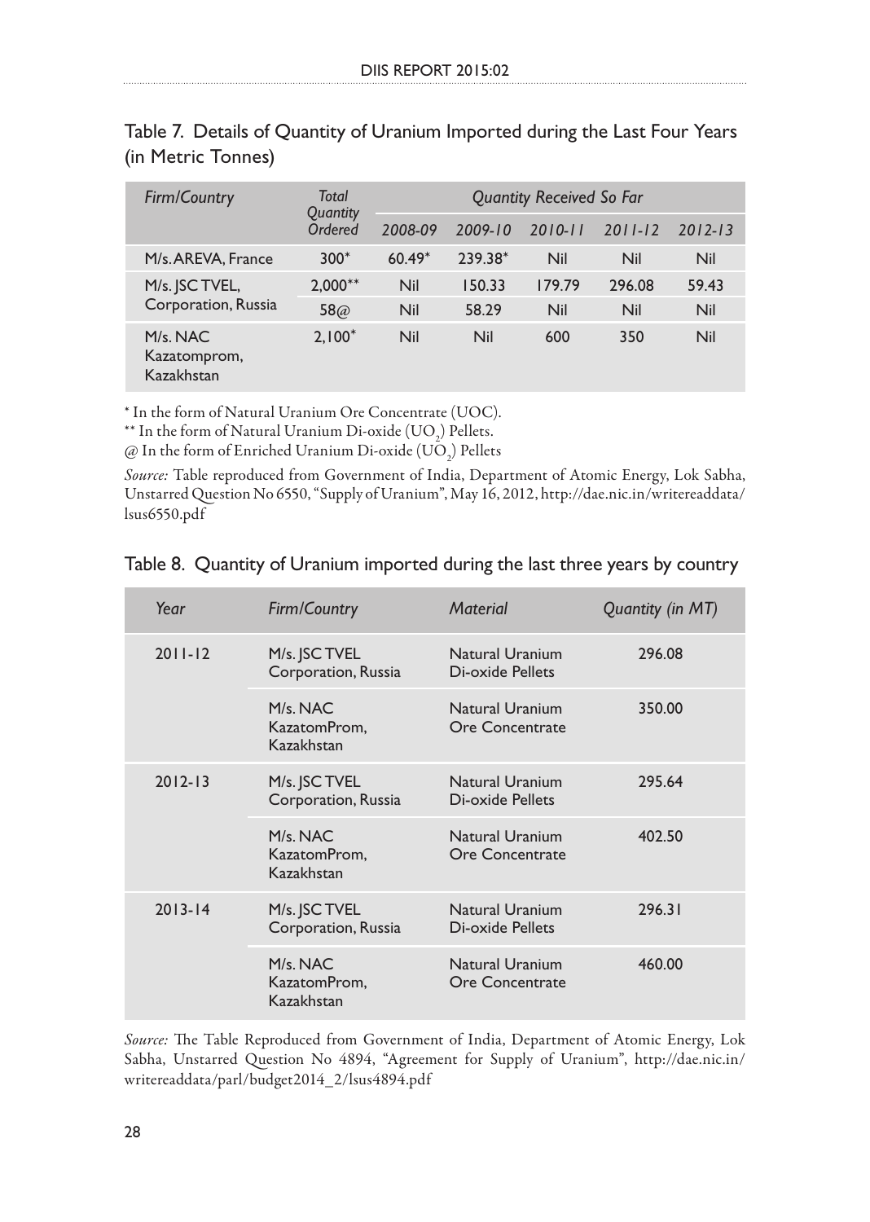Table 7. Details of Quantity of Uranium Imported during the Last Four Years (in Metric Tonnes)

| Firm/Country | Total Quantity Ordered | Quantity Received So Far | | | | |
|---|---|---|---|---|---|---|
| | | 2008-09 | 2009-10 | 2010-11 | 2011-12 | 2012-13 |
| M/s. AREVA, France | 300* | 60.49* | 239.38* | Nil | Nil | Nil |
| M/s. JSC TVEL, Corporation, Russia | 2,000** | Nil | 150.33 | 179.79 | 296.08 | 59.43 |
| | 58@ | Nil | 58.29 | Nil | Nil | Nil |
| M/s. NAC Kazatomprom, Kazakhstan | 2,100* | Nil | Nil | 600 | 350 | Nil |

* In the form of Natural Uranium Ore Concentrate (UOC).

** In the form of Natural Uranium Di-oxide ($UO_2$) Pellets.

@ In the form of Enriched Uranium Di-oxide ($UO_2$) Pellets

*Source:* Table reproduced from Government of India, Department of Atomic Energy, Lok Sabha, Unstarred Question No 6550, "Supply of Uranium", May 16, 2012, http://dae.nic.in/writereaddata/lsus6550.pdf

Table 8. Quantity of Uranium imported during the last three years by country

| Year | Firm/Country | Material | Quantity (in MT) |
|---|---|---|---|
| 2011-12 | M/s. JSC TVEL Corporation, Russia | Natural Uranium Di-oxide Pellets | 296.08 |
| | M/s. NAC KazatomProm, Kazakhstan | Natural Uranium Ore Concentrate | 350.00 |
| 2012-13 | M/s. JSC TVEL Corporation, Russia | Natural Uranium Di-oxide Pellets | 295.64 |
| | M/s. NAC KazatomProm, Kazakhstan | Natural Uranium Ore Concentrate | 402.50 |
| 2013-14 | M/s. JSC TVEL Corporation, Russia | Natural Uranium Di-oxide Pellets | 296.31 |
| | M/s. NAC KazatomProm, Kazakhstan | Natural Uranium Ore Concentrate | 460.00 |

*Source:* The Table Reproduced from Government of India, Department of Atomic Energy, Lok Sabha, Unstarred Question No 4894, "Agreement for Supply of Uranium", http://dae.nic.in/writereaddata/parl/budget2014_2/lsus4894.pdf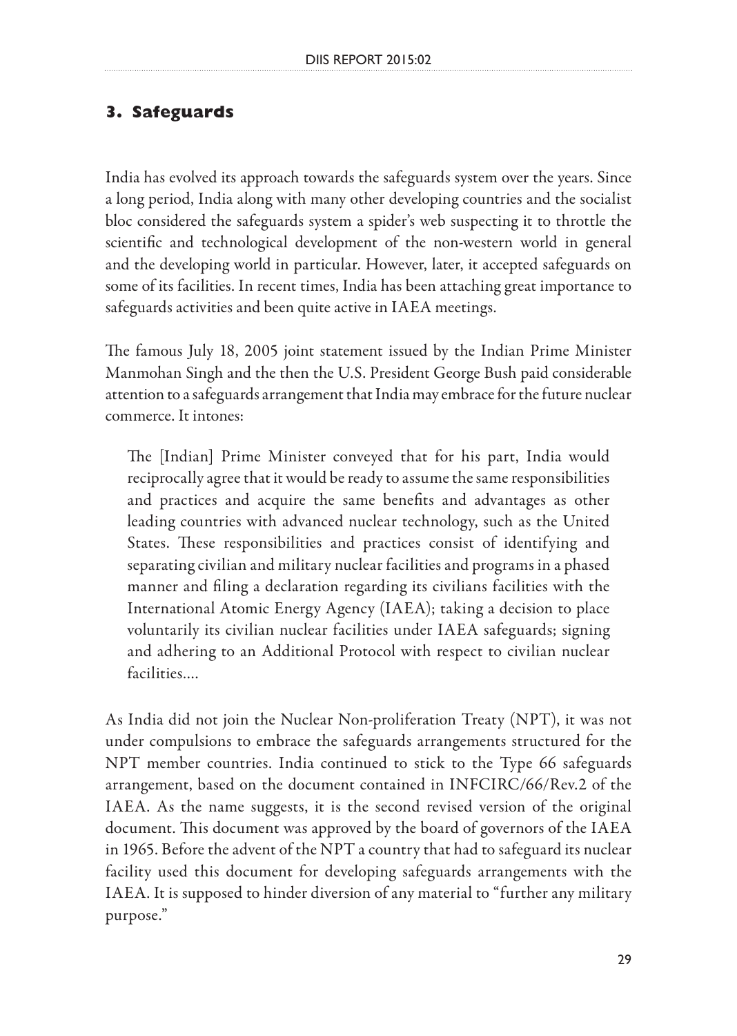## 3. Safeguards

India has evolved its approach towards the safeguards system over the years. Since a long period, India along with many other developing countries and the socialist bloc considered the safeguards system a spider's web suspecting it to throttle the scientific and technological development of the non-western world in general and the developing world in particular. However, later, it accepted safeguards on some of its facilities. In recent times, India has been attaching great importance to safeguards activities and been quite active in IAEA meetings.

The famous July 18, 2005 joint statement issued by the Indian Prime Minister Manmohan Singh and the then the U.S. President George Bush paid considerable attention to a safeguards arrangement that India may embrace for the future nuclear commerce. It intones:

> The [Indian] Prime Minister conveyed that for his part, India would reciprocally agree that it would be ready to assume the same responsibilities and practices and acquire the same benefits and advantages as other leading countries with advanced nuclear technology, such as the United States. These responsibilities and practices consist of identifying and separating civilian and military nuclear facilities and programs in a phased manner and filing a declaration regarding its civilians facilities with the International Atomic Energy Agency (IAEA); taking a decision to place voluntarily its civilian nuclear facilities under IAEA safeguards; signing and adhering to an Additional Protocol with respect to civilian nuclear facilities....

As India did not join the Nuclear Non-proliferation Treaty (NPT), it was not under compulsions to embrace the safeguards arrangements structured for the NPT member countries. India continued to stick to the Type 66 safeguards arrangement, based on the document contained in INFCIRC/66/Rev.2 of the IAEA. As the name suggests, it is the second revised version of the original document. This document was approved by the board of governors of the IAEA in 1965. Before the advent of the NPT a country that had to safeguard its nuclear facility used this document for developing safeguards arrangements with the IAEA. It is supposed to hinder diversion of any material to "further any military purpose."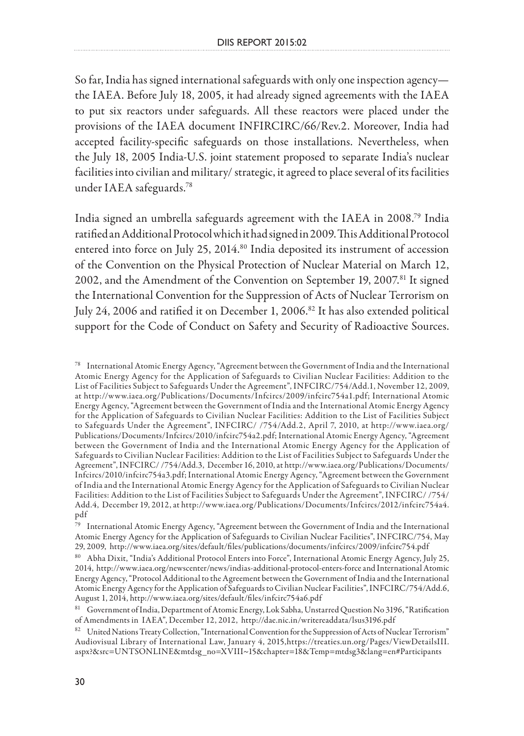So far, India has signed international safeguards with only one inspection agency—the IAEA. Before July 18, 2005, it had already signed agreements with the IAEA to put six reactors under safeguards. All these reactors were placed under the provisions of the IAEA document INFIRCIRC/66/Rev.2. Moreover, India had accepted facility-specific safeguards on those installations. Nevertheless, when the July 18, 2005 India-U.S. joint statement proposed to separate India's nuclear facilities into civilian and military/ strategic, it agreed to place several of its facilities under IAEA safeguards.[78]

India signed an umbrella safeguards agreement with the IAEA in 2008.[79] India ratified an Additional Protocol which it had signed in 2009. This Additional Protocol entered into force on July 25, 2014.[80] India deposited its instrument of accession of the Convention on the Physical Protection of Nuclear Material on March 12, 2002, and the Amendment of the Convention on September 19, 2007.[81] It signed the International Convention for the Suppression of Acts of Nuclear Terrorism on July 24, 2006 and ratified it on December 1, 2006.[82] It has also extended political support for the Code of Conduct on Safety and Security of Radioactive Sources.

---

[78] International Atomic Energy Agency, "Agreement between the Government of India and the International Atomic Energy Agency for the Application of Safeguards to Civilian Nuclear Facilities: Addition to the List of Facilities Subject to Safeguards Under the Agreement", INFCIRC/754/Add.1, November 12, 2009, at http://www.iaea.org/Publications/Documents/Infcircs/2009/infcirc754a1.pdf; International Atomic Energy Agency, "Agreement between the Government of India and the International Atomic Energy Agency for the Application of Safeguards to Civilian Nuclear Facilities: Addition to the List of Facilities Subject to Safeguards Under the Agreement", INFCIRC/ /754/Add.2, April 7, 2010, at http://www.iaea.org/Publications/Documents/Infcircs/2010/infcirc754a2.pdf; International Atomic Energy Agency, "Agreement between the Government of India and the International Atomic Energy Agency for the Application of Safeguards to Civilian Nuclear Facilities: Addition to the List of Facilities Subject to Safeguards Under the Agreement", INFCIRC/ /754/Add.3, December 16, 2010, at http://www.iaea.org/Publications/Documents/Infcircs/2010/infcirc754a3.pdf; International Atomic Energy Agency, "Agreement between the Government of India and the International Atomic Energy Agency for the Application of Safeguards to Civilian Nuclear Facilities: Addition to the List of Facilities Subject to Safeguards Under the Agreement", INFCIRC/ /754/Add.4, December 19, 2012, at http://www.iaea.org/Publications/Documents/Infcircs/2012/infcirc754a4.pdf

[79] International Atomic Energy Agency, "Agreement between the Government of India and the International Atomic Energy Agency for the Application of Safeguards to Civilian Nuclear Facilities", INFCIRC/754, May 29, 2009, http://www.iaea.org/sites/default/files/publications/documents/infcircs/2009/infcirc754.pdf

[80] Abha Dixit, "India's Additional Protocol Enters into Force", International Atomic Energy Agency, July 25, 2014, http://www.iaea.org/newscenter/news/indias-additional-protocol-enters-force and International Atomic Energy Agency, "Protocol Additional to the Agreement between the Government of India and the International Atomic Energy Agency for the Application of Safeguards to Civilian Nuclear Facilities", INFCIRC/754/Add.6, August 1, 2014, http://www.iaea.org/sites/default/files/infcirc754a6.pdf

[81] Government of India, Department of Atomic Energy, Lok Sabha, Unstarred Question No 3196, "Ratification of Amendments in IAEA", December 12, 2012, http://dae.nic.in/writereaddata/lsus3196.pdf

[82] United Nations Treaty Collection, "International Convention for the Suppression of Acts of Nuclear Terrorism" Audiovisual Library of International Law, January 4, 2015,https://treaties.un.org/Pages/ViewDetailsIII.aspx?&src=UNTSONLINE&mtdsg_no=XVIII~15&chapter=18&Temp=mtdsg3&lang=en#Participants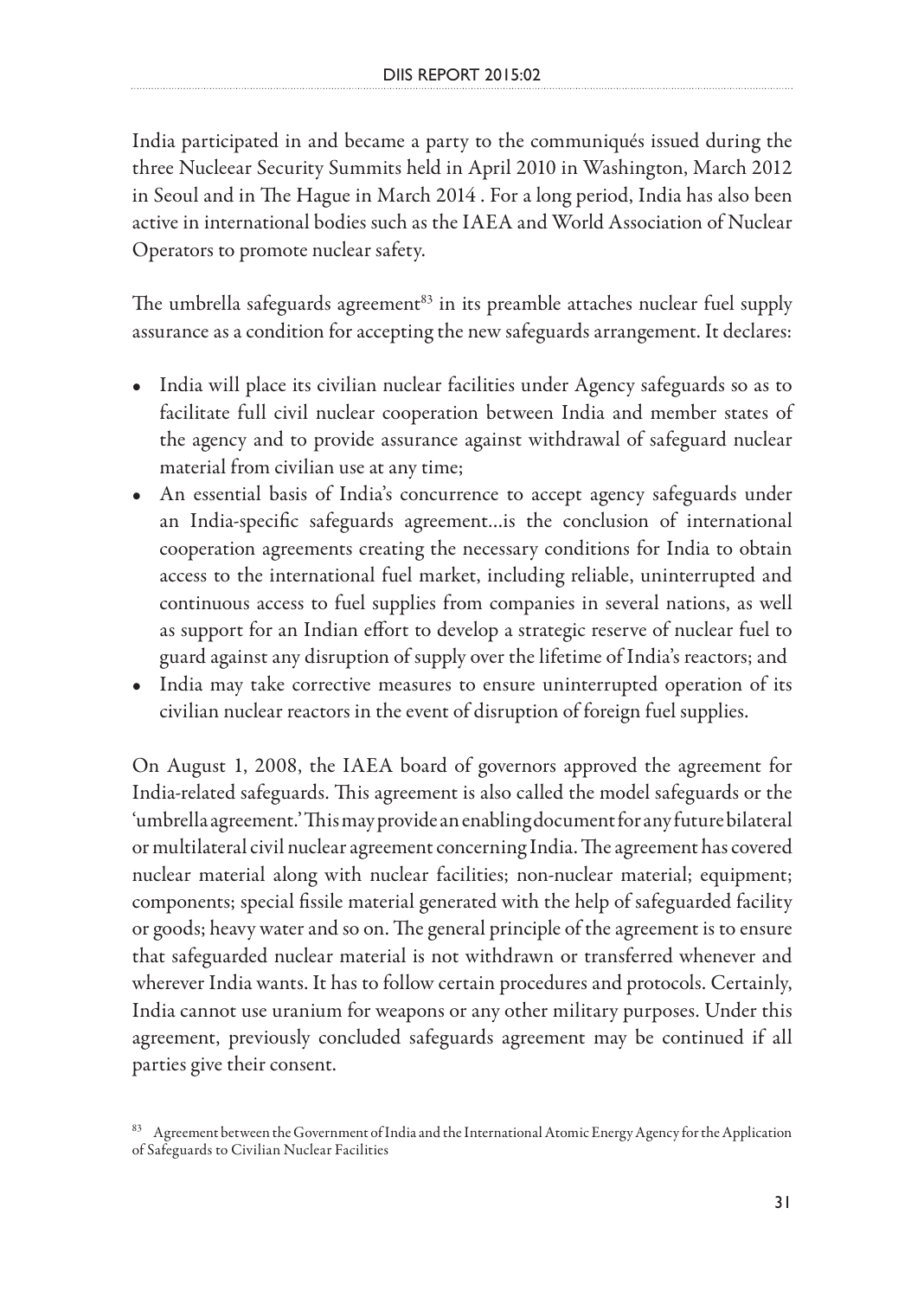India participated in and became a party to the communiqués issued during the three Nucleear Security Summits held in April 2010 in Washington, March 2012 in Seoul and in The Hague in March 2014 . For a long period, India has also been active in international bodies such as the IAEA and World Association of Nuclear Operators to promote nuclear safety.

The umbrella safeguards agreement[83] in its preamble attaches nuclear fuel supply assurance as a condition for accepting the new safeguards arrangement. It declares:

- India will place its civilian nuclear facilities under Agency safeguards so as to facilitate full civil nuclear cooperation between India and member states of the agency and to provide assurance against withdrawal of safeguard nuclear material from civilian use at any time;
- An essential basis of India's concurrence to accept agency safeguards under an India-specific safeguards agreement…is the conclusion of international cooperation agreements creating the necessary conditions for India to obtain access to the international fuel market, including reliable, uninterrupted and continuous access to fuel supplies from companies in several nations, as well as support for an Indian effort to develop a strategic reserve of nuclear fuel to guard against any disruption of supply over the lifetime of India's reactors; and
- India may take corrective measures to ensure uninterrupted operation of its civilian nuclear reactors in the event of disruption of foreign fuel supplies.

On August 1, 2008, the IAEA board of governors approved the agreement for India-related safeguards. This agreement is also called the model safeguards or the 'umbrella agreement.' This may provide an enabling document for any future bilateral or multilateral civil nuclear agreement concerning India. The agreement has covered nuclear material along with nuclear facilities; non-nuclear material; equipment; components; special fissile material generated with the help of safeguarded facility or goods; heavy water and so on. The general principle of the agreement is to ensure that safeguarded nuclear material is not withdrawn or transferred whenever and wherever India wants. It has to follow certain procedures and protocols. Certainly, India cannot use uranium for weapons or any other military purposes. Under this agreement, previously concluded safeguards agreement may be continued if all parties give their consent.

[83] Agreement between the Government of India and the International Atomic Energy Agency for the Application of Safeguards to Civilian Nuclear Facilities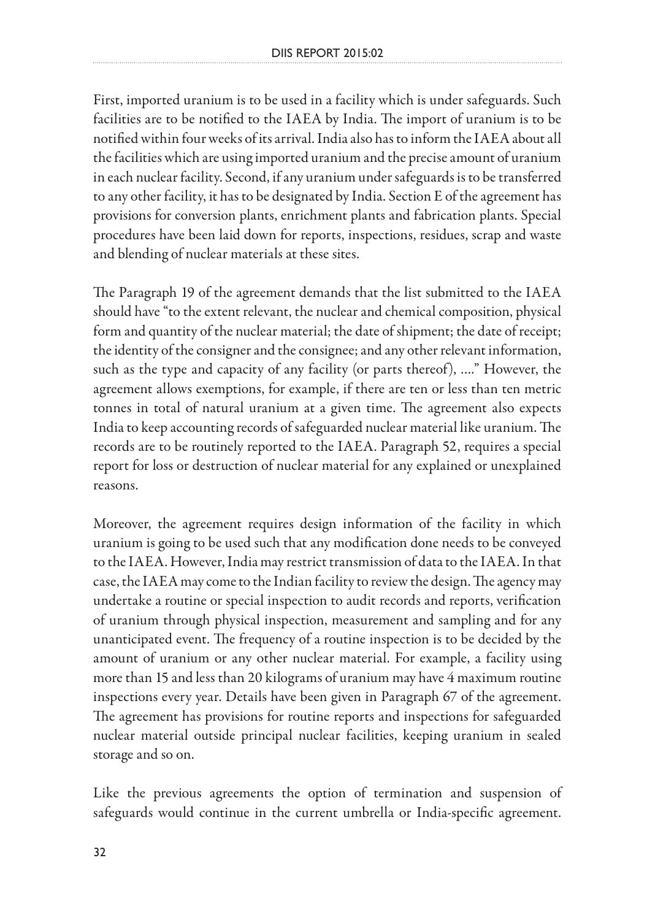First, imported uranium is to be used in a facility which is under safeguards. Such facilities are to be notified to the IAEA by India. The import of uranium is to be notified within four weeks of its arrival. India also has to inform the IAEA about all the facilities which are using imported uranium and the precise amount of uranium in each nuclear facility. Second, if any uranium under safeguards is to be transferred to any other facility, it has to be designated by India. Section E of the agreement has provisions for conversion plants, enrichment plants and fabrication plants. Special procedures have been laid down for reports, inspections, residues, scrap and waste and blending of nuclear materials at these sites.

The Paragraph 19 of the agreement demands that the list submitted to the IAEA should have "to the extent relevant, the nuclear and chemical composition, physical form and quantity of the nuclear material; the date of shipment; the date of receipt; the identity of the consigner and the consignee; and any other relevant information, such as the type and capacity of any facility (or parts thereof), …." However, the agreement allows exemptions, for example, if there are ten or less than ten metric tonnes in total of natural uranium at a given time. The agreement also expects India to keep accounting records of safeguarded nuclear material like uranium. The records are to be routinely reported to the IAEA. Paragraph 52, requires a special report for loss or destruction of nuclear material for any explained or unexplained reasons.

Moreover, the agreement requires design information of the facility in which uranium is going to be used such that any modification done needs to be conveyed to the IAEA. However, India may restrict transmission of data to the IAEA. In that case, the IAEA may come to the Indian facility to review the design. The agency may undertake a routine or special inspection to audit records and reports, verification of uranium through physical inspection, measurement and sampling and for any unanticipated event. The frequency of a routine inspection is to be decided by the amount of uranium or any other nuclear material. For example, a facility using more than 15 and less than 20 kilograms of uranium may have 4 maximum routine inspections every year. Details have been given in Paragraph 67 of the agreement. The agreement has provisions for routine reports and inspections for safeguarded nuclear material outside principal nuclear facilities, keeping uranium in sealed storage and so on.

Like the previous agreements the option of termination and suspension of safeguards would continue in the current umbrella or India-specific agreement.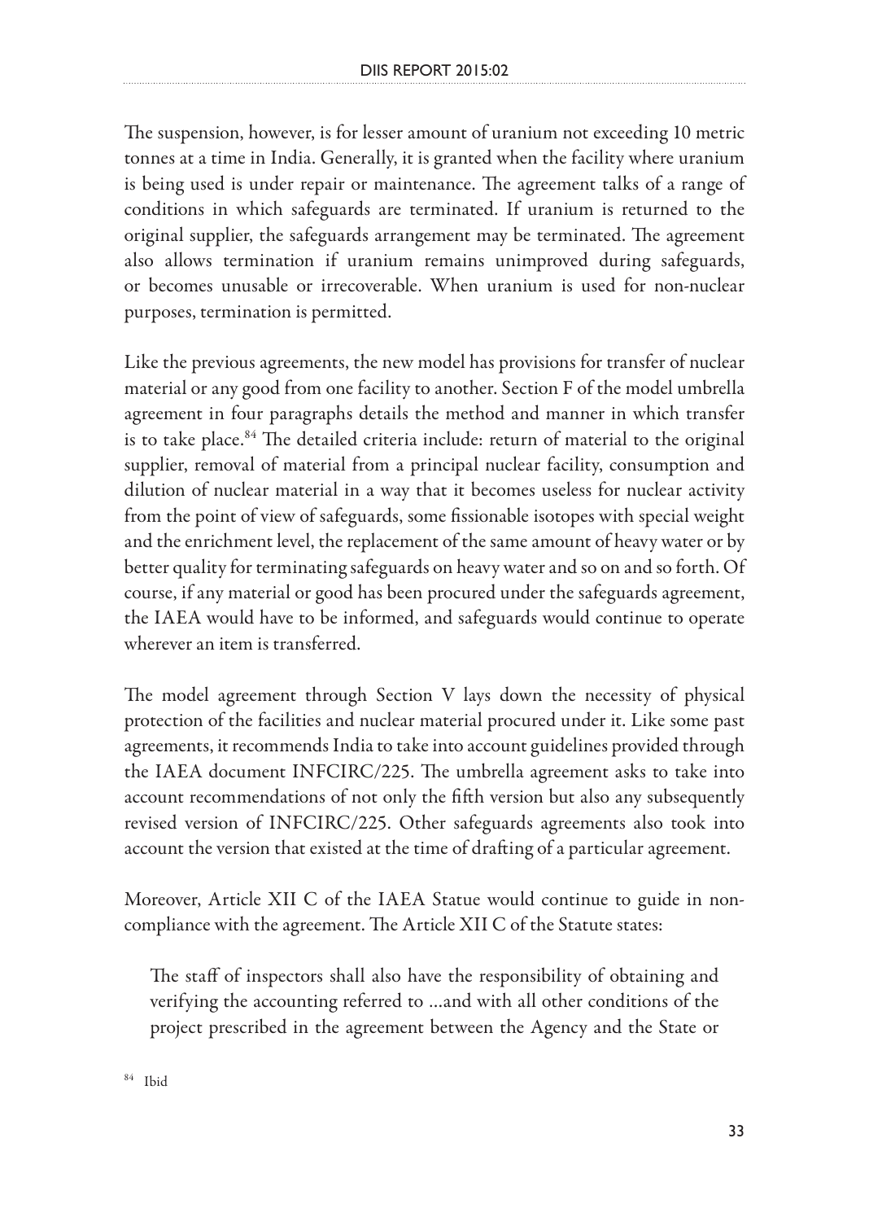The suspension, however, is for lesser amount of uranium not exceeding 10 metric tonnes at a time in India. Generally, it is granted when the facility where uranium is being used is under repair or maintenance. The agreement talks of a range of conditions in which safeguards are terminated. If uranium is returned to the original supplier, the safeguards arrangement may be terminated. The agreement also allows termination if uranium remains unimproved during safeguards, or becomes unusable or irrecoverable. When uranium is used for non-nuclear purposes, termination is permitted.

Like the previous agreements, the new model has provisions for transfer of nuclear material or any good from one facility to another. Section F of the model umbrella agreement in four paragraphs details the method and manner in which transfer is to take place.[84] The detailed criteria include: return of material to the original supplier, removal of material from a principal nuclear facility, consumption and dilution of nuclear material in a way that it becomes useless for nuclear activity from the point of view of safeguards, some fissionable isotopes with special weight and the enrichment level, the replacement of the same amount of heavy water or by better quality for terminating safeguards on heavy water and so on and so forth. Of course, if any material or good has been procured under the safeguards agreement, the IAEA would have to be informed, and safeguards would continue to operate wherever an item is transferred.

The model agreement through Section V lays down the necessity of physical protection of the facilities and nuclear material procured under it. Like some past agreements, it recommends India to take into account guidelines provided through the IAEA document INFCIRC/225. The umbrella agreement asks to take into account recommendations of not only the fifth version but also any subsequently revised version of INFCIRC/225. Other safeguards agreements also took into account the version that existed at the time of drafting of a particular agreement.

Moreover, Article XII C of the IAEA Statue would continue to guide in non-compliance with the agreement. The Article XII C of the Statute states:

> The staff of inspectors shall also have the responsibility of obtaining and verifying the accounting referred to ...and with all other conditions of the project prescribed in the agreement between the Agency and the State or

[84] Ibid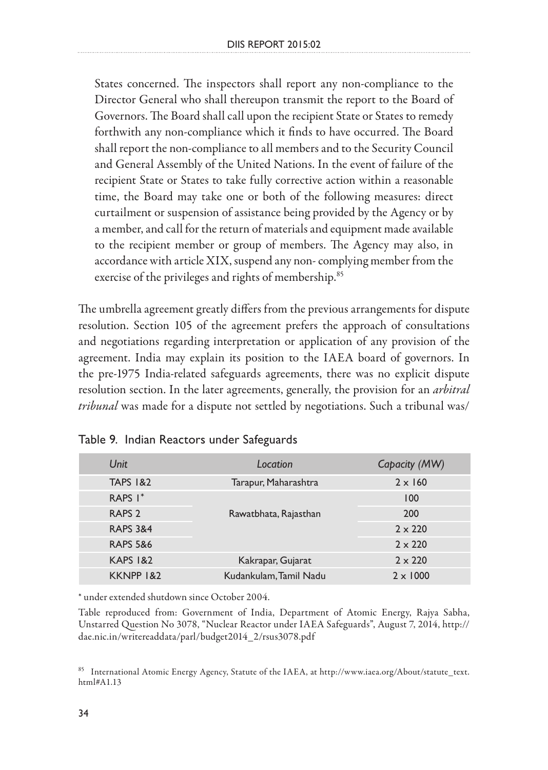> States concerned. The inspectors shall report any non-compliance to the Director General who shall thereupon transmit the report to the Board of Governors. The Board shall call upon the recipient State or States to remedy forthwith any non-compliance which it finds to have occurred. The Board shall report the non-compliance to all members and to the Security Council and General Assembly of the United Nations. In the event of failure of the recipient State or States to take fully corrective action within a reasonable time, the Board may take one or both of the following measures: direct curtailment or suspension of assistance being provided by the Agency or by a member, and call for the return of materials and equipment made available to the recipient member or group of members. The Agency may also, in accordance with article XIX, suspend any non- complying member from the exercise of the privileges and rights of membership.[85]

The umbrella agreement greatly differs from the previous arrangements for dispute resolution. Section 105 of the agreement prefers the approach of consultations and negotiations regarding interpretation or application of any provision of the agreement. India may explain its position to the IAEA board of governors. In the pre-1975 India-related safeguards agreements, there was no explicit dispute resolution section. In the later agreements, generally, the provision for an *arbitral tribunal* was made for a dispute not settled by negotiations. Such a tribunal was/

Table 9. Indian Reactors under Safeguards

| *Unit* | *Location* | *Capacity (MW)* |
|---|---|---|
| TAPS 1&2 | Tarapur, Maharashtra | 2 x 160 |
| RAPS 1* | Rawatbhata, Rajasthan | 100 |
| RAPS 2 | | 200 |
| RAPS 3&4 | | 2 x 220 |
| RAPS 5&6 | | 2 x 220 |
| KAPS 1&2 | Kakrapar, Gujarat | 2 x 220 |
| KKNPP 1&2 | Kudankulam, Tamil Nadu | 2 x 1000 |

* under extended shutdown since October 2004.

Table reproduced from: Government of India, Department of Atomic Energy, Rajya Sabha, Unstarred Question No 3078, "Nuclear Reactor under IAEA Safeguards", August 7, 2014, http://dae.nic.in/writereaddata/parl/budget2014_2/rsus3078.pdf

[85] International Atomic Energy Agency, Statute of the IAEA, at http://www.iaea.org/About/statute_text.html#A1.13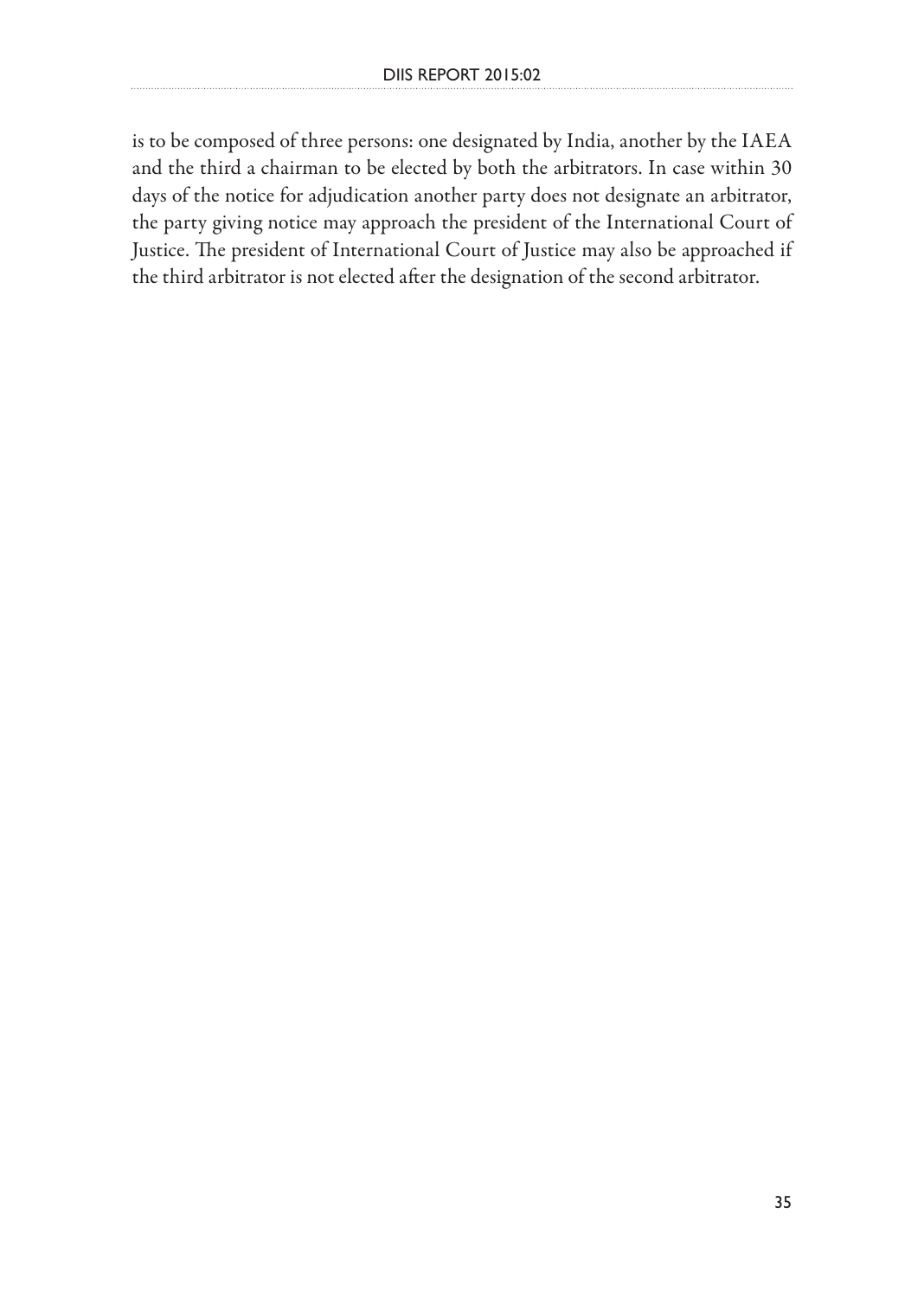is to be composed of three persons: one designated by India, another by the IAEA and the third a chairman to be elected by both the arbitrators. In case within 30 days of the notice for adjudication another party does not designate an arbitrator, the party giving notice may approach the president of the International Court of Justice. The president of International Court of Justice may also be approached if the third arbitrator is not elected after the designation of the second arbitrator.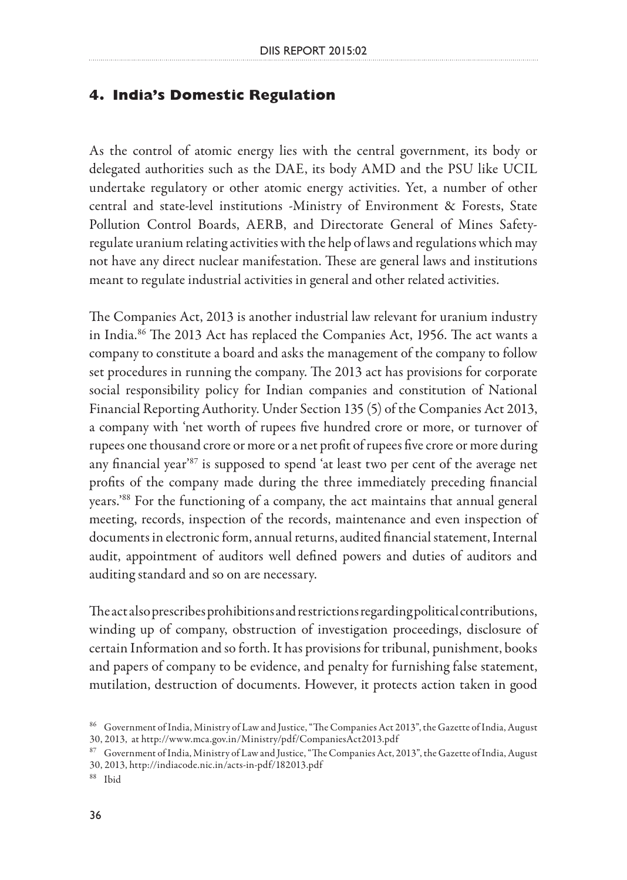## 4. India's Domestic Regulation

As the control of atomic energy lies with the central government, its body or delegated authorities such as the DAE, its body AMD and the PSU like UCIL undertake regulatory or other atomic energy activities. Yet, a number of other central and state-level institutions -Ministry of Environment & Forests, State Pollution Control Boards, AERB, and Directorate General of Mines Safety-regulate uranium relating activities with the help of laws and regulations which may not have any direct nuclear manifestation. These are general laws and institutions meant to regulate industrial activities in general and other related activities.

The Companies Act, 2013 is another industrial law relevant for uranium industry in India.[86] The 2013 Act has replaced the Companies Act, 1956. The act wants a company to constitute a board and asks the management of the company to follow set procedures in running the company. The 2013 act has provisions for corporate social responsibility policy for Indian companies and constitution of National Financial Reporting Authority. Under Section 135 (5) of the Companies Act 2013, a company with 'net worth of rupees five hundred crore or more, or turnover of rupees one thousand crore or more or a net profit of rupees five crore or more during any financial year'[87] is supposed to spend 'at least two per cent of the average net profits of the company made during the three immediately preceding financial years.'[88] For the functioning of a company, the act maintains that annual general meeting, records, inspection of the records, maintenance and even inspection of documents in electronic form, annual returns, audited financial statement, Internal audit, appointment of auditors well defined powers and duties of auditors and auditing standard and so on are necessary.

The act also prescribes prohibitions and restrictions regarding political contributions, winding up of company, obstruction of investigation proceedings, disclosure of certain Information and so forth. It has provisions for tribunal, punishment, books and papers of company to be evidence, and penalty for furnishing false statement, mutilation, destruction of documents. However, it protects action taken in good

[86] Government of India, Ministry of Law and Justice, "The Companies Act 2013", the Gazette of India, August 30, 2013, at http://www.mca.gov.in/Ministry/pdf/CompaniesAct2013.pdf

[87] Government of India, Ministry of Law and Justice, "The Companies Act, 2013", the Gazette of India, August 30, 2013, http://indiacode.nic.in/acts-in-pdf/182013.pdf

[88] Ibid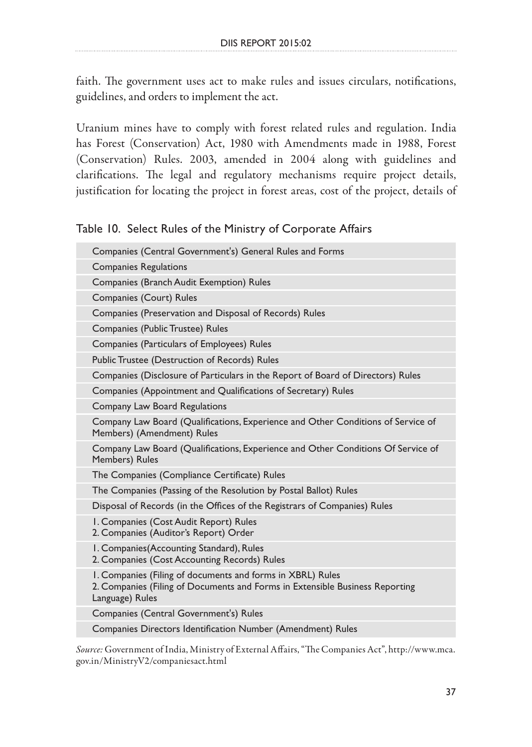faith. The government uses act to make rules and issues circulars, notifications, guidelines, and orders to implement the act.

Uranium mines have to comply with forest related rules and regulation. India has Forest (Conservation) Act, 1980 with Amendments made in 1988, Forest (Conservation) Rules. 2003, amended in 2004 along with guidelines and clarifications. The legal and regulatory mechanisms require project details, justification for locating the project in forest areas, cost of the project, details of

Table 10. Select Rules of the Ministry of Corporate Affairs

| Rules |
|---|
| Companies (Central Government's) General Rules and Forms |
| Companies Regulations |
| Companies (Branch Audit Exemption) Rules |
| Companies (Court) Rules |
| Companies (Preservation and Disposal of Records) Rules |
| Companies (Public Trustee) Rules |
| Companies (Particulars of Employees) Rules |
| Public Trustee (Destruction of Records) Rules |
| Companies (Disclosure of Particulars in the Report of Board of Directors) Rules |
| Companies (Appointment and Qualifications of Secretary) Rules |
| Company Law Board Regulations |
| Company Law Board (Qualifications, Experience and Other Conditions of Service of Members) (Amendment) Rules |
| Company Law Board (Qualifications, Experience and Other Conditions Of Service of Members) Rules |
| The Companies (Compliance Certificate) Rules |
| The Companies (Passing of the Resolution by Postal Ballot) Rules |
| Disposal of Records (in the Offices of the Registrars of Companies) Rules |
| 1. Companies (Cost Audit Report) Rules<br>2. Companies (Auditor's Report) Order |
| 1. Companies(Accounting Standard), Rules<br>2. Companies (Cost Accounting Records) Rules |
| 1. Companies (Filing of documents and forms in XBRL) Rules<br>2. Companies (Filing of Documents and Forms in Extensible Business Reporting Language) Rules |
| Companies (Central Government's) Rules |
| Companies Directors Identification Number (Amendment) Rules |

*Source:* Government of India, Ministry of External Affairs, "The Companies Act", http://www.mca.gov.in/MinistryV2/companiesact.html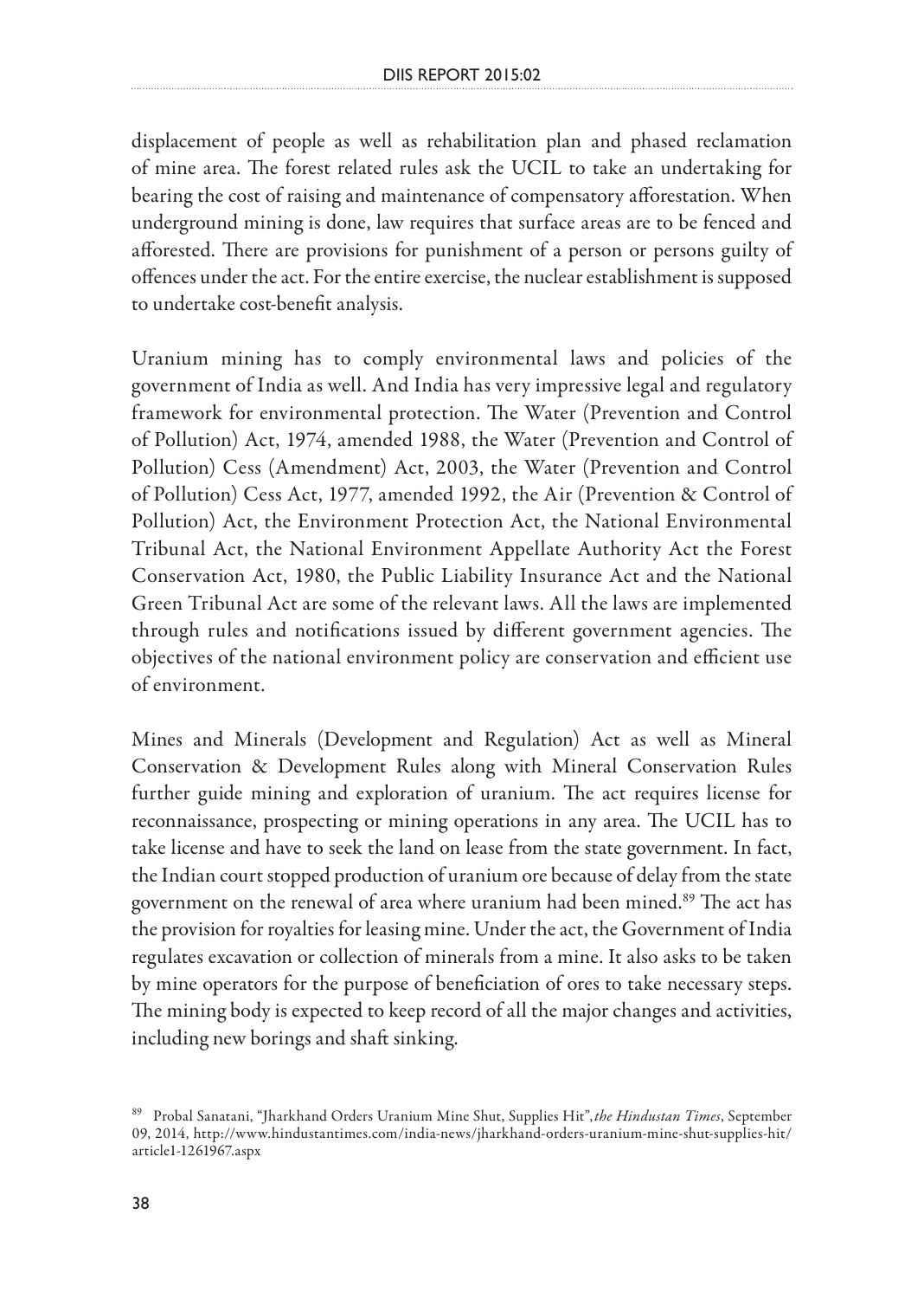displacement of people as well as rehabilitation plan and phased reclamation of mine area. The forest related rules ask the UCIL to take an undertaking for bearing the cost of raising and maintenance of compensatory afforestation. When underground mining is done, law requires that surface areas are to be fenced and afforested. There are provisions for punishment of a person or persons guilty of offences under the act. For the entire exercise, the nuclear establishment is supposed to undertake cost-benefit analysis.

Uranium mining has to comply environmental laws and policies of the government of India as well. And India has very impressive legal and regulatory framework for environmental protection. The Water (Prevention and Control of Pollution) Act, 1974, amended 1988, the Water (Prevention and Control of Pollution) Cess (Amendment) Act, 2003, the Water (Prevention and Control of Pollution) Cess Act, 1977, amended 1992, the Air (Prevention & Control of Pollution) Act, the Environment Protection Act, the National Environmental Tribunal Act, the National Environment Appellate Authority Act the Forest Conservation Act, 1980, the Public Liability Insurance Act and the National Green Tribunal Act are some of the relevant laws. All the laws are implemented through rules and notifications issued by different government agencies. The objectives of the national environment policy are conservation and efficient use of environment.

Mines and Minerals (Development and Regulation) Act as well as Mineral Conservation & Development Rules along with Mineral Conservation Rules further guide mining and exploration of uranium. The act requires license for reconnaissance, prospecting or mining operations in any area. The UCIL has to take license and have to seek the land on lease from the state government. In fact, the Indian court stopped production of uranium ore because of delay from the state government on the renewal of area where uranium had been mined.[89] The act has the provision for royalties for leasing mine. Under the act, the Government of India regulates excavation or collection of minerals from a mine. It also asks to be taken by mine operators for the purpose of beneficiation of ores to take necessary steps. The mining body is expected to keep record of all the major changes and activities, including new borings and shaft sinking.

[89] Probal Sanatani, "Jharkhand Orders Uranium Mine Shut, Supplies Hit", *the Hindustan Times*, September 09, 2014, http://www.hindustantimes.com/india-news/jharkhand-orders-uranium-mine-shut-supplies-hit/article1-1261967.aspx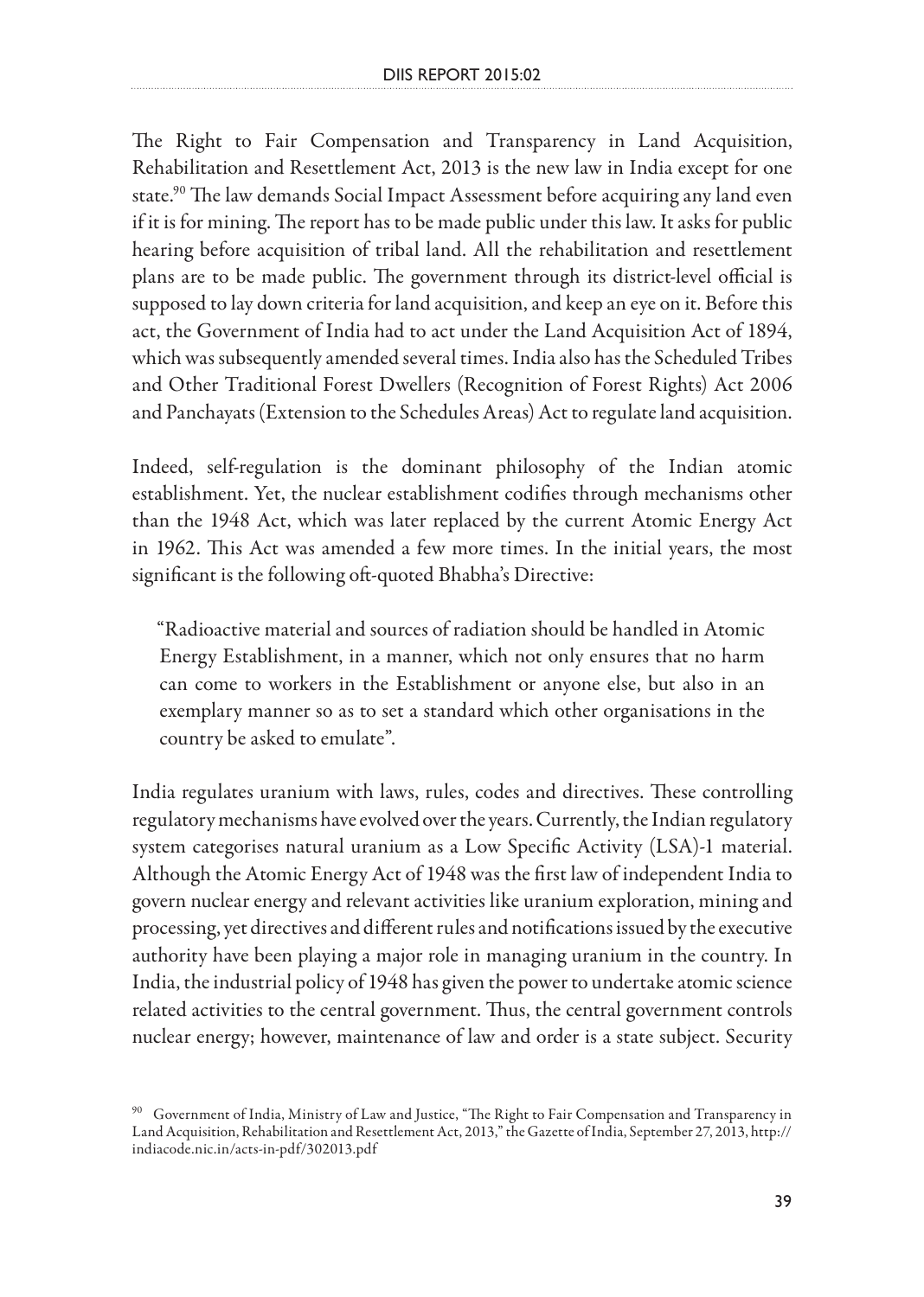The Right to Fair Compensation and Transparency in Land Acquisition, Rehabilitation and Resettlement Act, 2013 is the new law in India except for one state.[90] The law demands Social Impact Assessment before acquiring any land even if it is for mining. The report has to be made public under this law. It asks for public hearing before acquisition of tribal land. All the rehabilitation and resettlement plans are to be made public. The government through its district-level official is supposed to lay down criteria for land acquisition, and keep an eye on it. Before this act, the Government of India had to act under the Land Acquisition Act of 1894, which was subsequently amended several times. India also has the Scheduled Tribes and Other Traditional Forest Dwellers (Recognition of Forest Rights) Act 2006 and Panchayats (Extension to the Schedules Areas) Act to regulate land acquisition.

Indeed, self-regulation is the dominant philosophy of the Indian atomic establishment. Yet, the nuclear establishment codifies through mechanisms other than the 1948 Act, which was later replaced by the current Atomic Energy Act in 1962. This Act was amended a few more times. In the initial years, the most significant is the following oft-quoted Bhabha's Directive:

> "Radioactive material and sources of radiation should be handled in Atomic Energy Establishment, in a manner, which not only ensures that no harm can come to workers in the Establishment or anyone else, but also in an exemplary manner so as to set a standard which other organisations in the country be asked to emulate".

India regulates uranium with laws, rules, codes and directives. These controlling regulatory mechanisms have evolved over the years. Currently, the Indian regulatory system categorises natural uranium as a Low Specific Activity (LSA)-1 material. Although the Atomic Energy Act of 1948 was the first law of independent India to govern nuclear energy and relevant activities like uranium exploration, mining and processing, yet directives and different rules and notifications issued by the executive authority have been playing a major role in managing uranium in the country. In India, the industrial policy of 1948 has given the power to undertake atomic science related activities to the central government. Thus, the central government controls nuclear energy; however, maintenance of law and order is a state subject. Security

[90] Government of India, Ministry of Law and Justice, "The Right to Fair Compensation and Transparency in Land Acquisition, Rehabilitation and Resettlement Act, 2013," the Gazette of India, September 27, 2013, http://indiacode.nic.in/acts-in-pdf/302013.pdf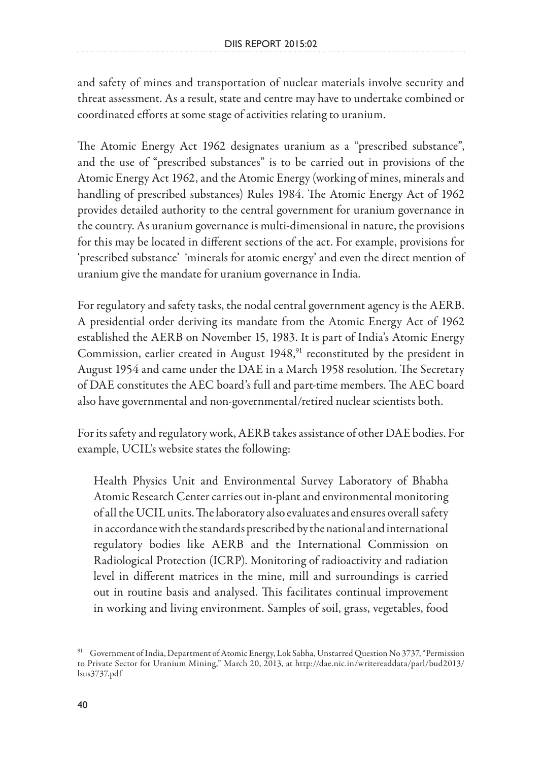and safety of mines and transportation of nuclear materials involve security and threat assessment. As a result, state and centre may have to undertake combined or coordinated efforts at some stage of activities relating to uranium.

The Atomic Energy Act 1962 designates uranium as a "prescribed substance", and the use of "prescribed substances" is to be carried out in provisions of the Atomic Energy Act 1962, and the Atomic Energy (working of mines, minerals and handling of prescribed substances) Rules 1984. The Atomic Energy Act of 1962 provides detailed authority to the central government for uranium governance in the country. As uranium governance is multi-dimensional in nature, the provisions for this may be located in different sections of the act. For example, provisions for 'prescribed substance' 'minerals for atomic energy' and even the direct mention of uranium give the mandate for uranium governance in India.

For regulatory and safety tasks, the nodal central government agency is the AERB. A presidential order deriving its mandate from the Atomic Energy Act of 1962 established the AERB on November 15, 1983. It is part of India's Atomic Energy Commission, earlier created in August 1948,[91] reconstituted by the president in August 1954 and came under the DAE in a March 1958 resolution. The Secretary of DAE constitutes the AEC board's full and part-time members. The AEC board also have governmental and non-governmental/retired nuclear scientists both.

For its safety and regulatory work, AERB takes assistance of other DAE bodies. For example, UCIL's website states the following:

> Health Physics Unit and Environmental Survey Laboratory of Bhabha Atomic Research Center carries out in-plant and environmental monitoring of all the UCIL units. The laboratory also evaluates and ensures overall safety in accordance with the standards prescribed by the national and international regulatory bodies like AERB and the International Commission on Radiological Protection (ICRP). Monitoring of radioactivity and radiation level in different matrices in the mine, mill and surroundings is carried out in routine basis and analysed. This facilitates continual improvement in working and living environment. Samples of soil, grass, vegetables, food

---

[91] Government of India, Department of Atomic Energy, Lok Sabha, Unstarred Question No 3737, "Permission to Private Sector for Uranium Mining," March 20, 2013, at http://dae.nic.in/writereaddata/parl/bud2013/lsus3737.pdf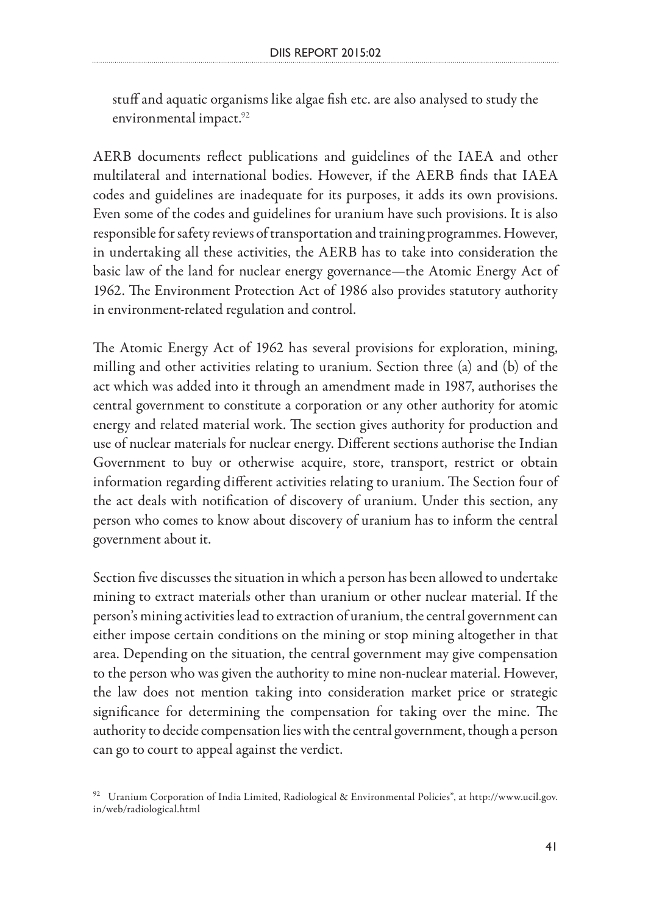stuff and aquatic organisms like algae fish etc. are also analysed to study the environmental impact.[92]

AERB documents reflect publications and guidelines of the IAEA and other multilateral and international bodies. However, if the AERB finds that IAEA codes and guidelines are inadequate for its purposes, it adds its own provisions. Even some of the codes and guidelines for uranium have such provisions. It is also responsible for safety reviews of transportation and training programmes. However, in undertaking all these activities, the AERB has to take into consideration the basic law of the land for nuclear energy governance—the Atomic Energy Act of 1962. The Environment Protection Act of 1986 also provides statutory authority in environment-related regulation and control.

The Atomic Energy Act of 1962 has several provisions for exploration, mining, milling and other activities relating to uranium. Section three (a) and (b) of the act which was added into it through an amendment made in 1987, authorises the central government to constitute a corporation or any other authority for atomic energy and related material work. The section gives authority for production and use of nuclear materials for nuclear energy. Different sections authorise the Indian Government to buy or otherwise acquire, store, transport, restrict or obtain information regarding different activities relating to uranium. The Section four of the act deals with notification of discovery of uranium. Under this section, any person who comes to know about discovery of uranium has to inform the central government about it.

Section five discusses the situation in which a person has been allowed to undertake mining to extract materials other than uranium or other nuclear material. If the person's mining activities lead to extraction of uranium, the central government can either impose certain conditions on the mining or stop mining altogether in that area. Depending on the situation, the central government may give compensation to the person who was given the authority to mine non-nuclear material. However, the law does not mention taking into consideration market price or strategic significance for determining the compensation for taking over the mine. The authority to decide compensation lies with the central government, though a person can go to court to appeal against the verdict.

[92] Uranium Corporation of India Limited, Radiological & Environmental Policies", at http://www.ucil.gov.in/web/radiological.html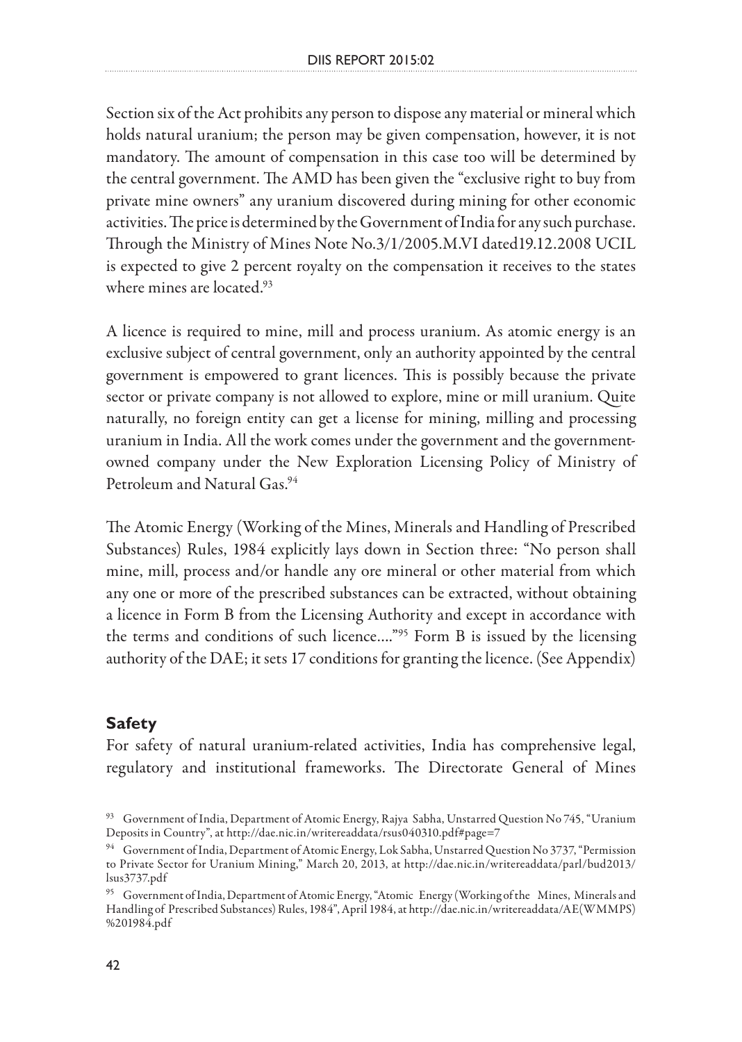Section six of the Act prohibits any person to dispose any material or mineral which holds natural uranium; the person may be given compensation, however, it is not mandatory. The amount of compensation in this case too will be determined by the central government. The AMD has been given the "exclusive right to buy from private mine owners" any uranium discovered during mining for other economic activities. The price is determined by the Government of India for any such purchase. Through the Ministry of Mines Note No.3/1/2005.M.VI dated19.12.2008 UCIL is expected to give 2 percent royalty on the compensation it receives to the states where mines are located.[93]

A licence is required to mine, mill and process uranium. As atomic energy is an exclusive subject of central government, only an authority appointed by the central government is empowered to grant licences. This is possibly because the private sector or private company is not allowed to explore, mine or mill uranium. Quite naturally, no foreign entity can get a license for mining, milling and processing uranium in India. All the work comes under the government and the government-owned company under the New Exploration Licensing Policy of Ministry of Petroleum and Natural Gas.[94]

The Atomic Energy (Working of the Mines, Minerals and Handling of Prescribed Substances) Rules, 1984 explicitly lays down in Section three: "No person shall mine, mill, process and/or handle any ore mineral or other material from which any one or more of the prescribed substances can be extracted, without obtaining a licence in Form B from the Licensing Authority and except in accordance with the terms and conditions of such licence...."[95] Form B is issued by the licensing authority of the DAE; it sets 17 conditions for granting the licence. (See Appendix)

## Safety

For safety of natural uranium-related activities, India has comprehensive legal, regulatory and institutional frameworks. The Directorate General of Mines

[93] Government of India, Department of Atomic Energy, Rajya Sabha, Unstarred Question No 745, "Uranium Deposits in Country", at http://dae.nic.in/writereaddata/rsus040310.pdf#page=7

[94] Government of India, Department of Atomic Energy, Lok Sabha, Unstarred Question No 3737, "Permission to Private Sector for Uranium Mining," March 20, 2013, at http://dae.nic.in/writereaddata/parl/bud2013/lsus3737.pdf

[95] Government of India, Department of Atomic Energy, "Atomic Energy (Working of the Mines, Minerals and Handling of Prescribed Substances) Rules, 1984", April 1984, at http://dae.nic.in/writereaddata/AE(WMMPS)%201984.pdf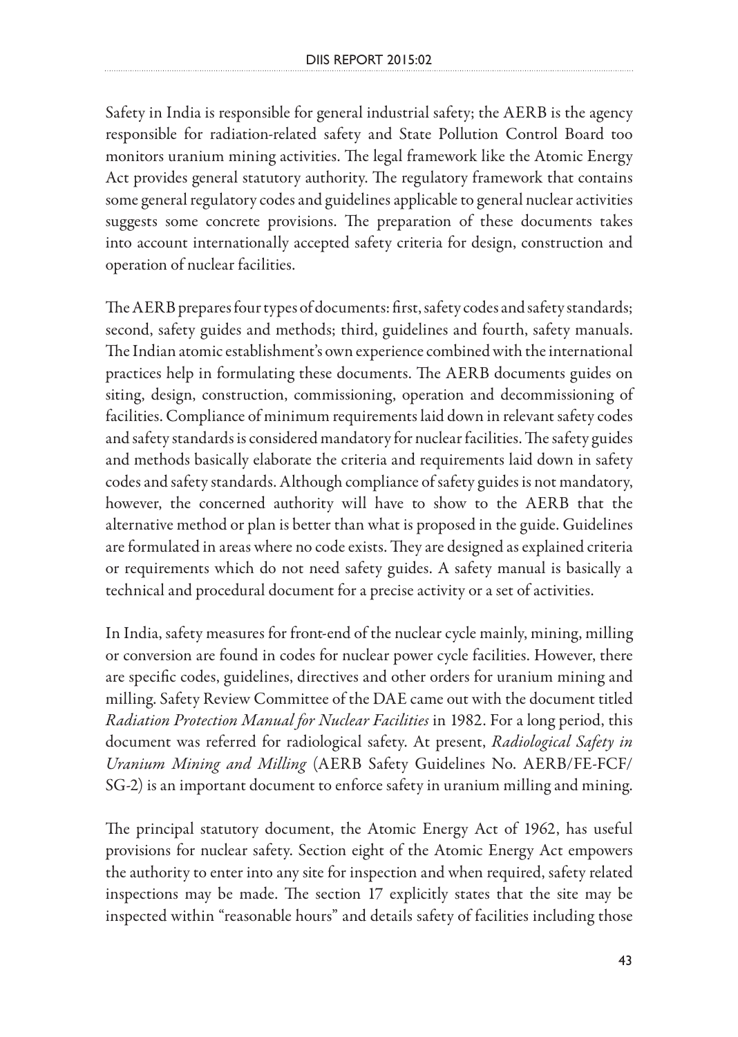Safety in India is responsible for general industrial safety; the AERB is the agency responsible for radiation-related safety and State Pollution Control Board too monitors uranium mining activities. The legal framework like the Atomic Energy Act provides general statutory authority. The regulatory framework that contains some general regulatory codes and guidelines applicable to general nuclear activities suggests some concrete provisions. The preparation of these documents takes into account internationally accepted safety criteria for design, construction and operation of nuclear facilities.

The AERB prepares four types of documents: first, safety codes and safety standards; second, safety guides and methods; third, guidelines and fourth, safety manuals. The Indian atomic establishment's own experience combined with the international practices help in formulating these documents. The AERB documents guides on siting, design, construction, commissioning, operation and decommissioning of facilities. Compliance of minimum requirements laid down in relevant safety codes and safety standards is considered mandatory for nuclear facilities. The safety guides and methods basically elaborate the criteria and requirements laid down in safety codes and safety standards. Although compliance of safety guides is not mandatory, however, the concerned authority will have to show to the AERB that the alternative method or plan is better than what is proposed in the guide. Guidelines are formulated in areas where no code exists. They are designed as explained criteria or requirements which do not need safety guides. A safety manual is basically a technical and procedural document for a precise activity or a set of activities.

In India, safety measures for front-end of the nuclear cycle mainly, mining, milling or conversion are found in codes for nuclear power cycle facilities. However, there are specific codes, guidelines, directives and other orders for uranium mining and milling. Safety Review Committee of the DAE came out with the document titled *Radiation Protection Manual for Nuclear Facilities* in 1982. For a long period, this document was referred for radiological safety. At present, *Radiological Safety in Uranium Mining and Milling* (AERB Safety Guidelines No. AERB/FE-FCF/SG-2) is an important document to enforce safety in uranium milling and mining.

The principal statutory document, the Atomic Energy Act of 1962, has useful provisions for nuclear safety. Section eight of the Atomic Energy Act empowers the authority to enter into any site for inspection and when required, safety related inspections may be made. The section 17 explicitly states that the site may be inspected within "reasonable hours" and details safety of facilities including those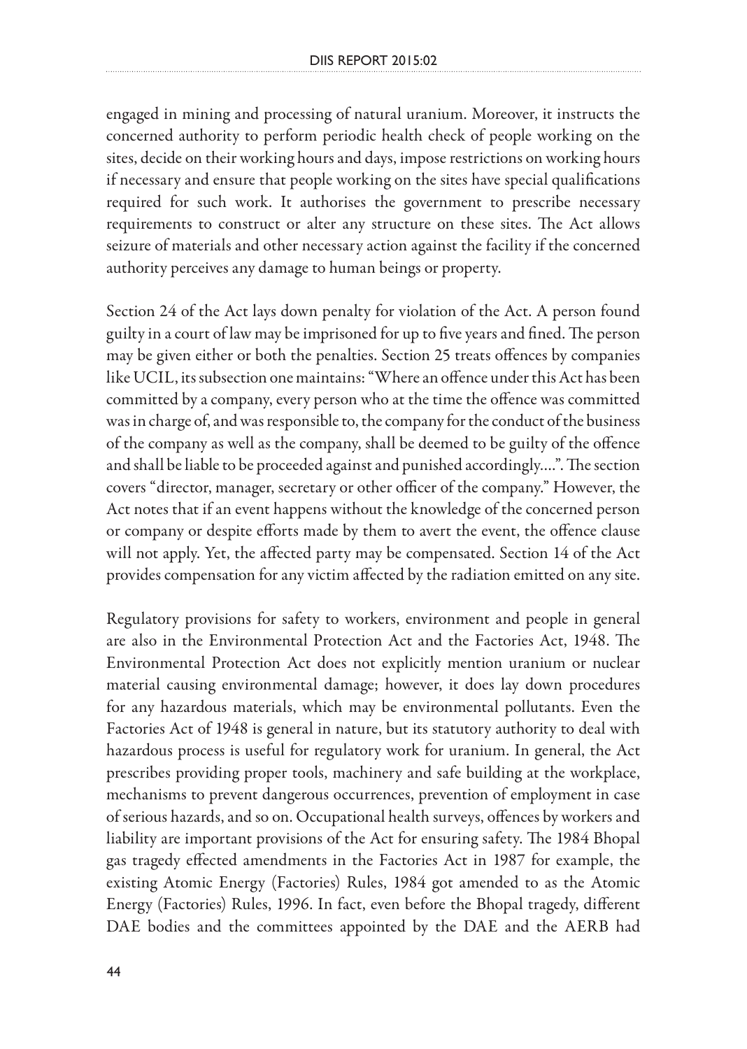engaged in mining and processing of natural uranium. Moreover, it instructs the concerned authority to perform periodic health check of people working on the sites, decide on their working hours and days, impose restrictions on working hours if necessary and ensure that people working on the sites have special qualifications required for such work. It authorises the government to prescribe necessary requirements to construct or alter any structure on these sites. The Act allows seizure of materials and other necessary action against the facility if the concerned authority perceives any damage to human beings or property.

Section 24 of the Act lays down penalty for violation of the Act. A person found guilty in a court of law may be imprisoned for up to five years and fined. The person may be given either or both the penalties. Section 25 treats offences by companies like UCIL, its subsection one maintains: "Where an offence under this Act has been committed by a company, every person who at the time the offence was committed was in charge of, and was responsible to, the company for the conduct of the business of the company as well as the company, shall be deemed to be guilty of the offence and shall be liable to be proceeded against and punished accordingly....". The section covers "director, manager, secretary or other officer of the company." However, the Act notes that if an event happens without the knowledge of the concerned person or company or despite efforts made by them to avert the event, the offence clause will not apply. Yet, the affected party may be compensated. Section 14 of the Act provides compensation for any victim affected by the radiation emitted on any site.

Regulatory provisions for safety to workers, environment and people in general are also in the Environmental Protection Act and the Factories Act, 1948. The Environmental Protection Act does not explicitly mention uranium or nuclear material causing environmental damage; however, it does lay down procedures for any hazardous materials, which may be environmental pollutants. Even the Factories Act of 1948 is general in nature, but its statutory authority to deal with hazardous process is useful for regulatory work for uranium. In general, the Act prescribes providing proper tools, machinery and safe building at the workplace, mechanisms to prevent dangerous occurrences, prevention of employment in case of serious hazards, and so on. Occupational health surveys, offences by workers and liability are important provisions of the Act for ensuring safety. The 1984 Bhopal gas tragedy effected amendments in the Factories Act in 1987 for example, the existing Atomic Energy (Factories) Rules, 1984 got amended to as the Atomic Energy (Factories) Rules, 1996. In fact, even before the Bhopal tragedy, different DAE bodies and the committees appointed by the DAE and the AERB had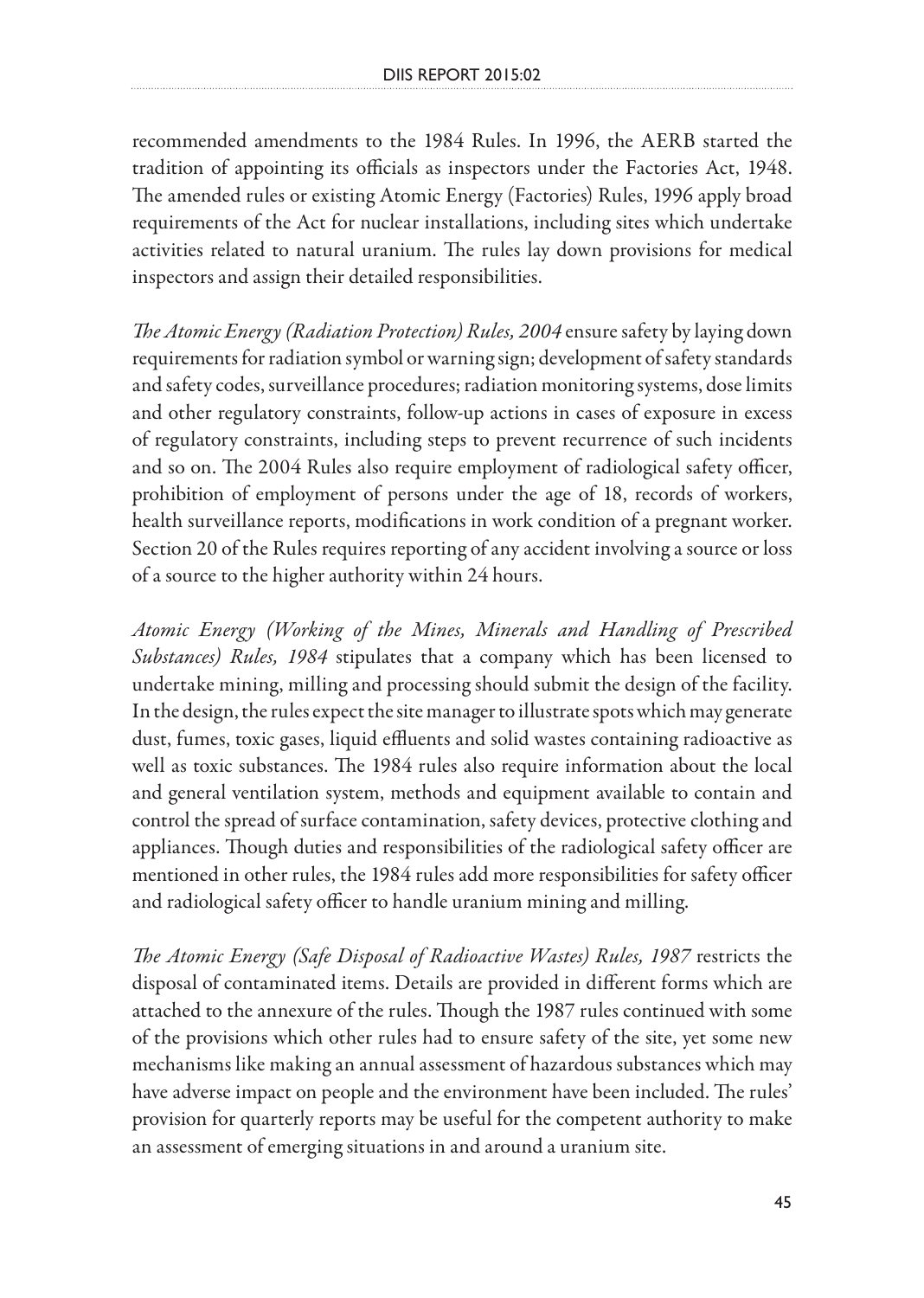recommended amendments to the 1984 Rules. In 1996, the AERB started the tradition of appointing its officials as inspectors under the Factories Act, 1948. The amended rules or existing Atomic Energy (Factories) Rules, 1996 apply broad requirements of the Act for nuclear installations, including sites which undertake activities related to natural uranium. The rules lay down provisions for medical inspectors and assign their detailed responsibilities.

*The Atomic Energy (Radiation Protection) Rules, 2004* ensure safety by laying down requirements for radiation symbol or warning sign; development of safety standards and safety codes, surveillance procedures; radiation monitoring systems, dose limits and other regulatory constraints, follow-up actions in cases of exposure in excess of regulatory constraints, including steps to prevent recurrence of such incidents and so on. The 2004 Rules also require employment of radiological safety officer, prohibition of employment of persons under the age of 18, records of workers, health surveillance reports, modifications in work condition of a pregnant worker. Section 20 of the Rules requires reporting of any accident involving a source or loss of a source to the higher authority within 24 hours.

*Atomic Energy (Working of the Mines, Minerals and Handling of Prescribed Substances) Rules, 1984* stipulates that a company which has been licensed to undertake mining, milling and processing should submit the design of the facility. In the design, the rules expect the site manager to illustrate spots which may generate dust, fumes, toxic gases, liquid effluents and solid wastes containing radioactive as well as toxic substances. The 1984 rules also require information about the local and general ventilation system, methods and equipment available to contain and control the spread of surface contamination, safety devices, protective clothing and appliances. Though duties and responsibilities of the radiological safety officer are mentioned in other rules, the 1984 rules add more responsibilities for safety officer and radiological safety officer to handle uranium mining and milling.

*The Atomic Energy (Safe Disposal of Radioactive Wastes) Rules, 1987* restricts the disposal of contaminated items. Details are provided in different forms which are attached to the annexure of the rules. Though the 1987 rules continued with some of the provisions which other rules had to ensure safety of the site, yet some new mechanisms like making an annual assessment of hazardous substances which may have adverse impact on people and the environment have been included. The rules' provision for quarterly reports may be useful for the competent authority to make an assessment of emerging situations in and around a uranium site.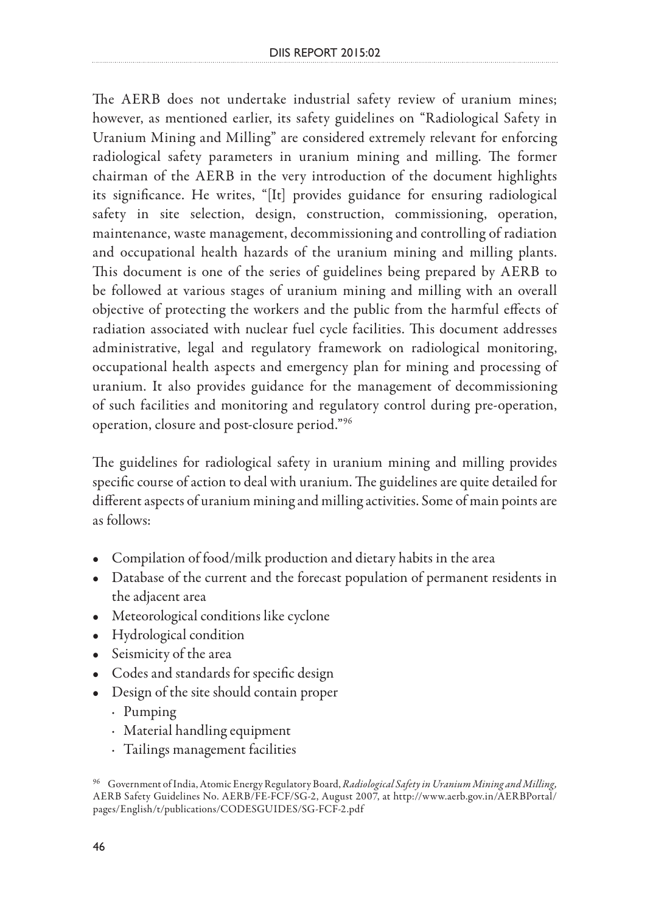The AERB does not undertake industrial safety review of uranium mines; however, as mentioned earlier, its safety guidelines on "Radiological Safety in Uranium Mining and Milling" are considered extremely relevant for enforcing radiological safety parameters in uranium mining and milling. The former chairman of the AERB in the very introduction of the document highlights its significance. He writes, "[It] provides guidance for ensuring radiological safety in site selection, design, construction, commissioning, operation, maintenance, waste management, decommissioning and controlling of radiation and occupational health hazards of the uranium mining and milling plants. This document is one of the series of guidelines being prepared by AERB to be followed at various stages of uranium mining and milling with an overall objective of protecting the workers and the public from the harmful effects of radiation associated with nuclear fuel cycle facilities. This document addresses administrative, legal and regulatory framework on radiological monitoring, occupational health aspects and emergency plan for mining and processing of uranium. It also provides guidance for the management of decommissioning of such facilities and monitoring and regulatory control during pre-operation, operation, closure and post-closure period."[96]

The guidelines for radiological safety in uranium mining and milling provides specific course of action to deal with uranium. The guidelines are quite detailed for different aspects of uranium mining and milling activities. Some of main points are as follows:

- Compilation of food/milk production and dietary habits in the area
- Database of the current and the forecast population of permanent residents in the adjacent area
- Meteorological conditions like cyclone
- Hydrological condition
- Seismicity of the area
- Codes and standards for specific design
- Design of the site should contain proper
  - Pumping
  - Material handling equipment
  - Tailings management facilities

[96] Government of India, Atomic Energy Regulatory Board, *Radiological Safety in Uranium Mining and Milling,* AERB Safety Guidelines No. AERB/FE-FCF/SG-2, August 2007, at http://www.aerb.gov.in/AERBPortal/pages/English/t/publications/CODESGUIDES/SG-FCF-2.pdf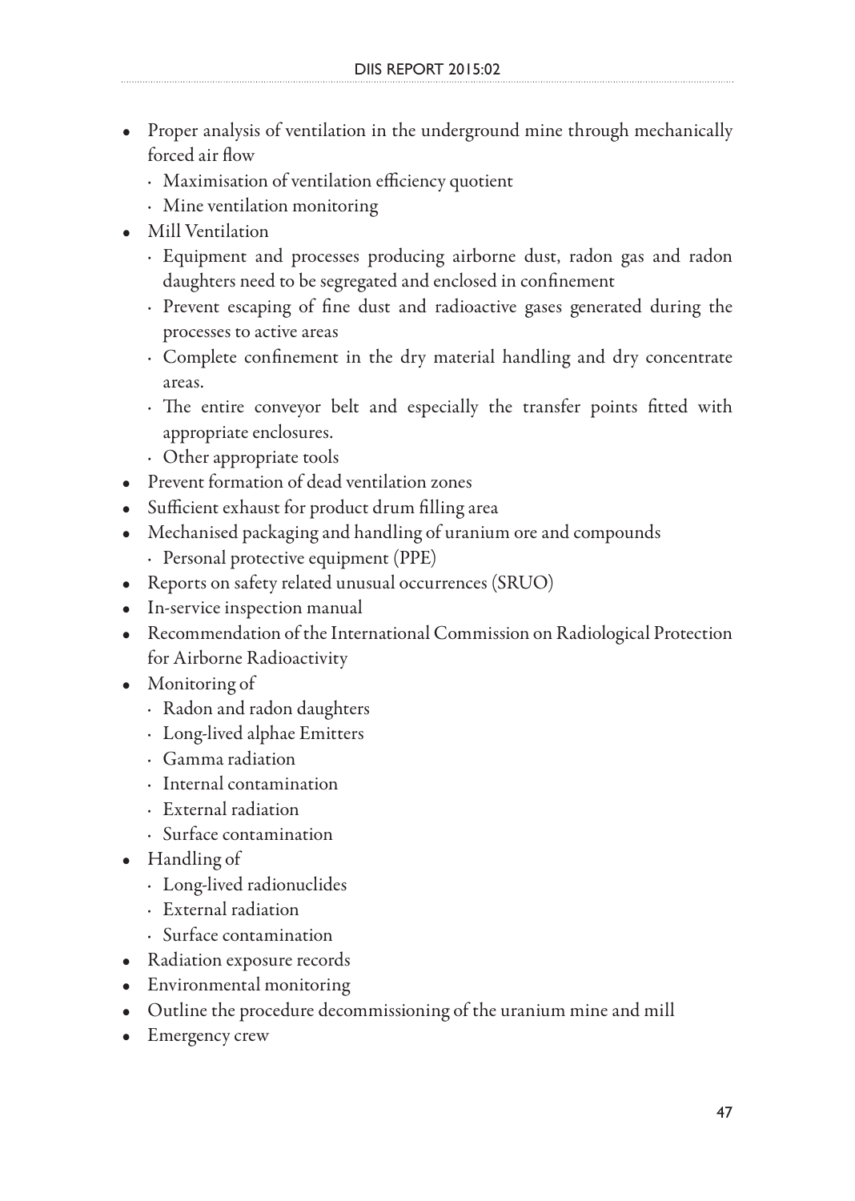- Proper analysis of ventilation in the underground mine through mechanically forced air flow
    - Maximisation of ventilation efficiency quotient
    - Mine ventilation monitoring
- Mill Ventilation
    - Equipment and processes producing airborne dust, radon gas and radon daughters need to be segregated and enclosed in confinement
    - Prevent escaping of fine dust and radioactive gases generated during the processes to active areas
    - Complete confinement in the dry material handling and dry concentrate areas.
    - The entire conveyor belt and especially the transfer points fitted with appropriate enclosures.
    - Other appropriate tools
- Prevent formation of dead ventilation zones
- Sufficient exhaust for product drum filling area
- Mechanised packaging and handling of uranium ore and compounds
    - Personal protective equipment (PPE)
- Reports on safety related unusual occurrences (SRUO)
- In-service inspection manual
- Recommendation of the International Commission on Radiological Protection for Airborne Radioactivity
- Monitoring of
    - Radon and radon daughters
    - Long-lived alphae Emitters
    - Gamma radiation
    - Internal contamination
    - External radiation
    - Surface contamination
- Handling of
    - Long-lived radionuclides
    - External radiation
    - Surface contamination
- Radiation exposure records
- Environmental monitoring
- Outline the procedure decommissioning of the uranium mine and mill
- Emergency crew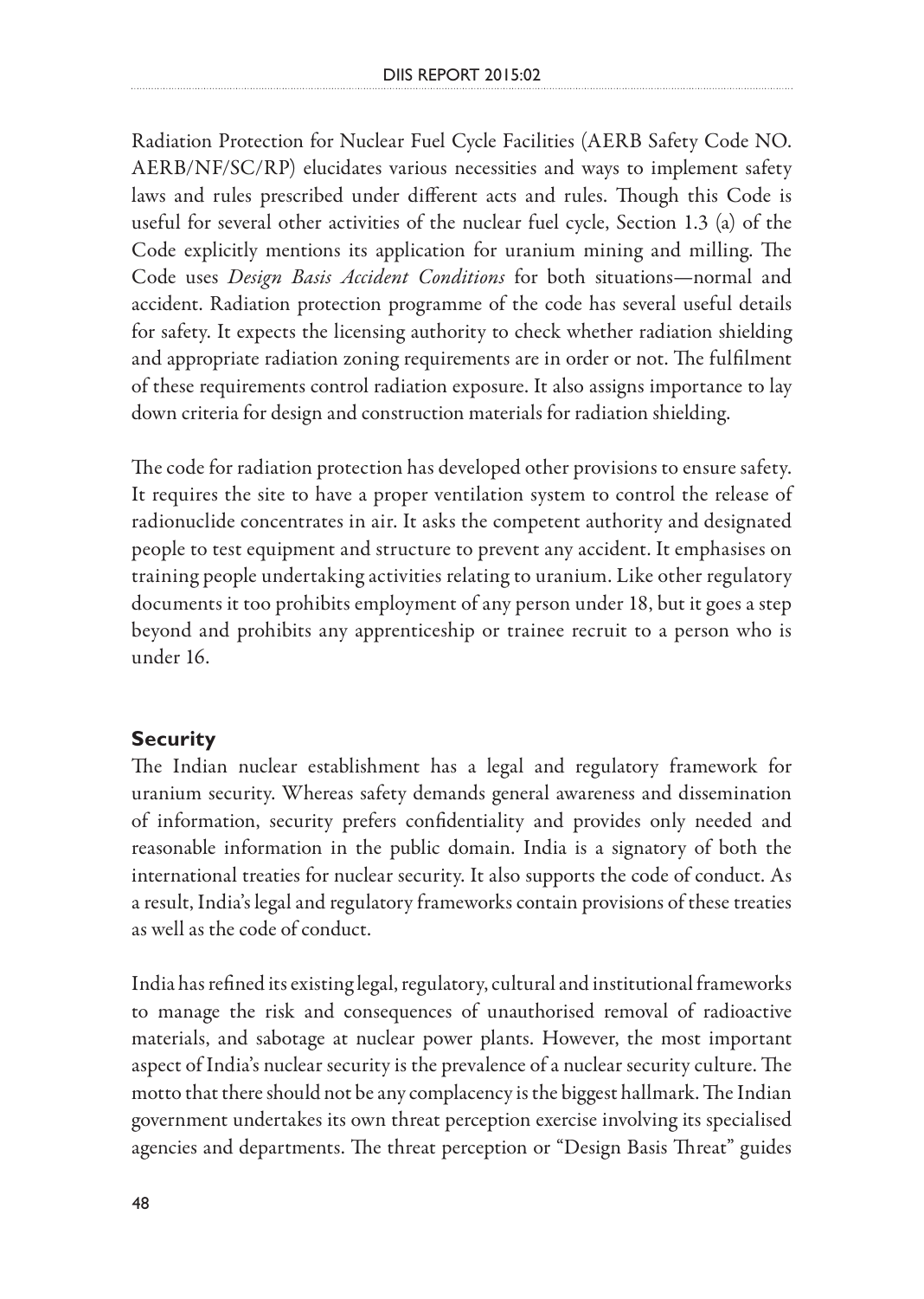Radiation Protection for Nuclear Fuel Cycle Facilities (AERB Safety Code NO. AERB/NF/SC/RP) elucidates various necessities and ways to implement safety laws and rules prescribed under different acts and rules. Though this Code is useful for several other activities of the nuclear fuel cycle, Section 1.3 (a) of the Code explicitly mentions its application for uranium mining and milling. The Code uses *Design Basis Accident Conditions* for both situations—normal and accident. Radiation protection programme of the code has several useful details for safety. It expects the licensing authority to check whether radiation shielding and appropriate radiation zoning requirements are in order or not. The fulfilment of these requirements control radiation exposure. It also assigns importance to lay down criteria for design and construction materials for radiation shielding.

The code for radiation protection has developed other provisions to ensure safety. It requires the site to have a proper ventilation system to control the release of radionuclide concentrates in air. It asks the competent authority and designated people to test equipment and structure to prevent any accident. It emphasises on training people undertaking activities relating to uranium. Like other regulatory documents it too prohibits employment of any person under 18, but it goes a step beyond and prohibits any apprenticeship or trainee recruit to a person who is under 16.

## Security

The Indian nuclear establishment has a legal and regulatory framework for uranium security. Whereas safety demands general awareness and dissemination of information, security prefers confidentiality and provides only needed and reasonable information in the public domain. India is a signatory of both the international treaties for nuclear security. It also supports the code of conduct. As a result, India's legal and regulatory frameworks contain provisions of these treaties as well as the code of conduct.

India has refined its existing legal, regulatory, cultural and institutional frameworks to manage the risk and consequences of unauthorised removal of radioactive materials, and sabotage at nuclear power plants. However, the most important aspect of India's nuclear security is the prevalence of a nuclear security culture. The motto that there should not be any complacency is the biggest hallmark. The Indian government undertakes its own threat perception exercise involving its specialised agencies and departments. The threat perception or "Design Basis Threat" guides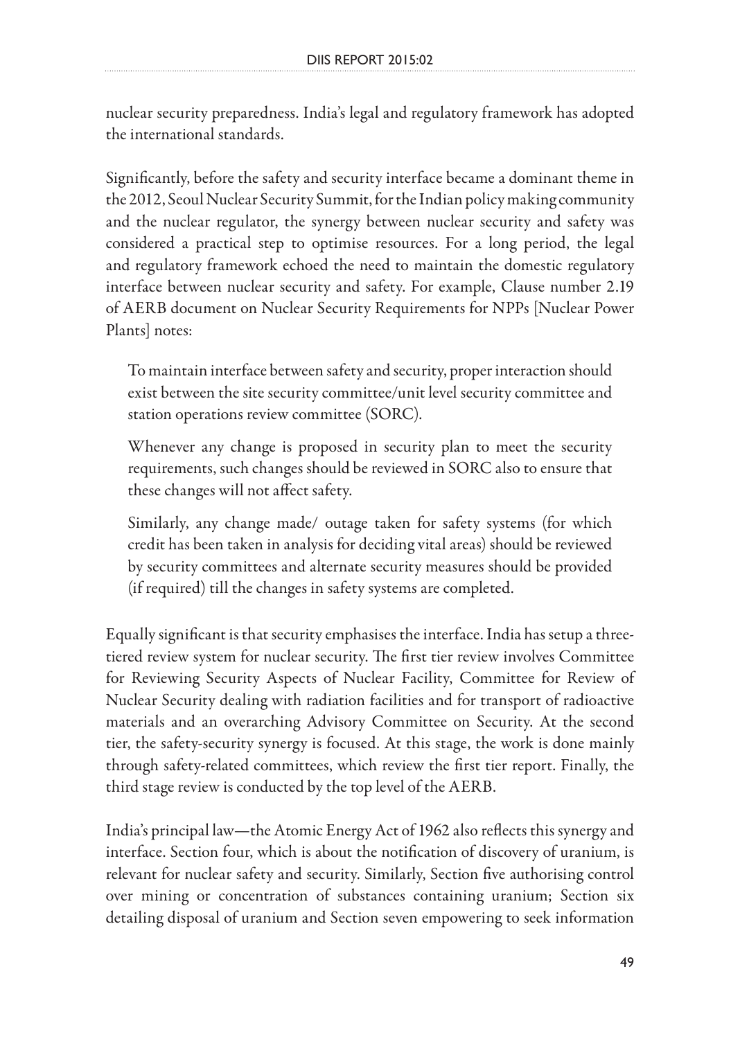nuclear security preparedness. India's legal and regulatory framework has adopted the international standards.

Significantly, before the safety and security interface became a dominant theme in the 2012, Seoul Nuclear Security Summit, for the Indian policy making community and the nuclear regulator, the synergy between nuclear security and safety was considered a practical step to optimise resources. For a long period, the legal and regulatory framework echoed the need to maintain the domestic regulatory interface between nuclear security and safety. For example, Clause number 2.19 of AERB document on Nuclear Security Requirements for NPPs [Nuclear Power Plants] notes:

> To maintain interface between safety and security, proper interaction should exist between the site security committee/unit level security committee and station operations review committee (SORC).
>
> Whenever any change is proposed in security plan to meet the security requirements, such changes should be reviewed in SORC also to ensure that these changes will not affect safety.
>
> Similarly, any change made/ outage taken for safety systems (for which credit has been taken in analysis for deciding vital areas) should be reviewed by security committees and alternate security measures should be provided (if required) till the changes in safety systems are completed.

Equally significant is that security emphasises the interface. India has setup a three-tiered review system for nuclear security. The first tier review involves Committee for Reviewing Security Aspects of Nuclear Facility, Committee for Review of Nuclear Security dealing with radiation facilities and for transport of radioactive materials and an overarching Advisory Committee on Security. At the second tier, the safety-security synergy is focused. At this stage, the work is done mainly through safety-related committees, which review the first tier report. Finally, the third stage review is conducted by the top level of the AERB.

India's principal law—the Atomic Energy Act of 1962 also reflects this synergy and interface. Section four, which is about the notification of discovery of uranium, is relevant for nuclear safety and security. Similarly, Section five authorising control over mining or concentration of substances containing uranium; Section six detailing disposal of uranium and Section seven empowering to seek information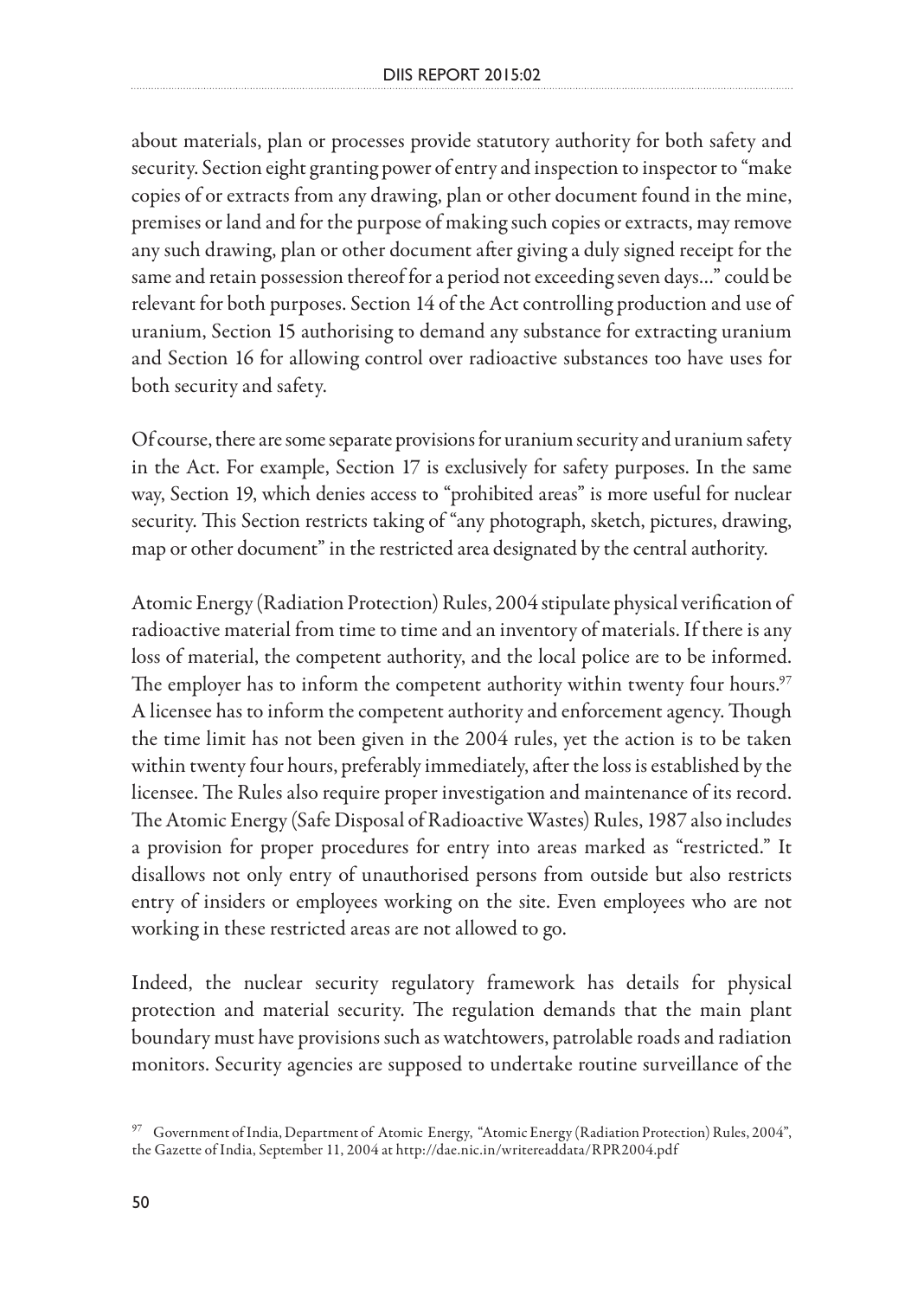about materials, plan or processes provide statutory authority for both safety and security. Section eight granting power of entry and inspection to inspector to "make copies of or extracts from any drawing, plan or other document found in the mine, premises or land and for the purpose of making such copies or extracts, may remove any such drawing, plan or other document after giving a duly signed receipt for the same and retain possession thereof for a period not exceeding seven days…" could be relevant for both purposes. Section 14 of the Act controlling production and use of uranium, Section 15 authorising to demand any substance for extracting uranium and Section 16 for allowing control over radioactive substances too have uses for both security and safety.

Of course, there are some separate provisions for uranium security and uranium safety in the Act. For example, Section 17 is exclusively for safety purposes. In the same way, Section 19, which denies access to "prohibited areas" is more useful for nuclear security. This Section restricts taking of "any photograph, sketch, pictures, drawing, map or other document" in the restricted area designated by the central authority.

Atomic Energy (Radiation Protection) Rules, 2004 stipulate physical verification of radioactive material from time to time and an inventory of materials. If there is any loss of material, the competent authority, and the local police are to be informed. The employer has to inform the competent authority within twenty four hours.[97] A licensee has to inform the competent authority and enforcement agency. Though the time limit has not been given in the 2004 rules, yet the action is to be taken within twenty four hours, preferably immediately, after the loss is established by the licensee. The Rules also require proper investigation and maintenance of its record. The Atomic Energy (Safe Disposal of Radioactive Wastes) Rules, 1987 also includes a provision for proper procedures for entry into areas marked as "restricted." It disallows not only entry of unauthorised persons from outside but also restricts entry of insiders or employees working on the site. Even employees who are not working in these restricted areas are not allowed to go.

Indeed, the nuclear security regulatory framework has details for physical protection and material security. The regulation demands that the main plant boundary must have provisions such as watchtowers, patrolable roads and radiation monitors. Security agencies are supposed to undertake routine surveillance of the

[97] Government of India, Department of Atomic Energy, "Atomic Energy (Radiation Protection) Rules, 2004", the Gazette of India, September 11, 2004 at http://dae.nic.in/writereaddata/RPR2004.pdf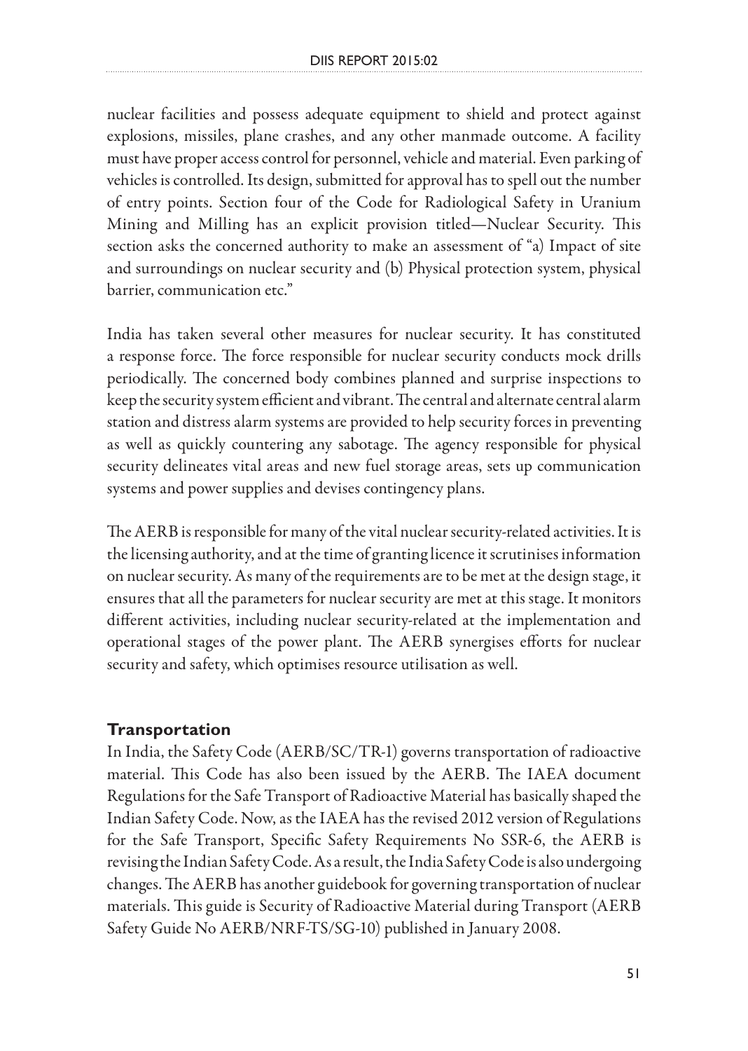nuclear facilities and possess adequate equipment to shield and protect against explosions, missiles, plane crashes, and any other manmade outcome. A facility must have proper access control for personnel, vehicle and material. Even parking of vehicles is controlled. Its design, submitted for approval has to spell out the number of entry points. Section four of the Code for Radiological Safety in Uranium Mining and Milling has an explicit provision titled—Nuclear Security. This section asks the concerned authority to make an assessment of "a) Impact of site and surroundings on nuclear security and (b) Physical protection system, physical barrier, communication etc."

India has taken several other measures for nuclear security. It has constituted a response force. The force responsible for nuclear security conducts mock drills periodically. The concerned body combines planned and surprise inspections to keep the security system efficient and vibrant. The central and alternate central alarm station and distress alarm systems are provided to help security forces in preventing as well as quickly countering any sabotage. The agency responsible for physical security delineates vital areas and new fuel storage areas, sets up communication systems and power supplies and devises contingency plans.

The AERB is responsible for many of the vital nuclear security-related activities. It is the licensing authority, and at the time of granting licence it scrutinises information on nuclear security. As many of the requirements are to be met at the design stage, it ensures that all the parameters for nuclear security are met at this stage. It monitors different activities, including nuclear security-related at the implementation and operational stages of the power plant. The AERB synergises efforts for nuclear security and safety, which optimises resource utilisation as well.

## Transportation

In India, the Safety Code (AERB/SC/TR-1) governs transportation of radioactive material. This Code has also been issued by the AERB. The IAEA document Regulations for the Safe Transport of Radioactive Material has basically shaped the Indian Safety Code. Now, as the IAEA has the revised 2012 version of Regulations for the Safe Transport, Specific Safety Requirements No SSR-6, the AERB is revising the Indian Safety Code. As a result, the India Safety Code is also undergoing changes. The AERB has another guidebook for governing transportation of nuclear materials. This guide is Security of Radioactive Material during Transport (AERB Safety Guide No AERB/NRF-TS/SG-10) published in January 2008.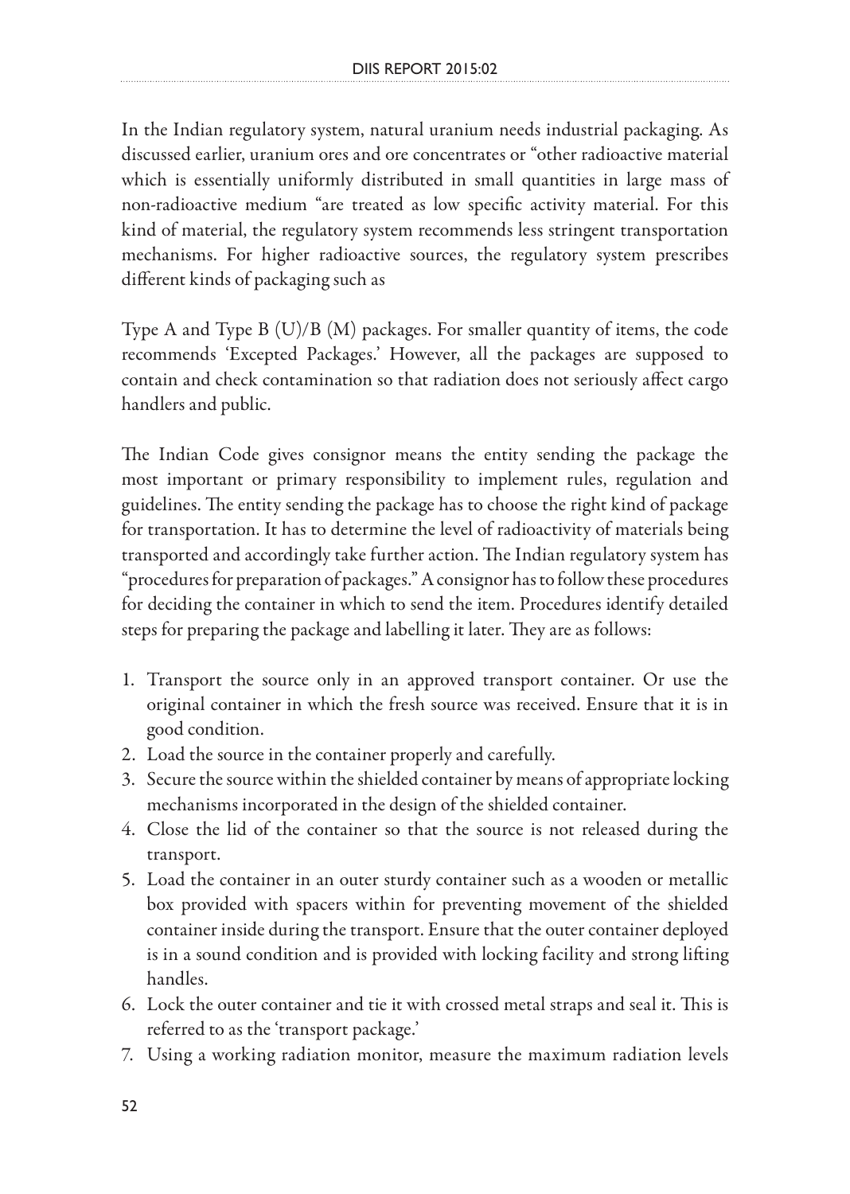In the Indian regulatory system, natural uranium needs industrial packaging. As discussed earlier, uranium ores and ore concentrates or "other radioactive material which is essentially uniformly distributed in small quantities in large mass of non-radioactive medium "are treated as low specific activity material. For this kind of material, the regulatory system recommends less stringent transportation mechanisms. For higher radioactive sources, the regulatory system prescribes different kinds of packaging such as

Type A and Type B (U)/B (M) packages. For smaller quantity of items, the code recommends 'Excepted Packages.' However, all the packages are supposed to contain and check contamination so that radiation does not seriously affect cargo handlers and public.

The Indian Code gives consignor means the entity sending the package the most important or primary responsibility to implement rules, regulation and guidelines. The entity sending the package has to choose the right kind of package for transportation. It has to determine the level of radioactivity of materials being transported and accordingly take further action. The Indian regulatory system has "procedures for preparation of packages." A consignor has to follow these procedures for deciding the container in which to send the item. Procedures identify detailed steps for preparing the package and labelling it later. They are as follows:

1. Transport the source only in an approved transport container. Or use the original container in which the fresh source was received. Ensure that it is in good condition.
2. Load the source in the container properly and carefully.
3. Secure the source within the shielded container by means of appropriate locking mechanisms incorporated in the design of the shielded container.
4. Close the lid of the container so that the source is not released during the transport.
5. Load the container in an outer sturdy container such as a wooden or metallic box provided with spacers within for preventing movement of the shielded container inside during the transport. Ensure that the outer container deployed is in a sound condition and is provided with locking facility and strong lifting handles.
6. Lock the outer container and tie it with crossed metal straps and seal it. This is referred to as the 'transport package.'
7. Using a working radiation monitor, measure the maximum radiation levels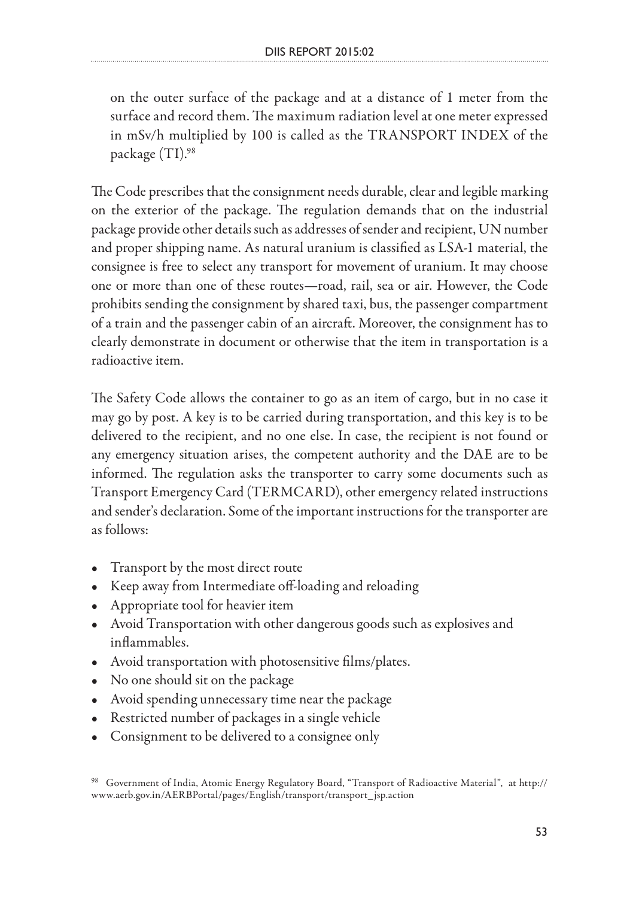on the outer surface of the package and at a distance of 1 meter from the surface and record them. The maximum radiation level at one meter expressed in mSv/h multiplied by 100 is called as the TRANSPORT INDEX of the package (TI).[98]

The Code prescribes that the consignment needs durable, clear and legible marking on the exterior of the package. The regulation demands that on the industrial package provide other details such as addresses of sender and recipient, UN number and proper shipping name. As natural uranium is classified as LSA-1 material, the consignee is free to select any transport for movement of uranium. It may choose one or more than one of these routes—road, rail, sea or air. However, the Code prohibits sending the consignment by shared taxi, bus, the passenger compartment of a train and the passenger cabin of an aircraft. Moreover, the consignment has to clearly demonstrate in document or otherwise that the item in transportation is a radioactive item.

The Safety Code allows the container to go as an item of cargo, but in no case it may go by post. A key is to be carried during transportation, and this key is to be delivered to the recipient, and no one else. In case, the recipient is not found or any emergency situation arises, the competent authority and the DAE are to be informed. The regulation asks the transporter to carry some documents such as Transport Emergency Card (TERMCARD), other emergency related instructions and sender's declaration. Some of the important instructions for the transporter are as follows:

- Transport by the most direct route
- Keep away from Intermediate off-loading and reloading
- Appropriate tool for heavier item
- Avoid Transportation with other dangerous goods such as explosives and inflammables.
- Avoid transportation with photosensitive films/plates.
- No one should sit on the package
- Avoid spending unnecessary time near the package
- Restricted number of packages in a single vehicle
- Consignment to be delivered to a consignee only

[98] Government of India, Atomic Energy Regulatory Board, "Transport of Radioactive Material", at http://www.aerb.gov.in/AERBPortal/pages/English/transport/transport_jsp.action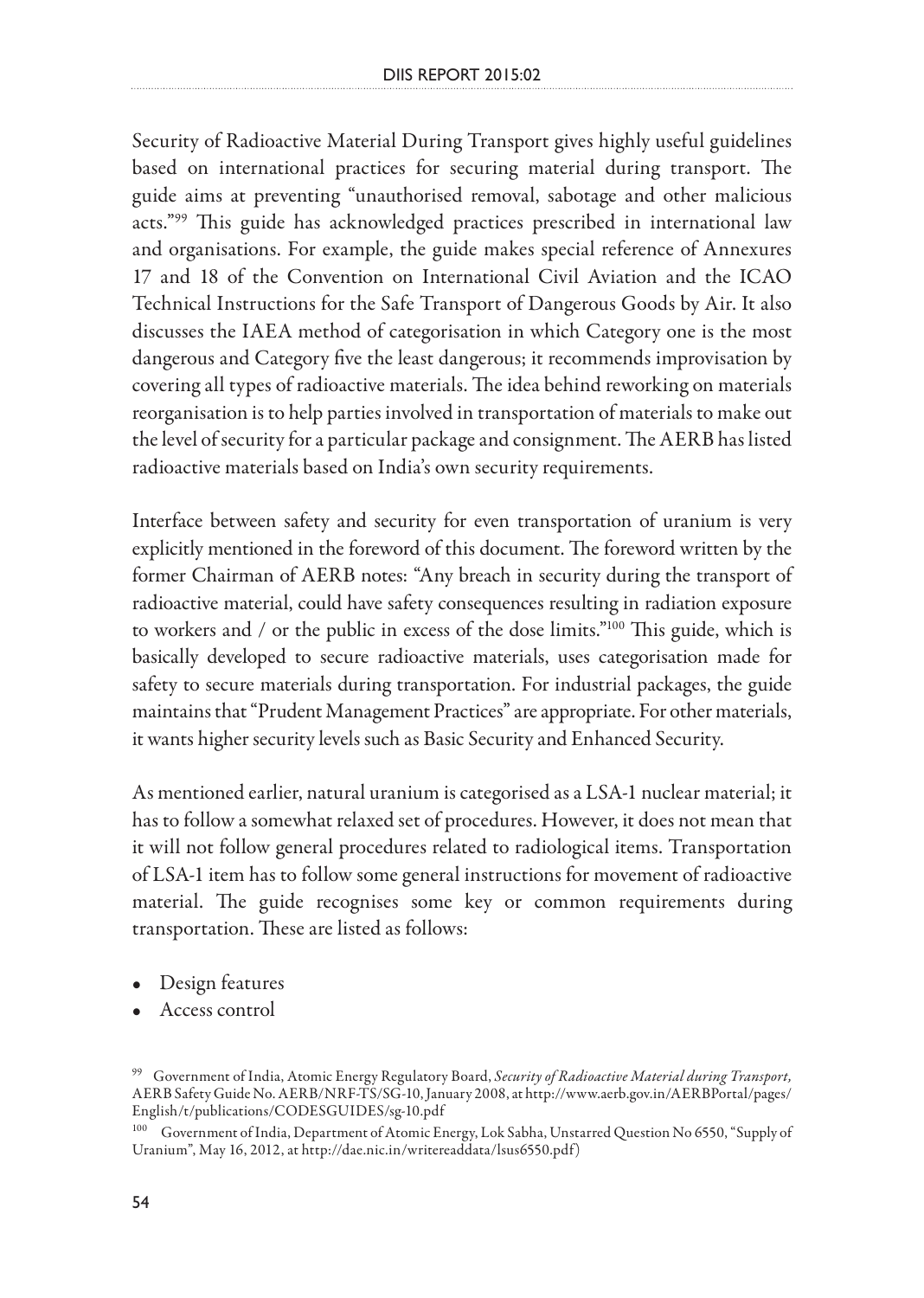Security of Radioactive Material During Transport gives highly useful guidelines based on international practices for securing material during transport. The guide aims at preventing "unauthorised removal, sabotage and other malicious acts."[99] This guide has acknowledged practices prescribed in international law and organisations. For example, the guide makes special reference of Annexures 17 and 18 of the Convention on International Civil Aviation and the ICAO Technical Instructions for the Safe Transport of Dangerous Goods by Air. It also discusses the IAEA method of categorisation in which Category one is the most dangerous and Category five the least dangerous; it recommends improvisation by covering all types of radioactive materials. The idea behind reworking on materials reorganisation is to help parties involved in transportation of materials to make out the level of security for a particular package and consignment. The AERB has listed radioactive materials based on India's own security requirements.

Interface between safety and security for even transportation of uranium is very explicitly mentioned in the foreword of this document. The foreword written by the former Chairman of AERB notes: "Any breach in security during the transport of radioactive material, could have safety consequences resulting in radiation exposure to workers and / or the public in excess of the dose limits."[100] This guide, which is basically developed to secure radioactive materials, uses categorisation made for safety to secure materials during transportation. For industrial packages, the guide maintains that "Prudent Management Practices" are appropriate. For other materials, it wants higher security levels such as Basic Security and Enhanced Security.

As mentioned earlier, natural uranium is categorised as a LSA-1 nuclear material; it has to follow a somewhat relaxed set of procedures. However, it does not mean that it will not follow general procedures related to radiological items. Transportation of LSA-1 item has to follow some general instructions for movement of radioactive material. The guide recognises some key or common requirements during transportation. These are listed as follows:

- Design features
- Access control

[99] Government of India, Atomic Energy Regulatory Board, *Security of Radioactive Material during Transport,* AERB Safety Guide No. AERB/NRF-TS/SG-10, January 2008, at http://www.aerb.gov.in/AERBPortal/pages/English/t/publications/CODESGUIDES/sg-10.pdf

[100] Government of India, Department of Atomic Energy, Lok Sabha, Unstarred Question No 6550, "Supply of Uranium", May 16, 2012, at http://dae.nic.in/writereaddata/lsus6550.pdf)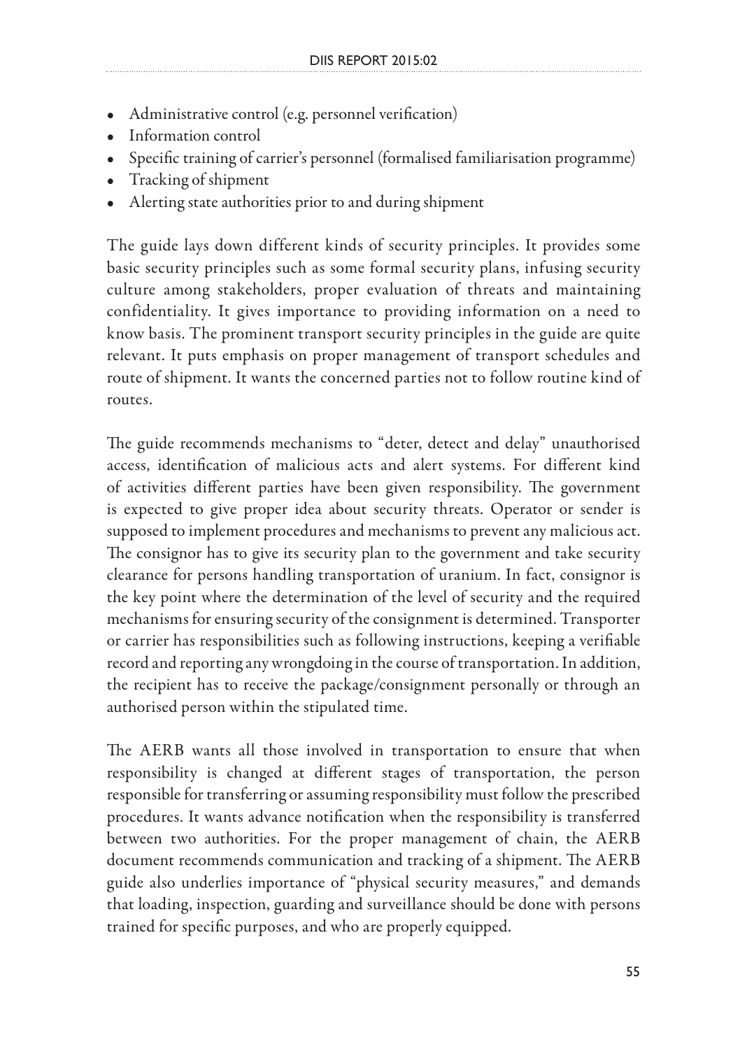- Administrative control (e.g. personnel verification)
- Information control
- Specific training of carrier's personnel (formalised familiarisation programme)
- Tracking of shipment
- Alerting state authorities prior to and during shipment

The guide lays down different kinds of security principles. It provides some basic security principles such as some formal security plans, infusing security culture among stakeholders, proper evaluation of threats and maintaining confidentiality. It gives importance to providing information on a need to know basis. The prominent transport security principles in the guide are quite relevant. It puts emphasis on proper management of transport schedules and route of shipment. It wants the concerned parties not to follow routine kind of routes.

The guide recommends mechanisms to "deter, detect and delay" unauthorised access, identification of malicious acts and alert systems. For different kind of activities different parties have been given responsibility. The government is expected to give proper idea about security threats. Operator or sender is supposed to implement procedures and mechanisms to prevent any malicious act. The consignor has to give its security plan to the government and take security clearance for persons handling transportation of uranium. In fact, consignor is the key point where the determination of the level of security and the required mechanisms for ensuring security of the consignment is determined. Transporter or carrier has responsibilities such as following instructions, keeping a verifiable record and reporting any wrongdoing in the course of transportation. In addition, the recipient has to receive the package/consignment personally or through an authorised person within the stipulated time.

The AERB wants all those involved in transportation to ensure that when responsibility is changed at different stages of transportation, the person responsible for transferring or assuming responsibility must follow the prescribed procedures. It wants advance notification when the responsibility is transferred between two authorities. For the proper management of chain, the AERB document recommends communication and tracking of a shipment. The AERB guide also underlies importance of "physical security measures," and demands that loading, inspection, guarding and surveillance should be done with persons trained for specific purposes, and who are properly equipped.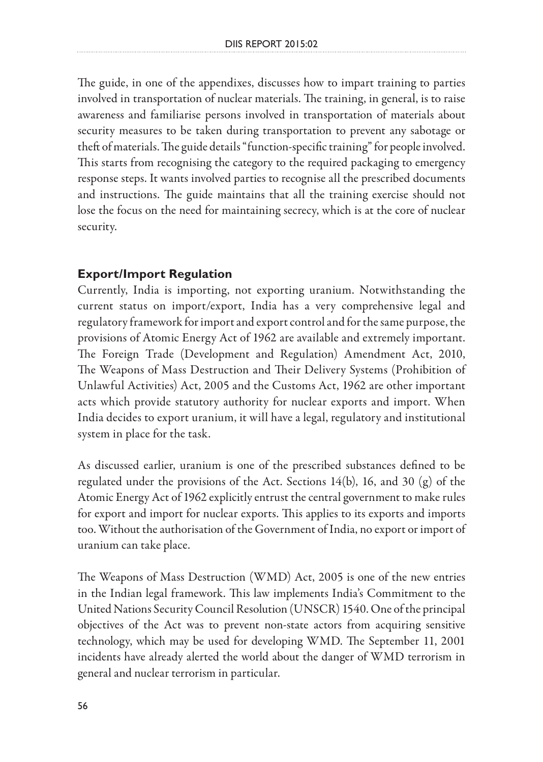The guide, in one of the appendixes, discusses how to impart training to parties involved in transportation of nuclear materials. The training, in general, is to raise awareness and familiarise persons involved in transportation of materials about security measures to be taken during transportation to prevent any sabotage or theft of materials. The guide details "function-specific training" for people involved. This starts from recognising the category to the required packaging to emergency response steps. It wants involved parties to recognise all the prescribed documents and instructions. The guide maintains that all the training exercise should not lose the focus on the need for maintaining secrecy, which is at the core of nuclear security.

### Export/Import Regulation

Currently, India is importing, not exporting uranium. Notwithstanding the current status on import/export, India has a very comprehensive legal and regulatory framework for import and export control and for the same purpose, the provisions of Atomic Energy Act of 1962 are available and extremely important. The Foreign Trade (Development and Regulation) Amendment Act, 2010, The Weapons of Mass Destruction and Their Delivery Systems (Prohibition of Unlawful Activities) Act, 2005 and the Customs Act, 1962 are other important acts which provide statutory authority for nuclear exports and import. When India decides to export uranium, it will have a legal, regulatory and institutional system in place for the task.

As discussed earlier, uranium is one of the prescribed substances defined to be regulated under the provisions of the Act. Sections 14(b), 16, and 30 (g) of the Atomic Energy Act of 1962 explicitly entrust the central government to make rules for export and import for nuclear exports. This applies to its exports and imports too. Without the authorisation of the Government of India, no export or import of uranium can take place.

The Weapons of Mass Destruction (WMD) Act, 2005 is one of the new entries in the Indian legal framework. This law implements India's Commitment to the United Nations Security Council Resolution (UNSCR) 1540. One of the principal objectives of the Act was to prevent non-state actors from acquiring sensitive technology, which may be used for developing WMD. The September 11, 2001 incidents have already alerted the world about the danger of WMD terrorism in general and nuclear terrorism in particular.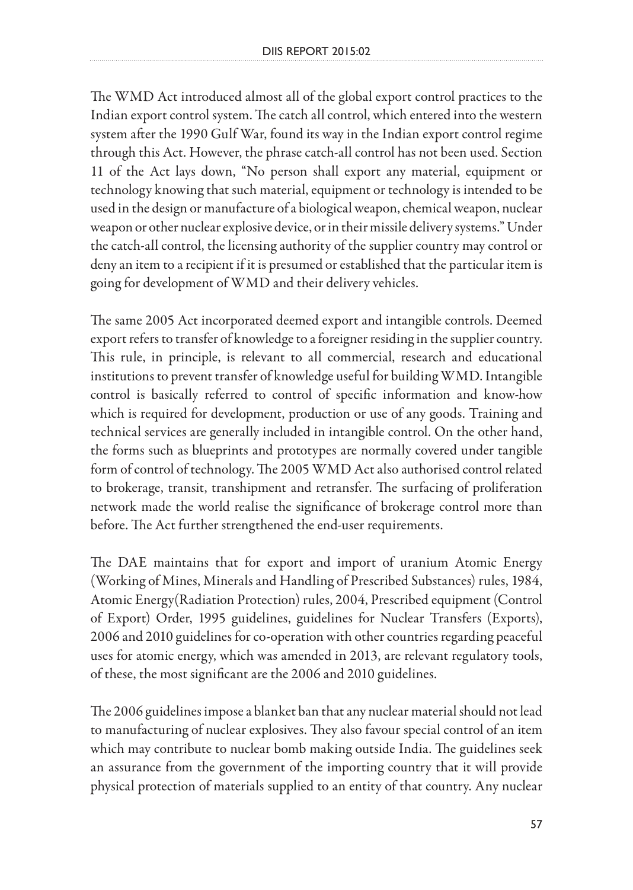The WMD Act introduced almost all of the global export control practices to the Indian export control system. The catch all control, which entered into the western system after the 1990 Gulf War, found its way in the Indian export control regime through this Act. However, the phrase catch-all control has not been used. Section 11 of the Act lays down, "No person shall export any material, equipment or technology knowing that such material, equipment or technology is intended to be used in the design or manufacture of a biological weapon, chemical weapon, nuclear weapon or other nuclear explosive device, or in their missile delivery systems." Under the catch-all control, the licensing authority of the supplier country may control or deny an item to a recipient if it is presumed or established that the particular item is going for development of WMD and their delivery vehicles.

The same 2005 Act incorporated deemed export and intangible controls. Deemed export refers to transfer of knowledge to a foreigner residing in the supplier country. This rule, in principle, is relevant to all commercial, research and educational institutions to prevent transfer of knowledge useful for building WMD. Intangible control is basically referred to control of specific information and know-how which is required for development, production or use of any goods. Training and technical services are generally included in intangible control. On the other hand, the forms such as blueprints and prototypes are normally covered under tangible form of control of technology. The 2005 WMD Act also authorised control related to brokerage, transit, transhipment and retransfer. The surfacing of proliferation network made the world realise the significance of brokerage control more than before. The Act further strengthened the end-user requirements.

The DAE maintains that for export and import of uranium Atomic Energy (Working of Mines, Minerals and Handling of Prescribed Substances) rules, 1984, Atomic Energy(Radiation Protection) rules, 2004, Prescribed equipment (Control of Export) Order, 1995 guidelines, guidelines for Nuclear Transfers (Exports), 2006 and 2010 guidelines for co-operation with other countries regarding peaceful uses for atomic energy, which was amended in 2013, are relevant regulatory tools, of these, the most significant are the 2006 and 2010 guidelines.

The 2006 guidelines impose a blanket ban that any nuclear material should not lead to manufacturing of nuclear explosives. They also favour special control of an item which may contribute to nuclear bomb making outside India. The guidelines seek an assurance from the government of the importing country that it will provide physical protection of materials supplied to an entity of that country. Any nuclear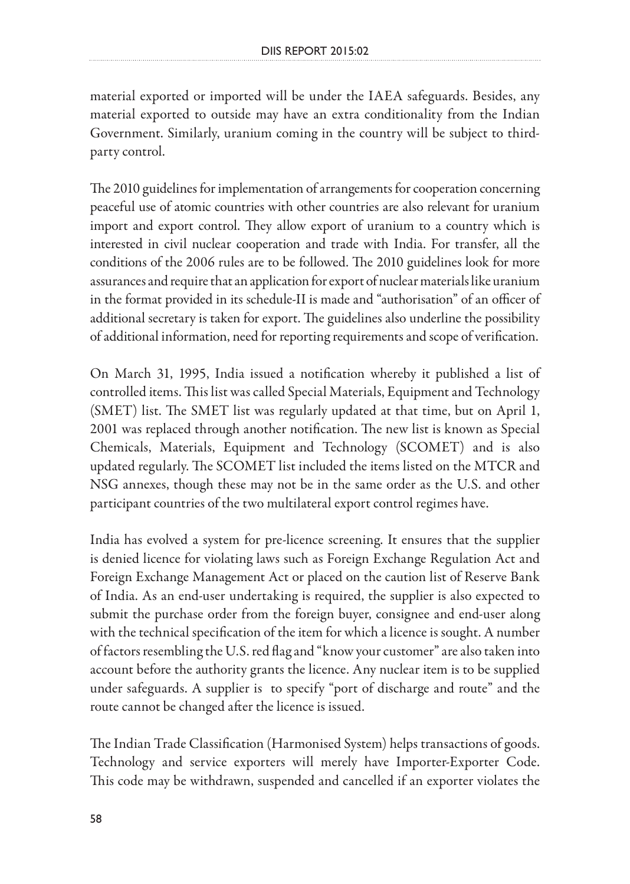material exported or imported will be under the IAEA safeguards. Besides, any material exported to outside may have an extra conditionality from the Indian Government. Similarly, uranium coming in the country will be subject to third-party control.

The 2010 guidelines for implementation of arrangements for cooperation concerning peaceful use of atomic countries with other countries are also relevant for uranium import and export control. They allow export of uranium to a country which is interested in civil nuclear cooperation and trade with India. For transfer, all the conditions of the 2006 rules are to be followed. The 2010 guidelines look for more assurances and require that an application for export of nuclear materials like uranium in the format provided in its schedule-II is made and "authorisation" of an officer of additional secretary is taken for export. The guidelines also underline the possibility of additional information, need for reporting requirements and scope of verification.

On March 31, 1995, India issued a notification whereby it published a list of controlled items. This list was called Special Materials, Equipment and Technology (SMET) list. The SMET list was regularly updated at that time, but on April 1, 2001 was replaced through another notification. The new list is known as Special Chemicals, Materials, Equipment and Technology (SCOMET) and is also updated regularly. The SCOMET list included the items listed on the MTCR and NSG annexes, though these may not be in the same order as the U.S. and other participant countries of the two multilateral export control regimes have.

India has evolved a system for pre-licence screening. It ensures that the supplier is denied licence for violating laws such as Foreign Exchange Regulation Act and Foreign Exchange Management Act or placed on the caution list of Reserve Bank of India. As an end-user undertaking is required, the supplier is also expected to submit the purchase order from the foreign buyer, consignee and end-user along with the technical specification of the item for which a licence is sought. A number of factors resembling the U.S. red flag and "know your customer" are also taken into account before the authority grants the licence. Any nuclear item is to be supplied under safeguards. A supplier is to specify "port of discharge and route" and the route cannot be changed after the licence is issued.

The Indian Trade Classification (Harmonised System) helps transactions of goods. Technology and service exporters will merely have Importer-Exporter Code. This code may be withdrawn, suspended and cancelled if an exporter violates the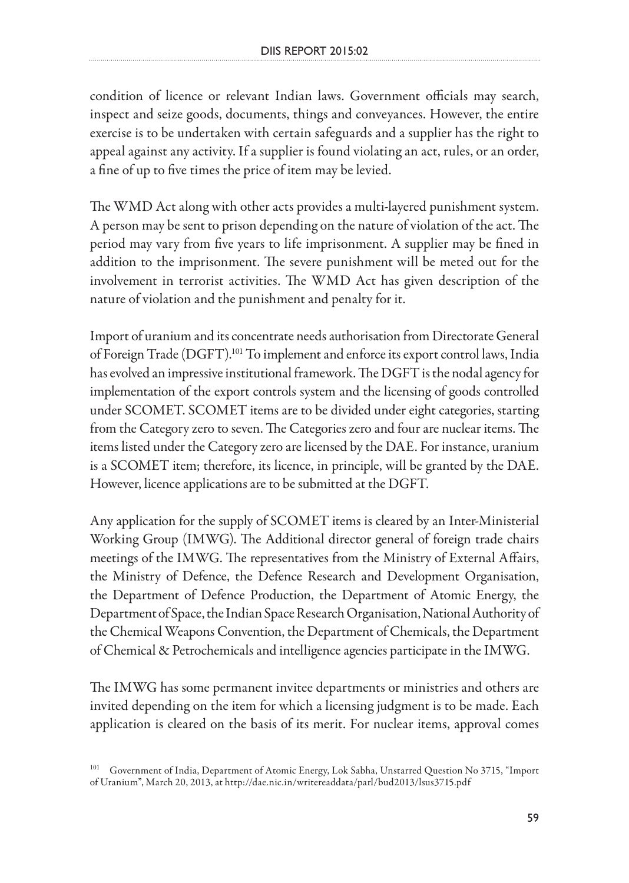condition of licence or relevant Indian laws. Government officials may search, inspect and seize goods, documents, things and conveyances. However, the entire exercise is to be undertaken with certain safeguards and a supplier has the right to appeal against any activity. If a supplier is found violating an act, rules, or an order, a fine of up to five times the price of item may be levied.

The WMD Act along with other acts provides a multi-layered punishment system. A person may be sent to prison depending on the nature of violation of the act. The period may vary from five years to life imprisonment. A supplier may be fined in addition to the imprisonment. The severe punishment will be meted out for the involvement in terrorist activities. The WMD Act has given description of the nature of violation and the punishment and penalty for it.

Import of uranium and its concentrate needs authorisation from Directorate General of Foreign Trade (DGFT).[101] To implement and enforce its export control laws, India has evolved an impressive institutional framework. The DGFT is the nodal agency for implementation of the export controls system and the licensing of goods controlled under SCOMET. SCOMET items are to be divided under eight categories, starting from the Category zero to seven. The Categories zero and four are nuclear items. The items listed under the Category zero are licensed by the DAE. For instance, uranium is a SCOMET item; therefore, its licence, in principle, will be granted by the DAE. However, licence applications are to be submitted at the DGFT.

Any application for the supply of SCOMET items is cleared by an Inter-Ministerial Working Group (IMWG). The Additional director general of foreign trade chairs meetings of the IMWG. The representatives from the Ministry of External Affairs, the Ministry of Defence, the Defence Research and Development Organisation, the Department of Defence Production, the Department of Atomic Energy, the Department of Space, the Indian Space Research Organisation, National Authority of the Chemical Weapons Convention, the Department of Chemicals, the Department of Chemical & Petrochemicals and intelligence agencies participate in the IMWG.

The IMWG has some permanent invitee departments or ministries and others are invited depending on the item for which a licensing judgment is to be made. Each application is cleared on the basis of its merit. For nuclear items, approval comes

[101] Government of India, Department of Atomic Energy, Lok Sabha, Unstarred Question No 3715, "Import of Uranium", March 20, 2013, at http://dae.nic.in/writereaddata/parl/bud2013/lsus3715.pdf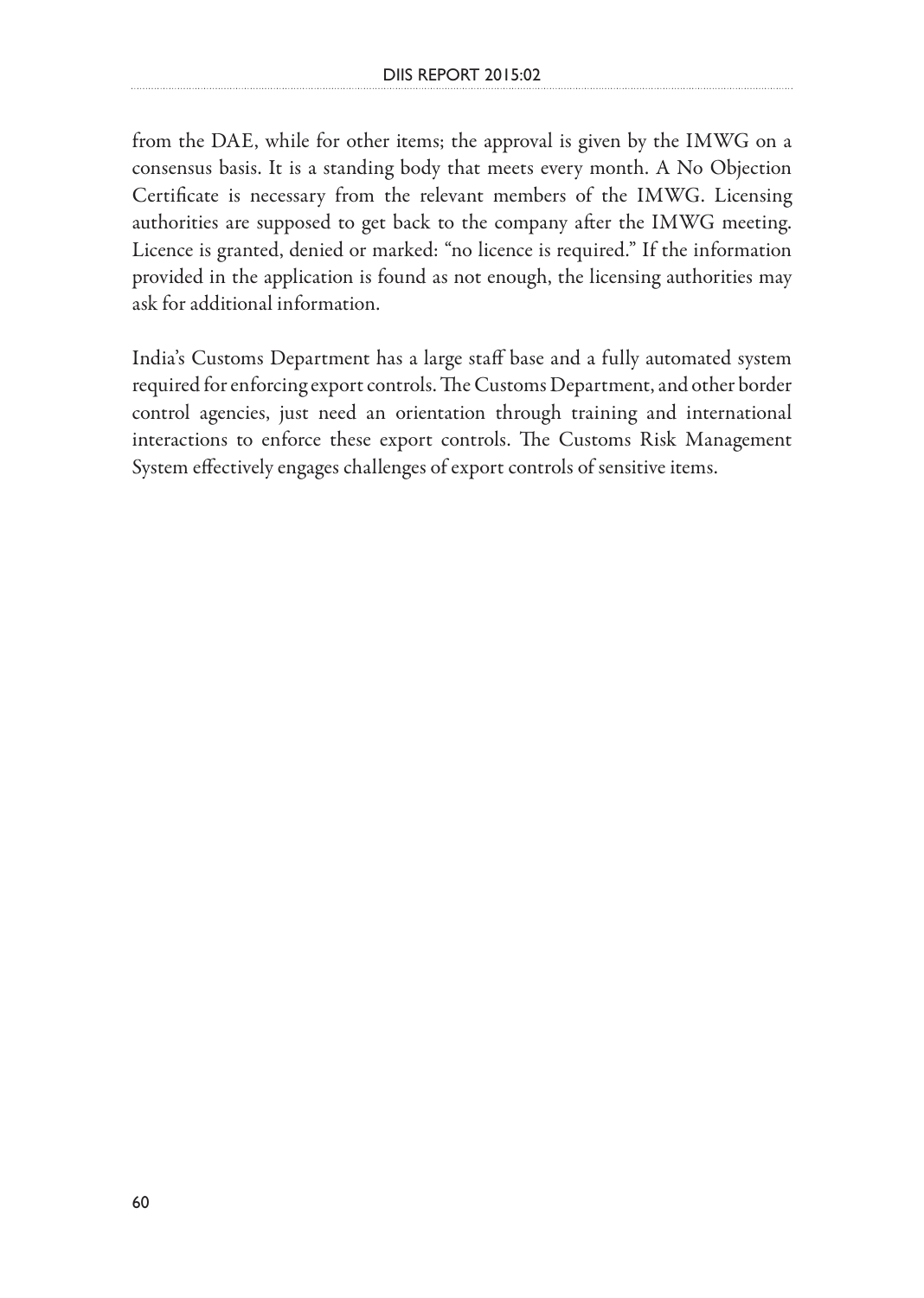from the DAE, while for other items; the approval is given by the IMWG on a consensus basis. It is a standing body that meets every month. A No Objection Certificate is necessary from the relevant members of the IMWG. Licensing authorities are supposed to get back to the company after the IMWG meeting. Licence is granted, denied or marked: "no licence is required." If the information provided in the application is found as not enough, the licensing authorities may ask for additional information.

India's Customs Department has a large staff base and a fully automated system required for enforcing export controls. The Customs Department, and other border control agencies, just need an orientation through training and international interactions to enforce these export controls. The Customs Risk Management System effectively engages challenges of export controls of sensitive items.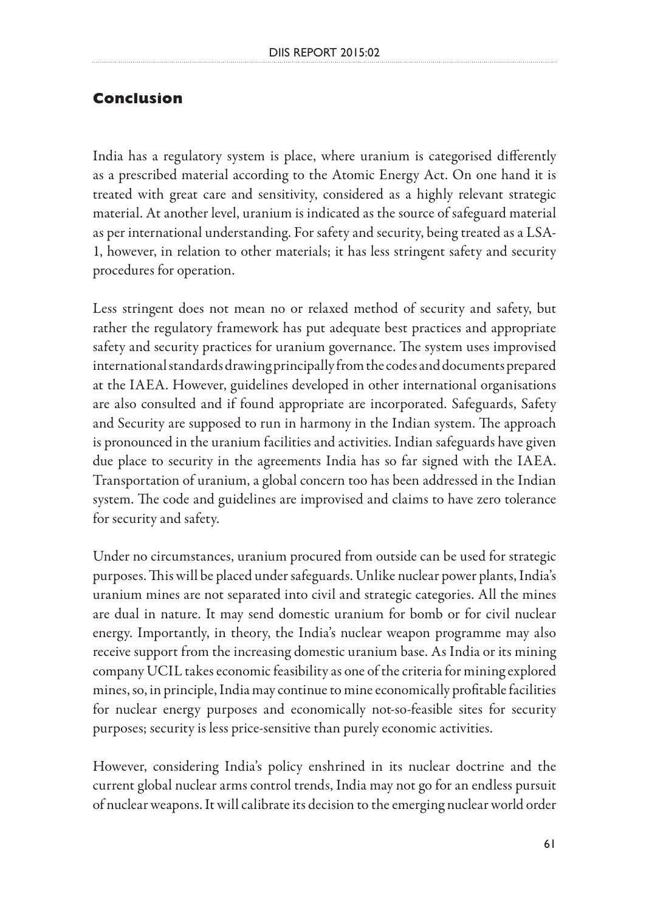## Conclusion

India has a regulatory system is place, where uranium is categorised differently as a prescribed material according to the Atomic Energy Act. On one hand it is treated with great care and sensitivity, considered as a highly relevant strategic material. At another level, uranium is indicated as the source of safeguard material as per international understanding. For safety and security, being treated as a LSA-1, however, in relation to other materials; it has less stringent safety and security procedures for operation.

Less stringent does not mean no or relaxed method of security and safety, but rather the regulatory framework has put adequate best practices and appropriate safety and security practices for uranium governance. The system uses improvised international standards drawing principally from the codes and documents prepared at the IAEA. However, guidelines developed in other international organisations are also consulted and if found appropriate are incorporated. Safeguards, Safety and Security are supposed to run in harmony in the Indian system. The approach is pronounced in the uranium facilities and activities. Indian safeguards have given due place to security in the agreements India has so far signed with the IAEA. Transportation of uranium, a global concern too has been addressed in the Indian system. The code and guidelines are improvised and claims to have zero tolerance for security and safety.

Under no circumstances, uranium procured from outside can be used for strategic purposes. This will be placed under safeguards. Unlike nuclear power plants, India's uranium mines are not separated into civil and strategic categories. All the mines are dual in nature. It may send domestic uranium for bomb or for civil nuclear energy. Importantly, in theory, the India's nuclear weapon programme may also receive support from the increasing domestic uranium base. As India or its mining company UCIL takes economic feasibility as one of the criteria for mining explored mines, so, in principle, India may continue to mine economically profitable facilities for nuclear energy purposes and economically not-so-feasible sites for security purposes; security is less price-sensitive than purely economic activities.

However, considering India's policy enshrined in its nuclear doctrine and the current global nuclear arms control trends, India may not go for an endless pursuit of nuclear weapons. It will calibrate its decision to the emerging nuclear world order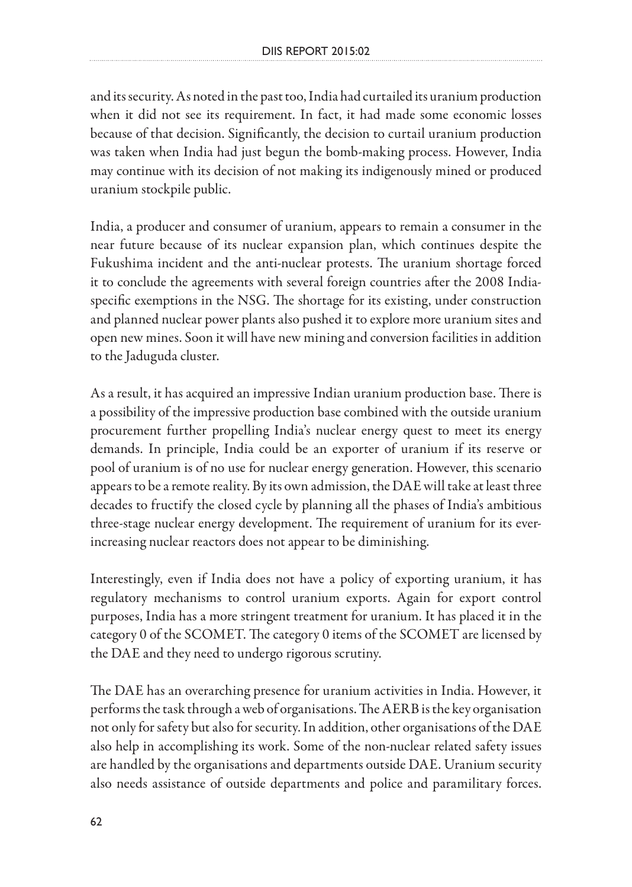and its security. As noted in the past too, India had curtailed its uranium production when it did not see its requirement. In fact, it had made some economic losses because of that decision. Significantly, the decision to curtail uranium production was taken when India had just begun the bomb-making process. However, India may continue with its decision of not making its indigenously mined or produced uranium stockpile public.

India, a producer and consumer of uranium, appears to remain a consumer in the near future because of its nuclear expansion plan, which continues despite the Fukushima incident and the anti-nuclear protests. The uranium shortage forced it to conclude the agreements with several foreign countries after the 2008 India-specific exemptions in the NSG. The shortage for its existing, under construction and planned nuclear power plants also pushed it to explore more uranium sites and open new mines. Soon it will have new mining and conversion facilities in addition to the Jaduguda cluster.

As a result, it has acquired an impressive Indian uranium production base. There is a possibility of the impressive production base combined with the outside uranium procurement further propelling India's nuclear energy quest to meet its energy demands. In principle, India could be an exporter of uranium if its reserve or pool of uranium is of no use for nuclear energy generation. However, this scenario appears to be a remote reality. By its own admission, the DAE will take at least three decades to fructify the closed cycle by planning all the phases of India's ambitious three-stage nuclear energy development. The requirement of uranium for its ever-increasing nuclear reactors does not appear to be diminishing.

Interestingly, even if India does not have a policy of exporting uranium, it has regulatory mechanisms to control uranium exports. Again for export control purposes, India has a more stringent treatment for uranium. It has placed it in the category 0 of the SCOMET. The category 0 items of the SCOMET are licensed by the DAE and they need to undergo rigorous scrutiny.

The DAE has an overarching presence for uranium activities in India. However, it performs the task through a web of organisations. The AERB is the key organisation not only for safety but also for security. In addition, other organisations of the DAE also help in accomplishing its work. Some of the non-nuclear related safety issues are handled by the organisations and departments outside DAE. Uranium security also needs assistance of outside departments and police and paramilitary forces.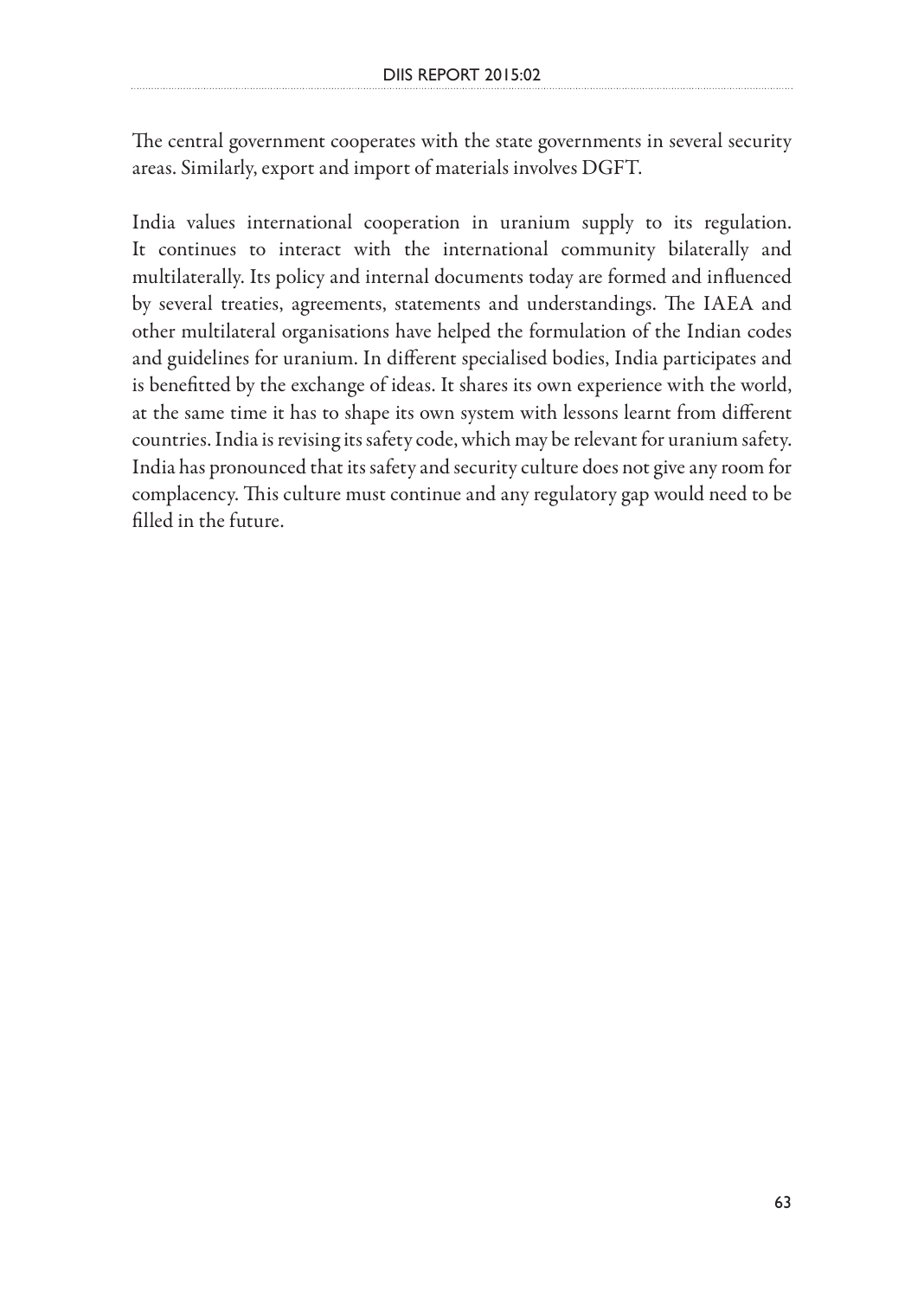The central government cooperates with the state governments in several security areas. Similarly, export and import of materials involves DGFT.

India values international cooperation in uranium supply to its regulation. It continues to interact with the international community bilaterally and multilaterally. Its policy and internal documents today are formed and influenced by several treaties, agreements, statements and understandings. The IAEA and other multilateral organisations have helped the formulation of the Indian codes and guidelines for uranium. In different specialised bodies, India participates and is benefitted by the exchange of ideas. It shares its own experience with the world, at the same time it has to shape its own system with lessons learnt from different countries. India is revising its safety code, which may be relevant for uranium safety. India has pronounced that its safety and security culture does not give any room for complacency. This culture must continue and any regulatory gap would need to be filled in the future.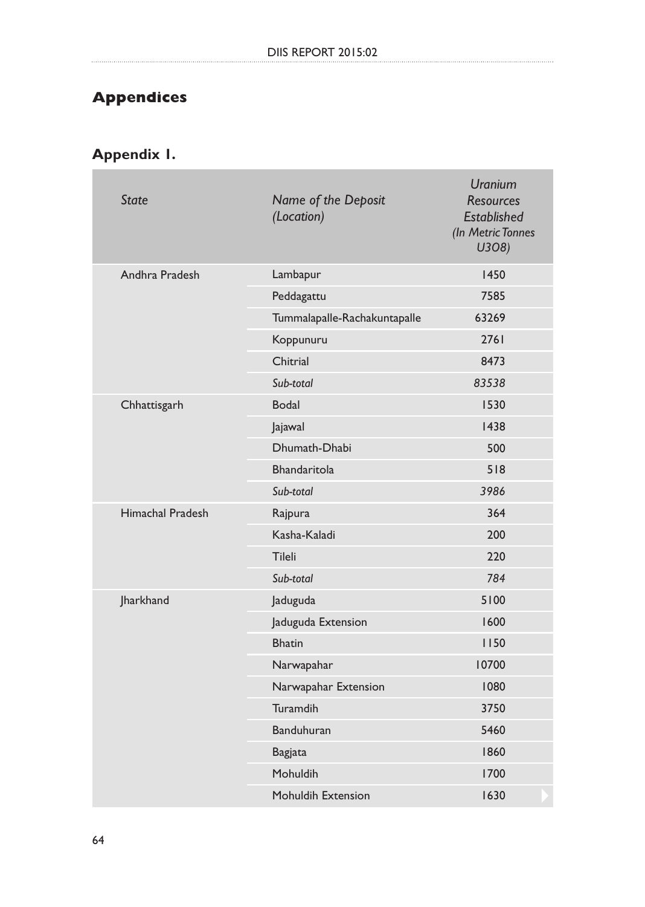# Appendices

## Appendix 1.

| *State* | *Name of the Deposit (Location)* | *Uranium Resources Established (In Metric Tonnes U3O8)* |
|---|---|---|
| Andhra Pradesh | Lambapur | 1450 |
| | Peddagattu | 7585 |
| | Tummalapalle-Rachakuntapalle | 63269 |
| | Koppunuru | 2761 |
| | Chitrial | 8473 |
| | *Sub-total* | *83538* |
| Chhattisgarh | Bodal | 1530 |
| | Jajawal | 1438 |
| | Dhumath-Dhabi | 500 |
| | Bhandaritola | 518 |
| | *Sub-total* | *3986* |
| Himachal Pradesh | Rajpura | 364 |
| | Kasha-Kaladi | 200 |
| | Tileli | 220 |
| | *Sub-total* | *784* |
| Jharkhand | Jaduguda | 5100 |
| | Jaduguda Extension | 1600 |
| | Bhatin | 1150 |
| | Narwapahar | 10700 |
| | Narwapahar Extension | 1080 |
| | Turamdih | 3750 |
| | Banduhuran | 5460 |
| | Bagjata | 1860 |
| | Mohuldih | 1700 |
| | Mohuldih Extension | 1630 |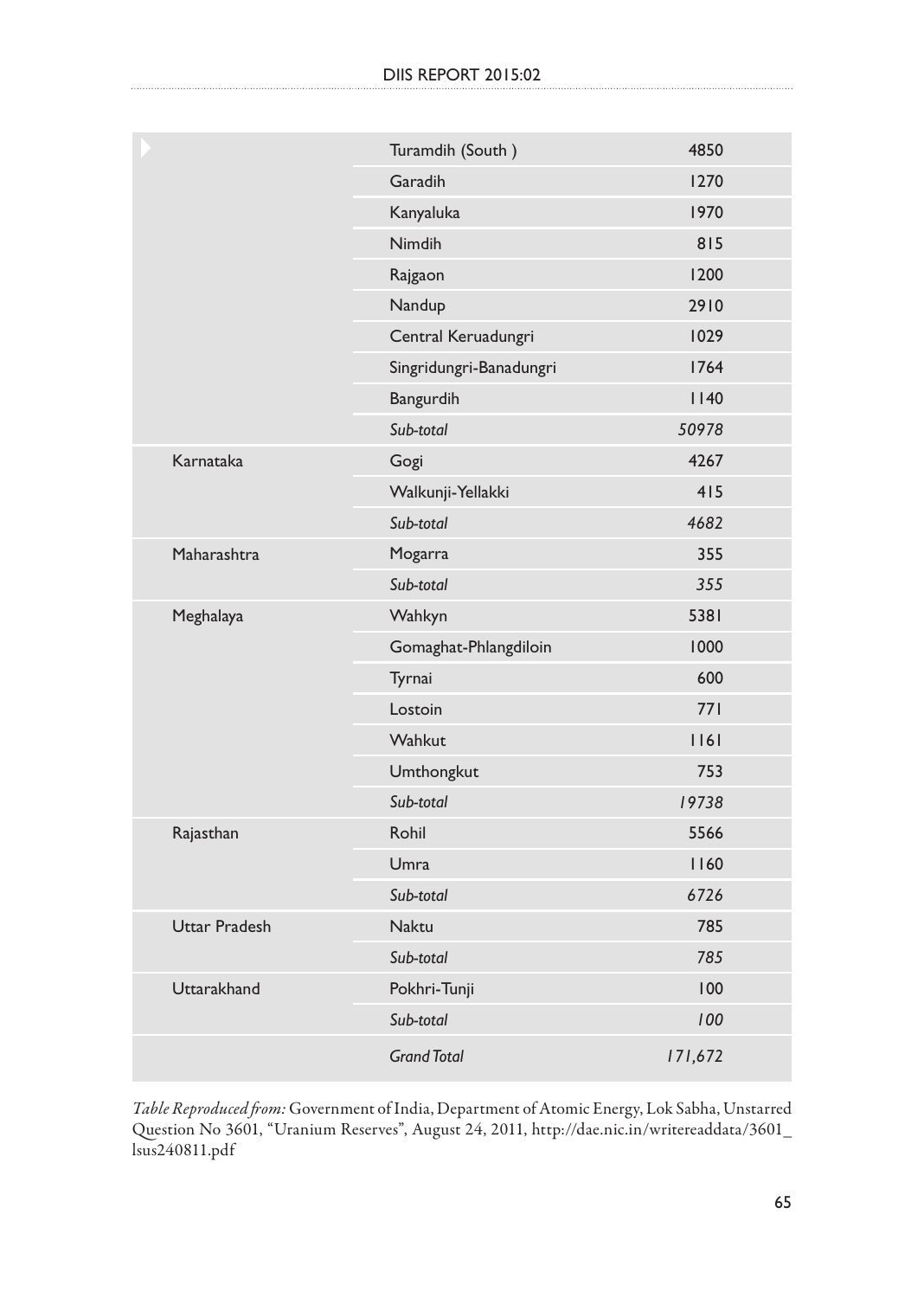| | | |
|---|---|---|
| | Turamdih (South ) | 4850 |
| | Garadih | 1270 |
| | Kanyaluka | 1970 |
| | Nimdih | 815 |
| | Rajgaon | 1200 |
| | Nandup | 2910 |
| | Central Keruadungri | 1029 |
| | Singridungri-Banadungri | 1764 |
| | Bangurdih | 1140 |
| | *Sub-total* | *50978* |
| Karnataka | Gogi | 4267 |
| | Walkunji-Yellakki | 415 |
| | *Sub-total* | *4682* |
| Maharashtra | Mogarra | 355 |
| | *Sub-total* | *355* |
| Meghalaya | Wahkyn | 5381 |
| | Gomaghat-Phlangdiloin | 1000 |
| | Tyrnai | 600 |
| | Lostoin | 771 |
| | Wahkut | 1161 |
| | Umthongkut | 753 |
| | *Sub-total* | *19738* |
| Rajasthan | Rohil | 5566 |
| | Umra | 1160 |
| | *Sub-total* | *6726* |
| Uttar Pradesh | Naktu | 785 |
| | *Sub-total* | *785* |
| Uttarakhand | Pokhri-Tunji | 100 |
| | *Sub-total* | *100* |
| | *Grand Total* | *171,672* |

*Table Reproduced from:* Government of India, Department of Atomic Energy, Lok Sabha, Unstarred Question No 3601, "Uranium Reserves", August 24, 2011, http://dae.nic.in/writereaddata/3601_lsus240811.pdf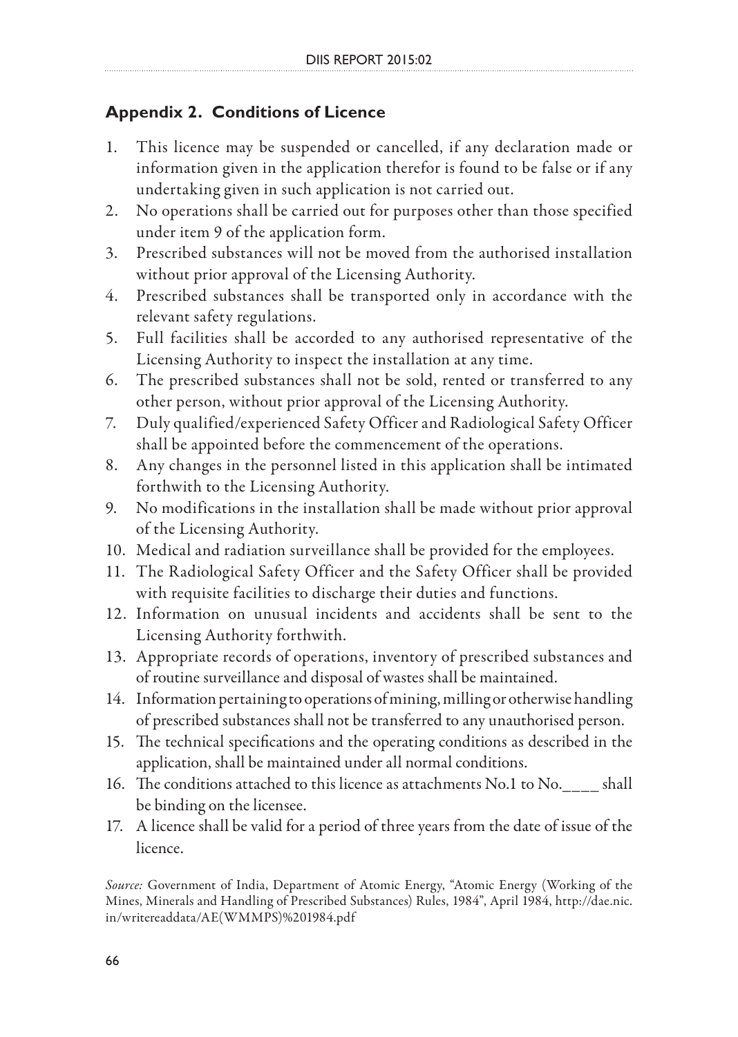## Appendix 2. Conditions of Licence

1. This licence may be suspended or cancelled, if any declaration made or information given in the application therefor is found to be false or if any undertaking given in such application is not carried out.
2. No operations shall be carried out for purposes other than those specified under item 9 of the application form.
3. Prescribed substances will not be moved from the authorised installation without prior approval of the Licensing Authority.
4. Prescribed substances shall be transported only in accordance with the relevant safety regulations.
5. Full facilities shall be accorded to any authorised representative of the Licensing Authority to inspect the installation at any time.
6. The prescribed substances shall not be sold, rented or transferred to any other person, without prior approval of the Licensing Authority.
7. Duly qualified/experienced Safety Officer and Radiological Safety Officer shall be appointed before the commencement of the operations.
8. Any changes in the personnel listed in this application shall be intimated forthwith to the Licensing Authority.
9. No modifications in the installation shall be made without prior approval of the Licensing Authority.
10. Medical and radiation surveillance shall be provided for the employees.
11. The Radiological Safety Officer and the Safety Officer shall be provided with requisite facilities to discharge their duties and functions.
12. Information on unusual incidents and accidents shall be sent to the Licensing Authority forthwith.
13. Appropriate records of operations, inventory of prescribed substances and of routine surveillance and disposal of wastes shall be maintained.
14. Information pertaining to operations of mining, milling or otherwise handling of prescribed substances shall not be transferred to any unauthorised person.
15. The technical specifications and the operating conditions as described in the application, shall be maintained under all normal conditions.
16. The conditions attached to this licence as attachments No.1 to No.____ shall be binding on the licensee.
17. A licence shall be valid for a period of three years from the date of issue of the licence.

*Source:* Government of India, Department of Atomic Energy, "Atomic Energy (Working of the Mines, Minerals and Handling of Prescribed Substances) Rules, 1984", April 1984, http://dae.nic.in/writereaddata/AE(WMMPS)%201984.pdf